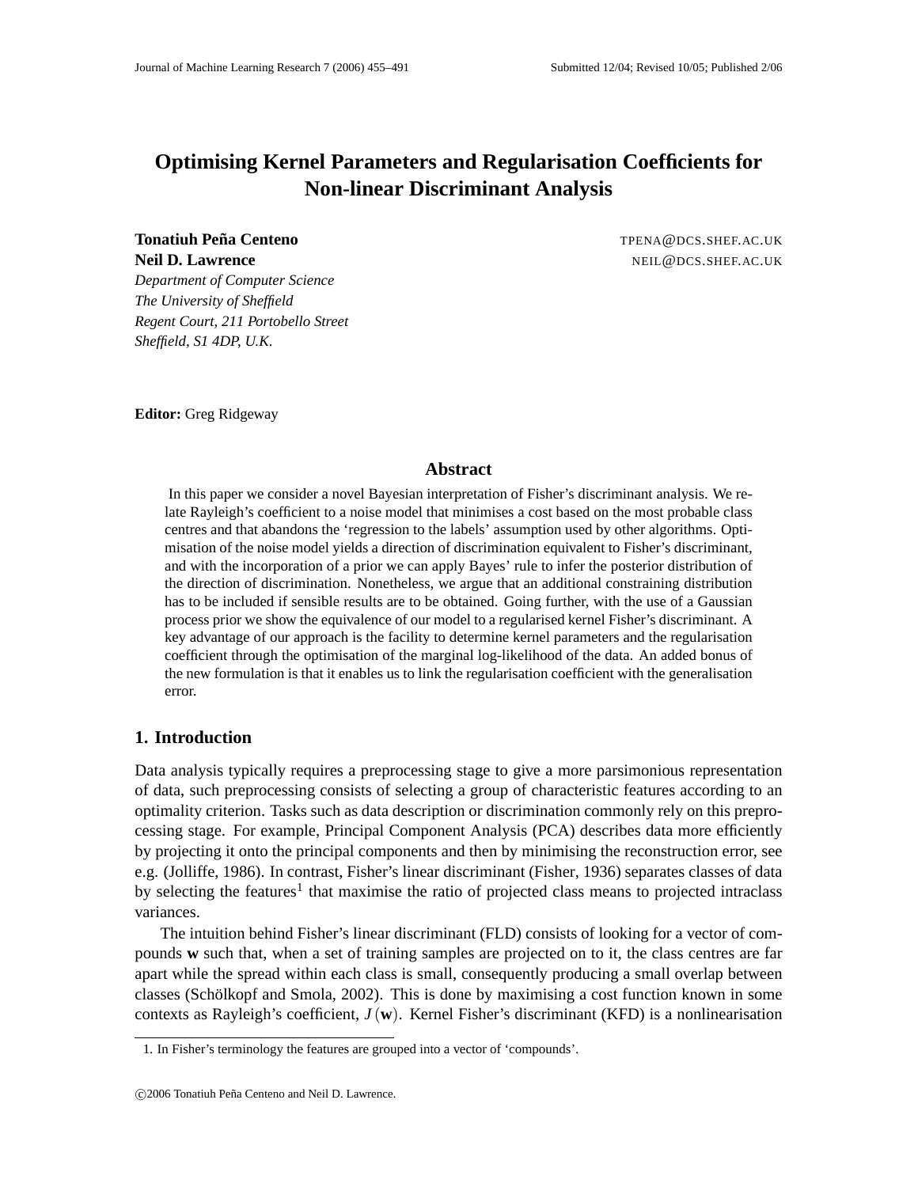# Optimising Kernel Parameters and Regularisation Coefficients for Non-linear Discriminant Analysis

**Tonatiuh Peña Centeno** TPENA@DCS.SHEF.AC.UK
**Neil D. Lawrence** NEIL@DCS.SHEF.AC.UK
*Department of Computer Science*
*The University of Sheffield*
*Regent Court, 211 Portobello Street*
*Sheffield, S1 4DP, U.K.*

**Editor:** Greg Ridgeway

## Abstract

In this paper we consider a novel Bayesian interpretation of Fisher's discriminant analysis. We relate Rayleigh's coefficient to a noise model that minimises a cost based on the most probable class centres and that abandons the 'regression to the labels' assumption used by other algorithms. Optimisation of the noise model yields a direction of discrimination equivalent to Fisher's discriminant, and with the incorporation of a prior we can apply Bayes' rule to infer the posterior distribution of the direction of discrimination. Nonetheless, we argue that an additional constraining distribution has to be included if sensible results are to be obtained. Going further, with the use of a Gaussian process prior we show the equivalence of our model to a regularised kernel Fisher's discriminant. A key advantage of our approach is the facility to determine kernel parameters and the regularisation coefficient through the optimisation of the marginal log-likelihood of the data. An added bonus of the new formulation is that it enables us to link the regularisation coefficient with the generalisation error.

## 1. Introduction

Data analysis typically requires a preprocessing stage to give a more parsimonious representation of data, such preprocessing consists of selecting a group of characteristic features according to an optimality criterion. Tasks such as data description or discrimination commonly rely on this preprocessing stage. For example, Principal Component Analysis (PCA) describes data more efficiently by projecting it onto the principal components and then by minimising the reconstruction error, see e.g. (Jolliffe, 1986). In contrast, Fisher's linear discriminant (Fisher, 1936) separates classes of data by selecting the features[1] that maximise the ratio of projected class means to projected intraclass variances.

The intuition behind Fisher's linear discriminant (FLD) consists of looking for a vector of compounds $\mathbf{w}$ such that, when a set of training samples are projected on to it, the class centres are far apart while the spread within each class is small, consequently producing a small overlap between classes (Schölkopf and Smola, 2002). This is done by maximising a cost function known in some contexts as Rayleigh's coefficient, $J(\mathbf{w})$. Kernel Fisher's discriminant (KFD) is a nonlinearisation

1. In Fisher's terminology the features are grouped into a vector of 'compounds'.

©2006 Tonatiuh Peña Centeno and Neil D. Lawrence.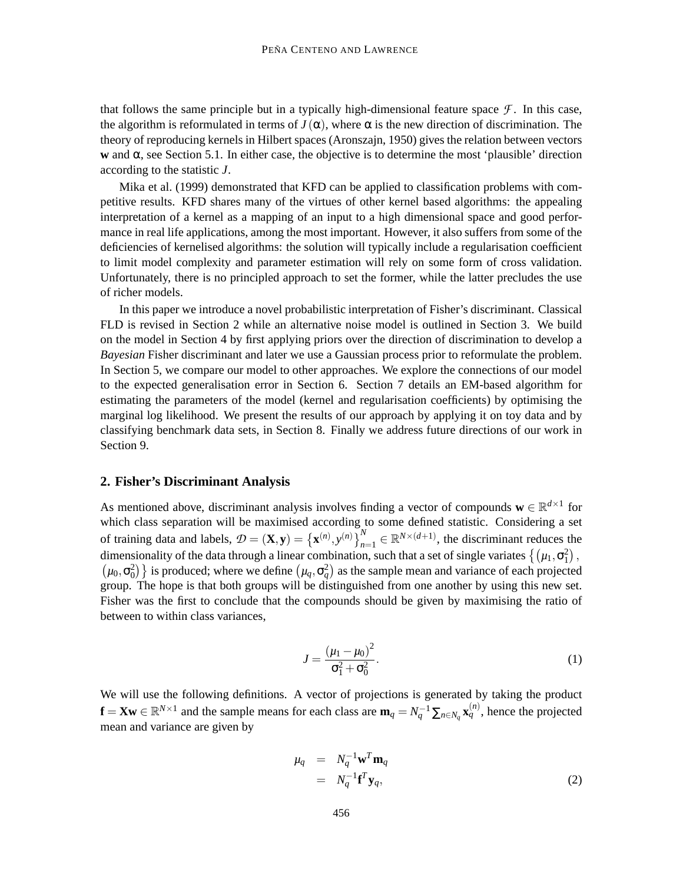that follows the same principle but in a typically high-dimensional feature space $\mathcal{F}$. In this case, the algorithm is reformulated in terms of $J(\alpha)$, where $\alpha$ is the new direction of discrimination. The theory of reproducing kernels in Hilbert spaces (Aronszajn, 1950) gives the relation between vectors $\mathbf{w}$ and $\alpha$, see Section 5.1. In either case, the objective is to determine the most 'plausible' direction according to the statistic $J$.

Mika et al. (1999) demonstrated that KFD can be applied to classification problems with competitive results. KFD shares many of the virtues of other kernel based algorithms: the appealing interpretation of a kernel as a mapping of an input to a high dimensional space and good performance in real life applications, among the most important. However, it also suffers from some of the deficiencies of kernelised algorithms: the solution will typically include a regularisation coefficient to limit model complexity and parameter estimation will rely on some form of cross validation. Unfortunately, there is no principled approach to set the former, while the latter precludes the use of richer models.

In this paper we introduce a novel probabilistic interpretation of Fisher's discriminant. Classical FLD is revised in Section 2 while an alternative noise model is outlined in Section 3. We build on the model in Section 4 by first applying priors over the direction of discrimination to develop a *Bayesian* Fisher discriminant and later we use a Gaussian process prior to reformulate the problem. In Section 5, we compare our model to other approaches. We explore the connections of our model to the expected generalisation error in Section 6. Section 7 details an EM-based algorithm for estimating the parameters of the model (kernel and regularisation coefficients) by optimising the marginal log likelihood. We present the results of our approach by applying it on toy data and by classifying benchmark data sets, in Section 8. Finally we address future directions of our work in Section 9.

## 2. Fisher's Discriminant Analysis

As mentioned above, discriminant analysis involves finding a vector of compounds $\mathbf{w} \in \mathbb{R}^{d\times 1}$ for which class separation will be maximised according to some defined statistic. Considering a set of training data and labels, $\mathcal{D} = (\mathbf{X}, \mathbf{y}) = \left\{\mathbf{x}^{(n)}, y^{(n)}\right\}_{n=1}^{N} \in \mathbb{R}^{N\times(d+1)}$, the discriminant reduces the dimensionality of the data through a linear combination, such that a set of single variates $\left\{\left(\mu_1, \sigma_1^2\right), \left(\mu_0, \sigma_0^2\right)\right\}$ is produced; where we define $\left(\mu_q, \sigma_q^2\right)$ as the sample mean and variance of each projected group. The hope is that both groups will be distinguished from one another by using this new set. Fisher was the first to conclude that the compounds should be given by maximising the ratio of between to within class variances,

$$J = \frac{\left(\mu_1 - \mu_0\right)^2}{\sigma_1^2 + \sigma_0^2}. \tag{1}$$

We will use the following definitions. A vector of projections is generated by taking the product $\mathbf{f} = \mathbf{X}\mathbf{w} \in \mathbb{R}^{N\times 1}$ and the sample means for each class are $\mathbf{m}_q = N_q^{-1}\sum_{n\in N_q}\mathbf{x}_q^{(n)}$, hence the projected mean and variance are given by

$$\begin{aligned} \mu_q &= N_q^{-1}\mathbf{w}^T\mathbf{m}_q \\ &= N_q^{-1}\mathbf{f}^T\mathbf{y}_q, \end{aligned} \tag{2}$$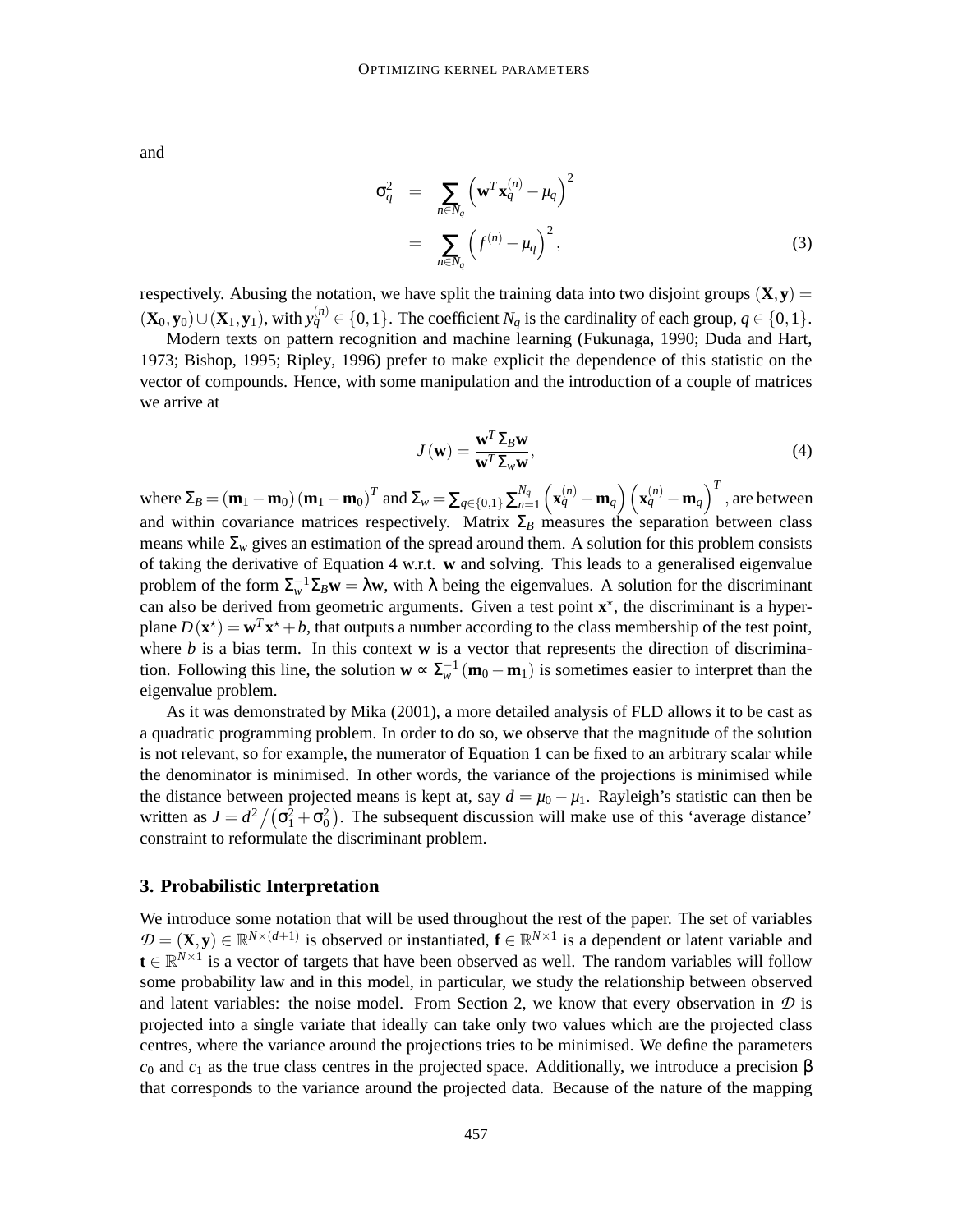and

$$
\begin{aligned}
\sigma_q^2 &= \sum_{n \in N_q} \left( \mathbf{w}^T \mathbf{x}_q^{(n)} - \mu_q \right)^2 \\
&= \sum_{n \in N_q} \left( f^{(n)} - \mu_q \right)^2,
\end{aligned}
\tag{3}
$$

respectively. Abusing the notation, we have split the training data into two disjoint groups $(\mathbf{X}, \mathbf{y}) = (\mathbf{X}_0, \mathbf{y}_0) \cup (\mathbf{X}_1, \mathbf{y}_1)$, with $y_q^{(n)} \in \{0, 1\}$. The coefficient $N_q$ is the cardinality of each group, $q \in \{0, 1\}$.

Modern texts on pattern recognition and machine learning (Fukunaga, 1990; Duda and Hart, 1973; Bishop, 1995; Ripley, 1996) prefer to make explicit the dependence of this statistic on the vector of compounds. Hence, with some manipulation and the introduction of a couple of matrices we arrive at

$$
J(\mathbf{w}) = \frac{\mathbf{w}^T \Sigma_B \mathbf{w}}{\mathbf{w}^T \Sigma_w \mathbf{w}},
\tag{4}
$$

where $\Sigma_B = (\mathbf{m}_1 - \mathbf{m}_0)(\mathbf{m}_1 - \mathbf{m}_0)^T$ and $\Sigma_w = \sum_{q \in \{0,1\}} \sum_{n=1}^{N_q} \left( \mathbf{x}_q^{(n)} - \mathbf{m}_q \right) \left( \mathbf{x}_q^{(n)} - \mathbf{m}_q \right)^T$, are between and within covariance matrices respectively. Matrix $\Sigma_B$ measures the separation between class means while $\Sigma_w$ gives an estimation of the spread around them. A solution for this problem consists of taking the derivative of Equation 4 w.r.t. $\mathbf{w}$ and solving. This leads to a generalised eigenvalue problem of the form $\Sigma_w^{-1} \Sigma_B \mathbf{w} = \lambda \mathbf{w}$, with $\lambda$ being the eigenvalues. A solution for the discriminant can also be derived from geometric arguments. Given a test point $\mathbf{x}^\star$, the discriminant is a hyperplane $D(\mathbf{x}^\star) = \mathbf{w}^T \mathbf{x}^\star + b$, that outputs a number according to the class membership of the test point, where $b$ is a bias term. In this context $\mathbf{w}$ is a vector that represents the direction of discrimination. Following this line, the solution $\mathbf{w} \propto \Sigma_w^{-1}(\mathbf{m}_0 - \mathbf{m}_1)$ is sometimes easier to interpret than the eigenvalue problem.

As it was demonstrated by Mika (2001), a more detailed analysis of FLD allows it to be cast as a quadratic programming problem. In order to do so, we observe that the magnitude of the solution is not relevant, so for example, the numerator of Equation 1 can be fixed to an arbitrary scalar while the denominator is minimised. In other words, the variance of the projections is minimised while the distance between projected means is kept at, say $d = \mu_0 - \mu_1$. Rayleigh's statistic can then be written as $J = d^2 / \left( \sigma_1^2 + \sigma_0^2 \right)$. The subsequent discussion will make use of this 'average distance' constraint to reformulate the discriminant problem.

## 3. Probabilistic Interpretation

We introduce some notation that will be used throughout the rest of the paper. The set of variables $\mathcal{D} = (\mathbf{X}, \mathbf{y}) \in \mathbb{R}^{N \times (d+1)}$ is observed or instantiated, $\mathbf{f} \in \mathbb{R}^{N \times 1}$ is a dependent or latent variable and $\mathbf{t} \in \mathbb{R}^{N \times 1}$ is a vector of targets that have been observed as well. The random variables will follow some probability law and in this model, in particular, we study the relationship between observed and latent variables: the noise model. From Section 2, we know that every observation in $\mathcal{D}$ is projected into a single variate that ideally can take only two values which are the projected class centres, where the variance around the projections tries to be minimised. We define the parameters $c_0$ and $c_1$ as the true class centres in the projected space. Additionally, we introduce a precision $\beta$ that corresponds to the variance around the projected data. Because of the nature of the mapping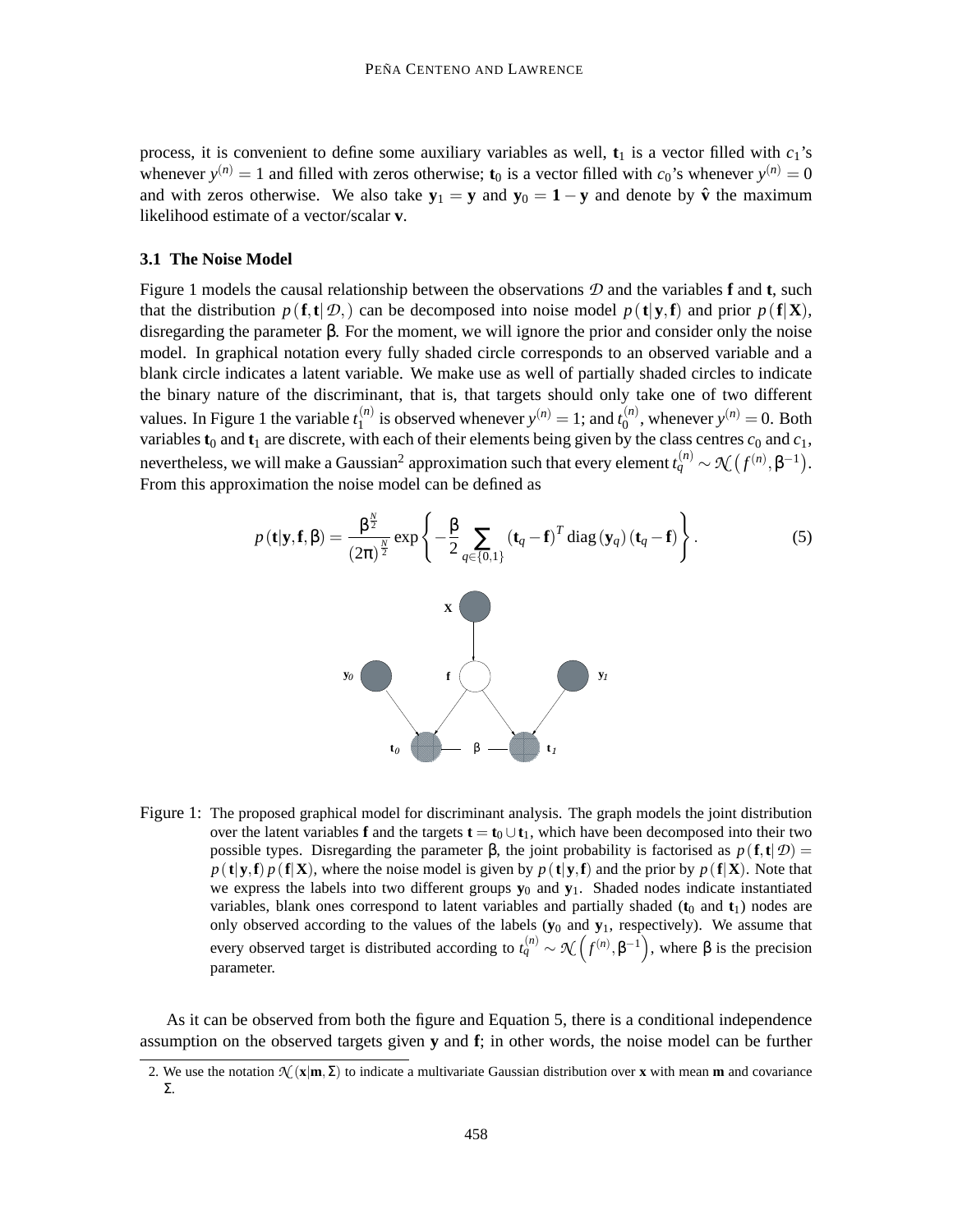process, it is convenient to define some auxiliary variables as well, $\mathbf{t}_1$ is a vector filled with $c_1$'s whenever $y^{(n)} = 1$ and filled with zeros otherwise; $\mathbf{t}_0$ is a vector filled with $c_0$'s whenever $y^{(n)} = 0$ and with zeros otherwise. We also take $\mathbf{y}_1 = \mathbf{y}$ and $\mathbf{y}_0 = \mathbf{1} - \mathbf{y}$ and denote by $\hat{\mathbf{v}}$ the maximum likelihood estimate of a vector/scalar $\mathbf{v}$.

### 3.1 The Noise Model

Figure 1 models the causal relationship between the observations $\mathcal{D}$ and the variables $\mathbf{f}$ and $\mathbf{t}$, such that the distribution $p(\mathbf{f}, \mathbf{t}|\mathcal{D},)$ can be decomposed into noise model $p(\mathbf{t}|\mathbf{y}, \mathbf{f})$ and prior $p(\mathbf{f}|\mathbf{X})$, disregarding the parameter $\beta$. For the moment, we will ignore the prior and consider only the noise model. In graphical notation every fully shaded circle corresponds to an observed variable and a blank circle indicates a latent variable. We make use as well of partially shaded circles to indicate the binary nature of the discriminant, that is, that targets should only take one of two different values. In Figure 1 the variable $t_1^{(n)}$ is observed whenever $y^{(n)} = 1$; and $t_0^{(n)}$, whenever $y^{(n)} = 0$. Both variables $\mathbf{t}_0$ and $\mathbf{t}_1$ are discrete, with each of their elements being given by the class centres $c_0$ and $c_1$, nevertheless, we will make a Gaussian[2] approximation such that every element $t_q^{(n)} \sim \mathcal{N}\left(f^{(n)}, \beta^{-1}\right)$. From this approximation the noise model can be defined as

$$p(\mathbf{t}|\mathbf{y}, \mathbf{f}, \beta) = \frac{\beta^{\frac{N}{2}}}{(2\pi)^{\frac{N}{2}}} \exp\left\{-\frac{\beta}{2} \sum_{q \in \{0,1\}} (\mathbf{t}_q - \mathbf{f})^T \operatorname{diag}(\mathbf{y}_q)(\mathbf{t}_q - \mathbf{f})\right\}. \tag{5}$$

Figure 1: The proposed graphical model for discriminant analysis. The graph models the joint distribution over the latent variables $\mathbf{f}$ and the targets $\mathbf{t} = \mathbf{t}_0 \cup \mathbf{t}_1$, which have been decomposed into their two possible types. Disregarding the parameter $\beta$, the joint probability is factorised as $p(\mathbf{f}, \mathbf{t}|\mathcal{D}) = p(\mathbf{t}|\mathbf{y}, \mathbf{f})\, p(\mathbf{f}|\mathbf{X})$, where the noise model is given by $p(\mathbf{t}|\mathbf{y}, \mathbf{f})$ and the prior by $p(\mathbf{f}|\mathbf{X})$. Note that we express the labels into two different groups $\mathbf{y}_0$ and $\mathbf{y}_1$. Shaded nodes indicate instantiated variables, blank ones correspond to latent variables and partially shaded ($\mathbf{t}_0$ and $\mathbf{t}_1$) nodes are only observed according to the values of the labels ($\mathbf{y}_0$ and $\mathbf{y}_1$, respectively). We assume that every observed target is distributed according to $t_q^{(n)} \sim \mathcal{N}\left(f^{(n)}, \beta^{-1}\right)$, where $\beta$ is the precision parameter.

As it can be observed from both the figure and Equation 5, there is a conditional independence assumption on the observed targets given $\mathbf{y}$ and $\mathbf{f}$; in other words, the noise model can be further

2. We use the notation $\mathcal{N}(\mathbf{x}|\mathbf{m}, \Sigma)$ to indicate a multivariate Gaussian distribution over $\mathbf{x}$ with mean $\mathbf{m}$ and covariance $\Sigma$.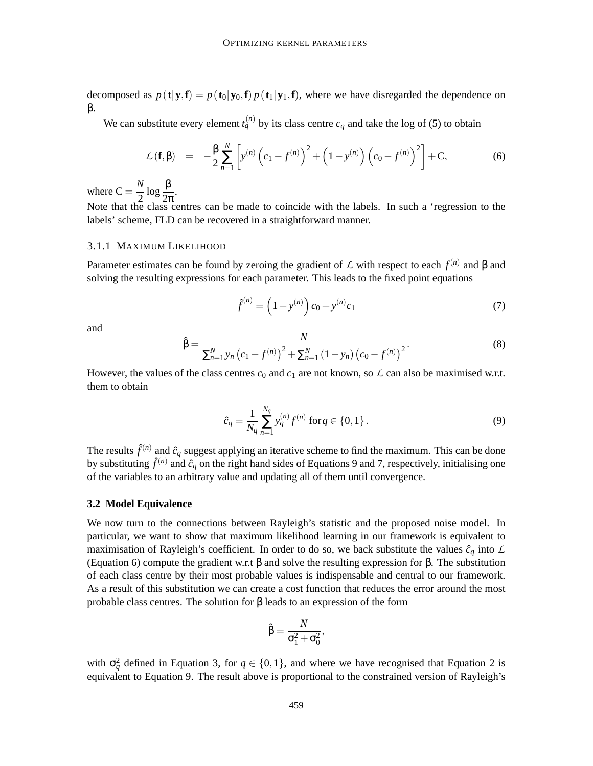decomposed as $p(\mathbf{t}|\mathbf{y},\mathbf{f}) = p(\mathbf{t}_0|\mathbf{y}_0,\mathbf{f})\, p(\mathbf{t}_1|\mathbf{y}_1,\mathbf{f})$, where we have disregarded the dependence on $\beta$.

We can substitute every element $t_q^{(n)}$ by its class centre $c_q$ and take the log of (5) to obtain

$$\mathcal{L}(\mathbf{f},\beta) \;=\; -\frac{\beta}{2}\sum_{n=1}^{N}\left[y^{(n)}\left(c_1 - f^{(n)}\right)^2 + \left(1-y^{(n)}\right)\left(c_0 - f^{(n)}\right)^2\right] + \mathrm{C}, \tag{6}$$

where $\mathrm{C} = \dfrac{N}{2}\log\dfrac{\beta}{2\pi}$.

Note that the class centres can be made to coincide with the labels. In such a 'regression to the labels' scheme, FLD can be recovered in a straightforward manner.

#### 3.1.1 Maximum Likelihood

Parameter estimates can be found by zeroing the gradient of $\mathcal{L}$ with respect to each $f^{(n)}$ and $\beta$ and solving the resulting expressions for each parameter. This leads to the fixed point equations

$$\hat{f}^{(n)} = \left(1-y^{(n)}\right)c_0 + y^{(n)}c_1 \tag{7}$$

and

$$\hat{\beta} = \frac{N}{\sum_{n=1}^{N} y_n\left(c_1 - f^{(n)}\right)^2 + \sum_{n=1}^{N}\left(1-y_n\right)\left(c_0 - f^{(n)}\right)^2}. \tag{8}$$

However, the values of the class centres $c_0$ and $c_1$ are not known, so $\mathcal{L}$ can also be maximised w.r.t. them to obtain

$$\hat{c}_q = \frac{1}{N_q}\sum_{n=1}^{N_q} y_q^{(n)} f^{(n)} \text{ for } q \in \{0,1\}. \tag{9}$$

The results $\hat{f}^{(n)}$ and $\hat{c}_q$ suggest applying an iterative scheme to find the maximum. This can be done by substituting $\hat{f}^{(n)}$ and $\hat{c}_q$ on the right hand sides of Equations 9 and 7, respectively, initialising one of the variables to an arbitrary value and updating all of them until convergence.

### 3.2 Model Equivalence

We now turn to the connections between Rayleigh's statistic and the proposed noise model. In particular, we want to show that maximum likelihood learning in our framework is equivalent to maximisation of Rayleigh's coefficient. In order to do so, we back substitute the values $\hat{c}_q$ into $\mathcal{L}$ (Equation 6) compute the gradient w.r.t $\beta$ and solve the resulting expression for $\beta$. The substitution of each class centre by their most probable values is indispensable and central to our framework. As a result of this substitution we can create a cost function that reduces the error around the most probable class centres. The solution for $\beta$ leads to an expression of the form

$$\hat{\beta} = \frac{N}{\sigma_1^2 + \sigma_0^2},$$

with $\sigma_q^2$ defined in Equation 3, for $q \in \{0,1\}$, and where we have recognised that Equation 2 is equivalent to Equation 9. The result above is proportional to the constrained version of Rayleigh's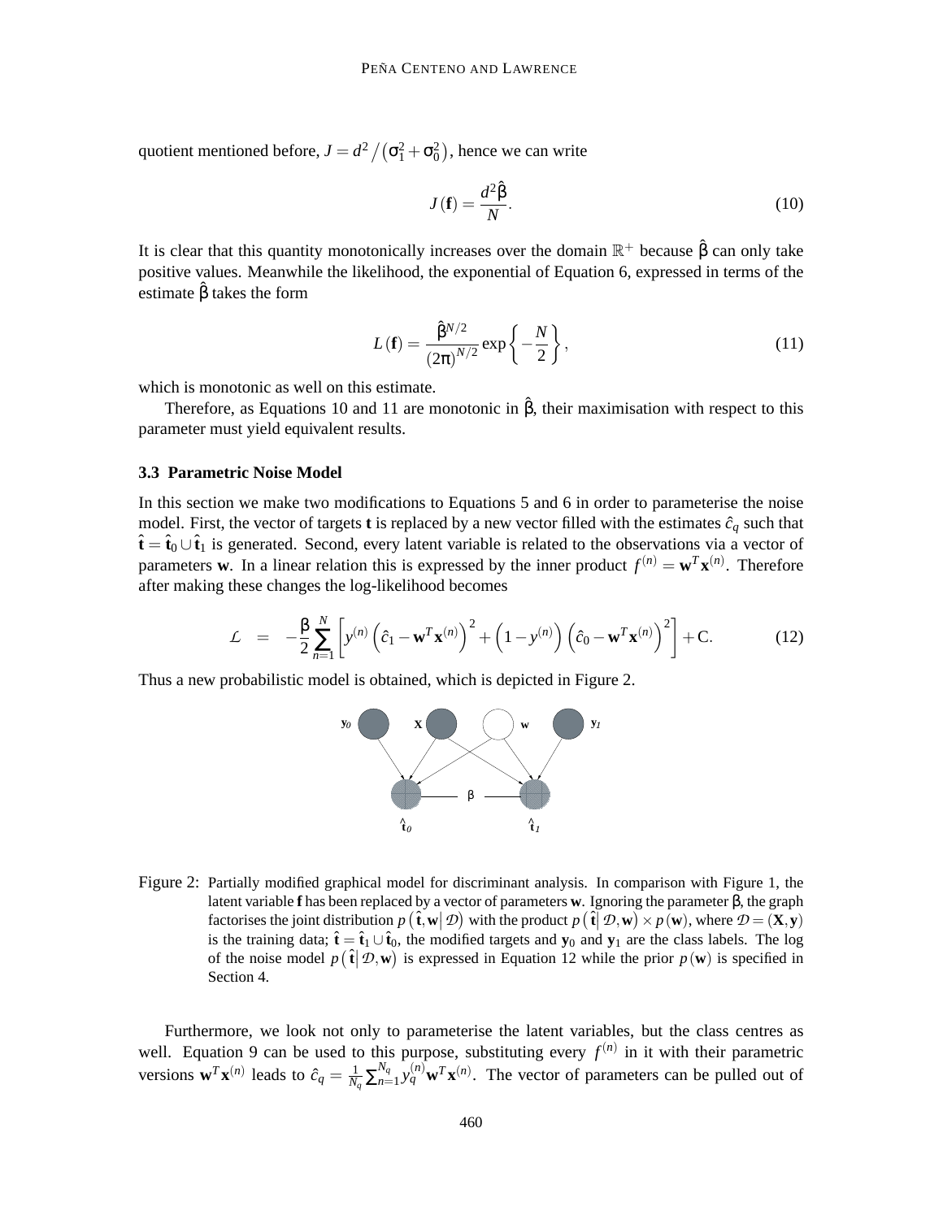quotient mentioned before, $J = d^2 / (\sigma_1^2 + \sigma_0^2)$, hence we can write

$$J(\mathbf{f}) = \frac{d^2 \hat{\beta}}{N}. \tag{10}$$

It is clear that this quantity monotonically increases over the domain $\mathbb{R}^+$ because $\hat{\beta}$ can only take positive values. Meanwhile the likelihood, the exponential of Equation 6, expressed in terms of the estimate $\hat{\beta}$ takes the form

$$L(\mathbf{f}) = \frac{\hat{\beta}^{N/2}}{(2\pi)^{N/2}} \exp\left\{-\frac{N}{2}\right\}, \tag{11}$$

which is monotonic as well on this estimate.

Therefore, as Equations 10 and 11 are monotonic in $\hat{\beta}$, their maximisation with respect to this parameter must yield equivalent results.

### 3.3 Parametric Noise Model

In this section we make two modifications to Equations 5 and 6 in order to parameterise the noise model. First, the vector of targets $\mathbf{t}$ is replaced by a new vector filled with the estimates $\hat{c}_q$ such that $\hat{\mathbf{t}} = \hat{\mathbf{t}}_0 \cup \hat{\mathbf{t}}_1$ is generated. Second, every latent variable is related to the observations via a vector of parameters $\mathbf{w}$. In a linear relation this is expressed by the inner product $f^{(n)} = \mathbf{w}^T \mathbf{x}^{(n)}$. Therefore after making these changes the log-likelihood becomes

$$\mathcal{L} \quad = \quad -\frac{\beta}{2} \sum_{n=1}^{N} \left[ y^{(n)} \left( \hat{c}_1 - \mathbf{w}^T \mathbf{x}^{(n)} \right)^2 + \left(1 - y^{(n)}\right) \left( \hat{c}_0 - \mathbf{w}^T \mathbf{x}^{(n)} \right)^2 \right] + \mathrm{C}. \tag{12}$$

Thus a new probabilistic model is obtained, which is depicted in Figure 2.

Figure 2: Partially modified graphical model for discriminant analysis. In comparison with Figure 1, the latent variable $\mathbf{f}$ has been replaced by a vector of parameters $\mathbf{w}$. Ignoring the parameter $\beta$, the graph factorises the joint distribution $p\left(\hat{\mathbf{t}}, \mathbf{w} \middle| \mathcal{D}\right)$ with the product $p\left(\hat{\mathbf{t}} \middle| \mathcal{D}, \mathbf{w}\right) \times p(\mathbf{w})$, where $\mathcal{D} = (\mathbf{X}, \mathbf{y})$ is the training data; $\hat{\mathbf{t}} = \hat{\mathbf{t}}_1 \cup \hat{\mathbf{t}}_0$, the modified targets and $\mathbf{y}_0$ and $\mathbf{y}_1$ are the class labels. The log of the noise model $p\left(\hat{\mathbf{t}} \middle| \mathcal{D}, \mathbf{w}\right)$ is expressed in Equation 12 while the prior $p(\mathbf{w})$ is specified in Section 4.

Furthermore, we look not only to parameterise the latent variables, but the class centres as well. Equation 9 can be used to this purpose, substituting every $f^{(n)}$ in it with their parametric versions $\mathbf{w}^T \mathbf{x}^{(n)}$ leads to $\hat{c}_q = \frac{1}{N_q} \sum_{n=1}^{N_q} y_q^{(n)} \mathbf{w}^T \mathbf{x}^{(n)}$. The vector of parameters can be pulled out of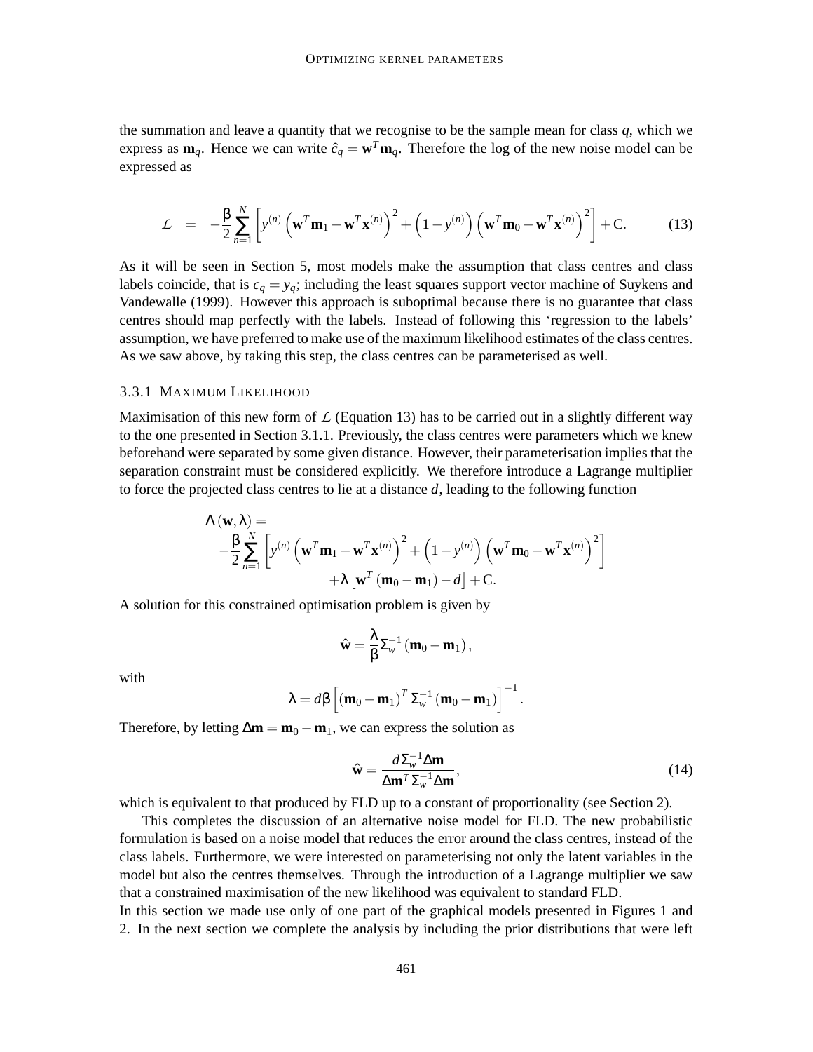the summation and leave a quantity that we recognise to be the sample mean for class $q$, which we express as $\mathbf{m}_q$. Hence we can write $\hat{c}_q = \mathbf{w}^T\mathbf{m}_q$. Therefore the log of the new noise model can be expressed as

$$\mathcal{L} \;=\; -\frac{\beta}{2}\sum_{n=1}^{N}\left[y^{(n)}\left(\mathbf{w}^T\mathbf{m}_1 - \mathbf{w}^T\mathbf{x}^{(n)}\right)^2 + \left(1-y^{(n)}\right)\left(\mathbf{w}^T\mathbf{m}_0 - \mathbf{w}^T\mathbf{x}^{(n)}\right)^2\right] + \mathrm{C}. \qquad (13)$$

As it will be seen in Section 5, most models make the assumption that class centres and class labels coincide, that is $c_q = y_q$; including the least squares support vector machine of Suykens and Vandewalle (1999). However this approach is suboptimal because there is no guarantee that class centres should map perfectly with the labels. Instead of following this 'regression to the labels' assumption, we have preferred to make use of the maximum likelihood estimates of the class centres. As we saw above, by taking this step, the class centres can be parameterised as well.

### 3.3.1 Maximum Likelihood

Maximisation of this new form of $\mathcal{L}$ (Equation 13) has to be carried out in a slightly different way to the one presented in Section 3.1.1. Previously, the class centres were parameters which we knew beforehand were separated by some given distance. However, their parameterisation implies that the separation constraint must be considered explicitly. We therefore introduce a Lagrange multiplier to force the projected class centres to lie at a distance $d$, leading to the following function

$$\begin{aligned}\Lambda(\mathbf{w},\lambda) = \\ -\frac{\beta}{2}\sum_{n=1}^{N}&\left[y^{(n)}\left(\mathbf{w}^T\mathbf{m}_1 - \mathbf{w}^T\mathbf{x}^{(n)}\right)^2 + \left(1-y^{(n)}\right)\left(\mathbf{w}^T\mathbf{m}_0 - \mathbf{w}^T\mathbf{x}^{(n)}\right)^2\right] \\ &+\lambda\left[\mathbf{w}^T\left(\mathbf{m}_0 - \mathbf{m}_1\right) - d\right] + \mathrm{C}.\end{aligned}$$

A solution for this constrained optimisation problem is given by

$$\hat{\mathbf{w}} = \frac{\lambda}{\beta}\Sigma_w^{-1}\left(\mathbf{m}_0 - \mathbf{m}_1\right),$$

with

$$\lambda = d\beta\left[\left(\mathbf{m}_0 - \mathbf{m}_1\right)^T\Sigma_w^{-1}\left(\mathbf{m}_0 - \mathbf{m}_1\right)\right]^{-1}.$$

Therefore, by letting $\Delta\mathbf{m} = \mathbf{m}_0 - \mathbf{m}_1$, we can express the solution as

$$\hat{\mathbf{w}} = \frac{d\Sigma_w^{-1}\Delta\mathbf{m}}{\Delta\mathbf{m}^T\Sigma_w^{-1}\Delta\mathbf{m}}, \qquad (14)$$

which is equivalent to that produced by FLD up to a constant of proportionality (see Section 2).

This completes the discussion of an alternative noise model for FLD. The new probabilistic formulation is based on a noise model that reduces the error around the class centres, instead of the class labels. Furthermore, we were interested on parameterising not only the latent variables in the model but also the centres themselves. Through the introduction of a Lagrange multiplier we saw that a constrained maximisation of the new likelihood was equivalent to standard FLD.

In this section we made use only of one part of the graphical models presented in Figures 1 and 2. In the next section we complete the analysis by including the prior distributions that were left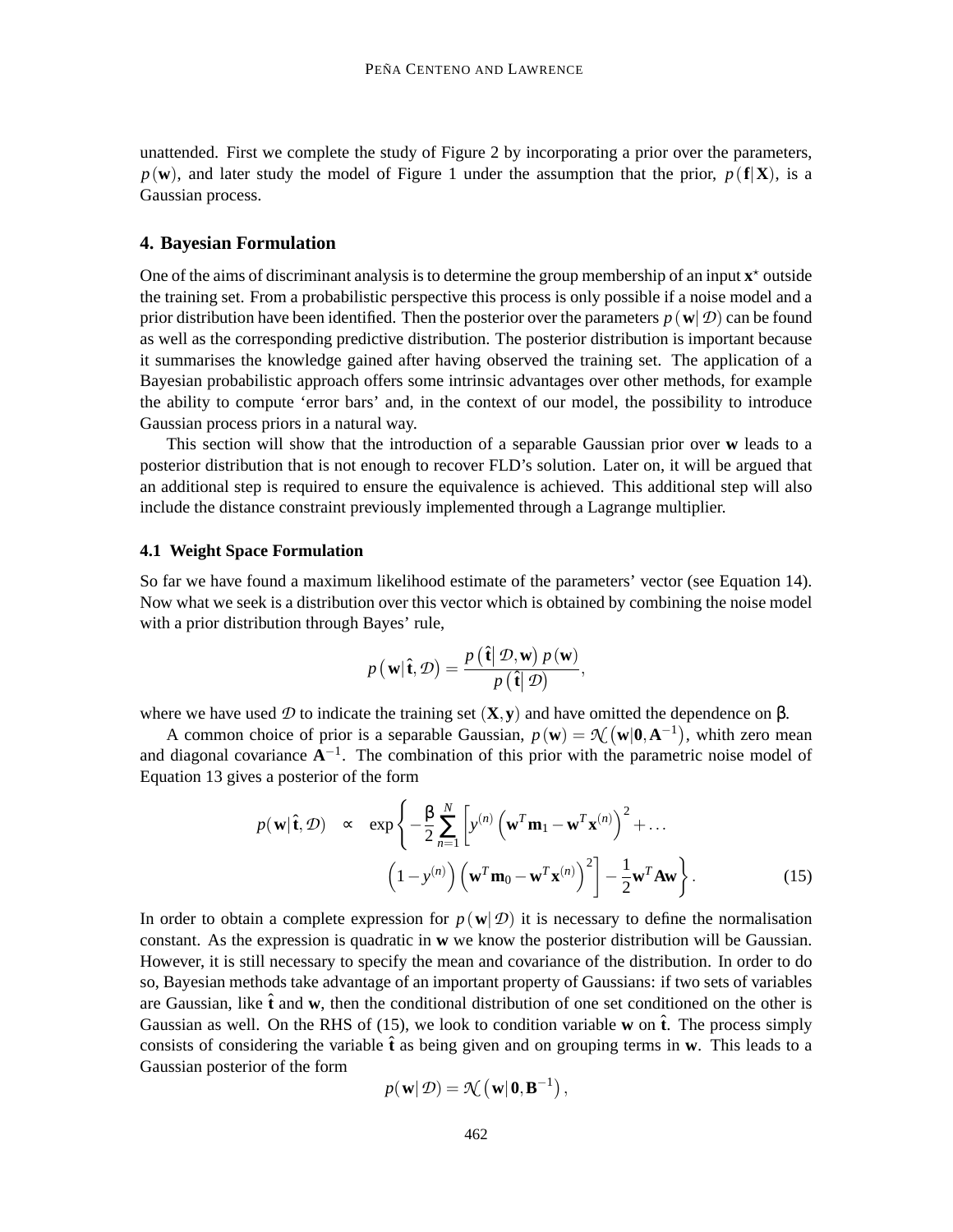unattended. First we complete the study of Figure 2 by incorporating a prior over the parameters, $p(\mathbf{w})$, and later study the model of Figure 1 under the assumption that the prior, $p(\mathbf{f}|\mathbf{X})$, is a Gaussian process.

## 4. Bayesian Formulation

One of the aims of discriminant analysis is to determine the group membership of an input $\mathbf{x}^\star$ outside the training set. From a probabilistic perspective this process is only possible if a noise model and a prior distribution have been identified. Then the posterior over the parameters $p(\mathbf{w}|\mathcal{D})$ can be found as well as the corresponding predictive distribution. The posterior distribution is important because it summarises the knowledge gained after having observed the training set. The application of a Bayesian probabilistic approach offers some intrinsic advantages over other methods, for example the ability to compute 'error bars' and, in the context of our model, the possibility to introduce Gaussian process priors in a natural way.

This section will show that the introduction of a separable Gaussian prior over $\mathbf{w}$ leads to a posterior distribution that is not enough to recover FLD's solution. Later on, it will be argued that an additional step is required to ensure the equivalence is achieved. This additional step will also include the distance constraint previously implemented through a Lagrange multiplier.

### 4.1 Weight Space Formulation

So far we have found a maximum likelihood estimate of the parameters' vector (see Equation 14). Now what we seek is a distribution over this vector which is obtained by combining the noise model with a prior distribution through Bayes' rule,

$$p(\mathbf{w}|\hat{\mathbf{t}},\mathcal{D}) = \frac{p(\hat{\mathbf{t}}|\mathcal{D},\mathbf{w})\,p(\mathbf{w})}{p(\hat{\mathbf{t}}|\mathcal{D})},$$

where we have used $\mathcal{D}$ to indicate the training set $(\mathbf{X},\mathbf{y})$ and have omitted the dependence on $\beta$.

A common choice of prior is a separable Gaussian, $p(\mathbf{w}) = \mathcal{N}(\mathbf{w}|\mathbf{0},\mathbf{A}^{-1})$, whith zero mean and diagonal covariance $\mathbf{A}^{-1}$. The combination of this prior with the parametric noise model of Equation 13 gives a posterior of the form

$$p(\mathbf{w}|\hat{\mathbf{t}},\mathcal{D}) \;\propto\; \exp\left\{-\frac{\beta}{2}\sum_{n=1}^{N}\left[y^{(n)}\left(\mathbf{w}^T\mathbf{m}_1 - \mathbf{w}^T\mathbf{x}^{(n)}\right)^2 + \ldots \right.\right.$$
$$\left.\left.\left(1-y^{(n)}\right)\left(\mathbf{w}^T\mathbf{m}_0 - \mathbf{w}^T\mathbf{x}^{(n)}\right)^2\right] - \frac{1}{2}\mathbf{w}^T\mathbf{A}\mathbf{w}\right\}. \tag{15}$$

In order to obtain a complete expression for $p(\mathbf{w}|\mathcal{D})$ it is necessary to define the normalisation constant. As the expression is quadratic in $\mathbf{w}$ we know the posterior distribution will be Gaussian. However, it is still necessary to specify the mean and covariance of the distribution. In order to do so, Bayesian methods take advantage of an important property of Gaussians: if two sets of variables are Gaussian, like $\hat{\mathbf{t}}$ and $\mathbf{w}$, then the conditional distribution of one set conditioned on the other is Gaussian as well. On the RHS of (15), we look to condition variable $\mathbf{w}$ on $\hat{\mathbf{t}}$. The process simply consists of considering the variable $\hat{\mathbf{t}}$ as being given and on grouping terms in $\mathbf{w}$. This leads to a Gaussian posterior of the form

$$p(\mathbf{w}|\mathcal{D}) = \mathcal{N}\left(\mathbf{w}|\mathbf{0},\mathbf{B}^{-1}\right),$$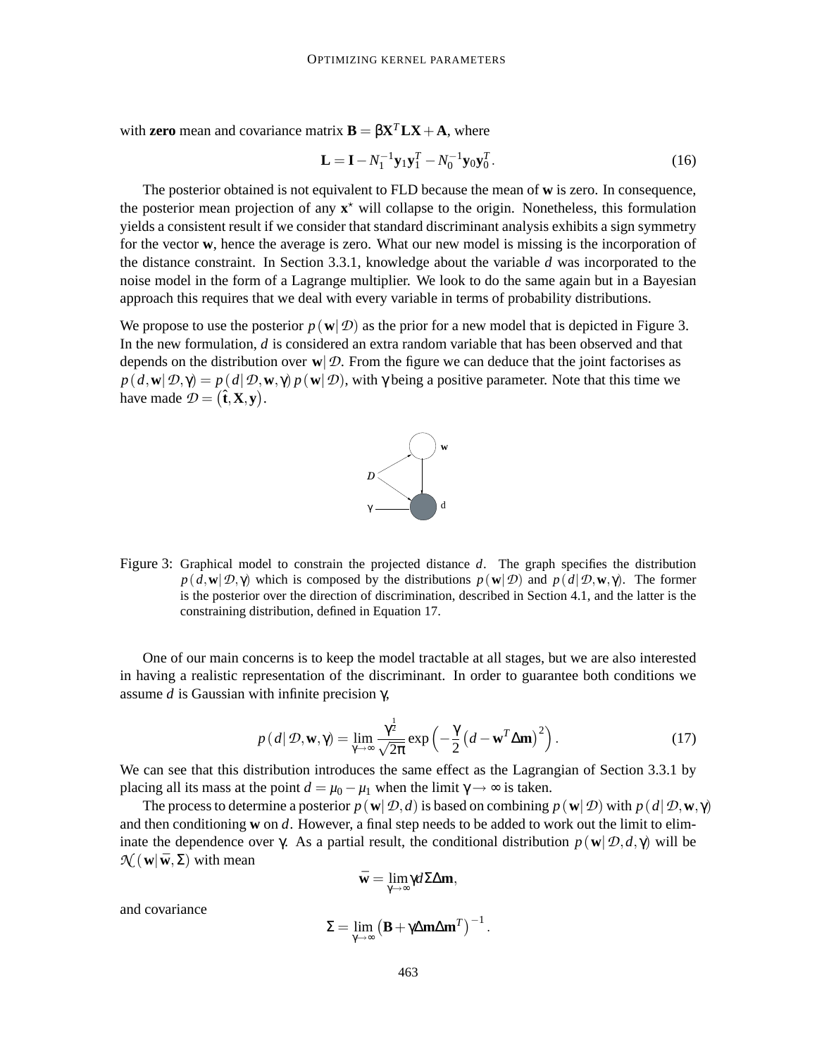with **zero** mean and covariance matrix $\mathbf{B} = \beta \mathbf{X}^T \mathbf{L} \mathbf{X} + \mathbf{A}$, where

$$\mathbf{L} = \mathbf{I} - N_1^{-1} \mathbf{y}_1 \mathbf{y}_1^T - N_0^{-1} \mathbf{y}_0 \mathbf{y}_0^T. \tag{16}$$

The posterior obtained is not equivalent to FLD because the mean of $\mathbf{w}$ is zero. In consequence, the posterior mean projection of any $\mathbf{x}^\star$ will collapse to the origin. Nonetheless, this formulation yields a consistent result if we consider that standard discriminant analysis exhibits a sign symmetry for the vector $\mathbf{w}$, hence the average is zero. What our new model is missing is the incorporation of the distance constraint. In Section 3.3.1, knowledge about the variable $d$ was incorporated to the noise model in the form of a Lagrange multiplier. We look to do the same again but in a Bayesian approach this requires that we deal with every variable in terms of probability distributions.

We propose to use the posterior $p(\mathbf{w}|\mathcal{D})$ as the prior for a new model that is depicted in Figure 3. In the new formulation, $d$ is considered an extra random variable that has been observed and that depends on the distribution over $\mathbf{w}|\mathcal{D}$. From the figure we can deduce that the joint factorises as $p(d, \mathbf{w}|\mathcal{D}, \gamma) = p(d|\mathcal{D}, \mathbf{w}, \gamma)\, p(\mathbf{w}|\mathcal{D})$, with $\gamma$ being a positive parameter. Note that this time we have made $\mathcal{D} = (\hat{\mathbf{t}}, \mathbf{X}, \mathbf{y})$.

Figure 3: Graphical model to constrain the projected distance $d$. The graph specifies the distribution $p(d, \mathbf{w}|\mathcal{D}, \gamma)$ which is composed by the distributions $p(\mathbf{w}|\mathcal{D})$ and $p(d|\mathcal{D}, \mathbf{w}, \gamma)$. The former is the posterior over the direction of discrimination, described in Section 4.1, and the latter is the constraining distribution, defined in Equation 17.

One of our main concerns is to keep the model tractable at all stages, but we are also interested in having a realistic representation of the discriminant. In order to guarantee both conditions we assume $d$ is Gaussian with infinite precision $\gamma$,

$$p(d|\mathcal{D}, \mathbf{w}, \gamma) = \lim_{\gamma \to \infty} \frac{\gamma^{\frac{1}{2}}}{\sqrt{2\pi}} \exp\left(-\frac{\gamma}{2}\left(d - \mathbf{w}^T \Delta\mathbf{m}\right)^2\right). \tag{17}$$

We can see that this distribution introduces the same effect as the Lagrangian of Section 3.3.1 by placing all its mass at the point $d = \mu_0 - \mu_1$ when the limit $\gamma \to \infty$ is taken.

The process to determine a posterior $p(\mathbf{w}|\mathcal{D}, d)$ is based on combining $p(\mathbf{w}|\mathcal{D})$ with $p(d|\mathcal{D}, \mathbf{w}, \gamma)$ and then conditioning $\mathbf{w}$ on $d$. However, a final step needs to be added to work out the limit to eliminate the dependence over $\gamma$. As a partial result, the conditional distribution $p(\mathbf{w}|\mathcal{D}, d, \gamma)$ will be $\mathcal{N}(\mathbf{w}|\bar{\mathbf{w}}, \Sigma)$ with mean

$$\bar{\mathbf{w}} = \lim_{\gamma \to \infty} \gamma d \Sigma \Delta\mathbf{m},$$

and covariance

$$\Sigma = \lim_{\gamma \to \infty} \left(\mathbf{B} + \gamma \Delta\mathbf{m} \Delta\mathbf{m}^T\right)^{-1}.$$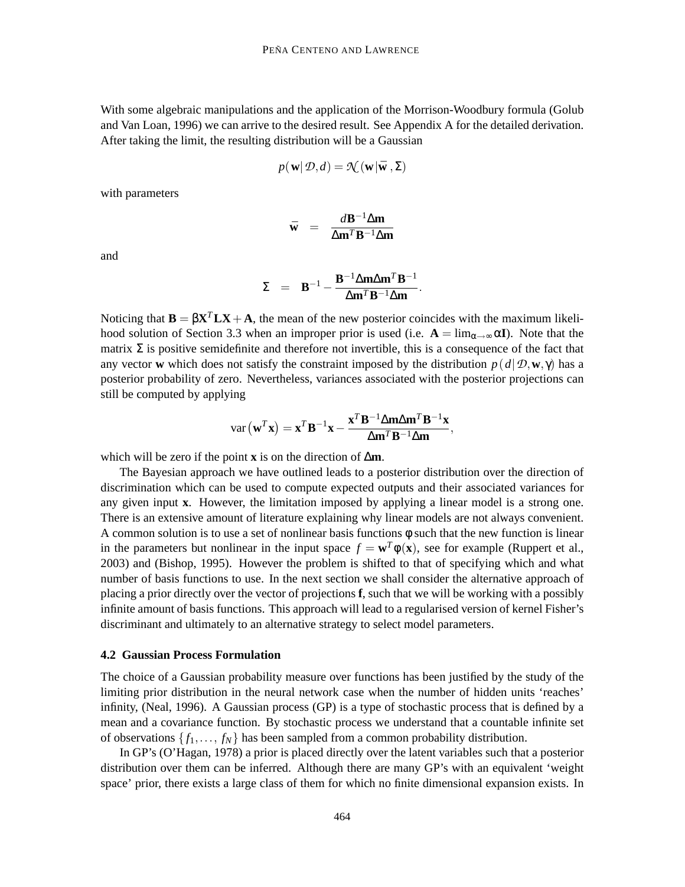With some algebraic manipulations and the application of the Morrison-Woodbury formula (Golub and Van Loan, 1996) we can arrive to the desired result. See Appendix A for the detailed derivation. After taking the limit, the resulting distribution will be a Gaussian

$$p(\mathbf{w}|\mathcal{D},d) = \mathcal{N}(\mathbf{w}|\bar{\mathbf{w}},\Sigma)$$

with parameters

$$\bar{\mathbf{w}} = \frac{d\mathbf{B}^{-1}\Delta\mathbf{m}}{\Delta\mathbf{m}^T\mathbf{B}^{-1}\Delta\mathbf{m}}$$

and

$$\Sigma = \mathbf{B}^{-1} - \frac{\mathbf{B}^{-1}\Delta\mathbf{m}\Delta\mathbf{m}^T\mathbf{B}^{-1}}{\Delta\mathbf{m}^T\mathbf{B}^{-1}\Delta\mathbf{m}}.$$

Noticing that $\mathbf{B} = \beta\mathbf{X}^T\mathbf{L}\mathbf{X} + \mathbf{A}$, the mean of the new posterior coincides with the maximum likelihood solution of Section 3.3 when an improper prior is used (i.e. $\mathbf{A} = \lim_{\alpha\to\infty}\alpha\mathbf{I}$). Note that the matrix $\Sigma$ is positive semidefinite and therefore not invertible, this is a consequence of the fact that any vector $\mathbf{w}$ which does not satisfy the constraint imposed by the distribution $p(d|\mathcal{D},\mathbf{w},\gamma)$ has a posterior probability of zero. Nevertheless, variances associated with the posterior projections can still be computed by applying

$$\text{var}\left(\mathbf{w}^T\mathbf{x}\right) = \mathbf{x}^T\mathbf{B}^{-1}\mathbf{x} - \frac{\mathbf{x}^T\mathbf{B}^{-1}\Delta\mathbf{m}\Delta\mathbf{m}^T\mathbf{B}^{-1}\mathbf{x}}{\Delta\mathbf{m}^T\mathbf{B}^{-1}\Delta\mathbf{m}},$$

which will be zero if the point $\mathbf{x}$ is on the direction of $\Delta\mathbf{m}$.

The Bayesian approach we have outlined leads to a posterior distribution over the direction of discrimination which can be used to compute expected outputs and their associated variances for any given input $\mathbf{x}$. However, the limitation imposed by applying a linear model is a strong one. There is an extensive amount of literature explaining why linear models are not always convenient. A common solution is to use a set of nonlinear basis functions $\phi$ such that the new function is linear in the parameters but nonlinear in the input space $f = \mathbf{w}^T\phi(\mathbf{x})$, see for example (Ruppert et al., 2003) and (Bishop, 1995). However the problem is shifted to that of specifying which and what number of basis functions to use. In the next section we shall consider the alternative approach of placing a prior directly over the vector of projections $\mathbf{f}$, such that we will be working with a possibly infinite amount of basis functions. This approach will lead to a regularised version of kernel Fisher's discriminant and ultimately to an alternative strategy to select model parameters.

### 4.2 Gaussian Process Formulation

The choice of a Gaussian probability measure over functions has been justified by the study of the limiting prior distribution in the neural network case when the number of hidden units 'reaches' infinity, (Neal, 1996). A Gaussian process (GP) is a type of stochastic process that is defined by a mean and a covariance function. By stochastic process we understand that a countable infinite set of observations $\{f_1,\ldots,f_N\}$ has been sampled from a common probability distribution.

In GP's (O'Hagan, 1978) a prior is placed directly over the latent variables such that a posterior distribution over them can be inferred. Although there are many GP's with an equivalent 'weight space' prior, there exists a large class of them for which no finite dimensional expansion exists. In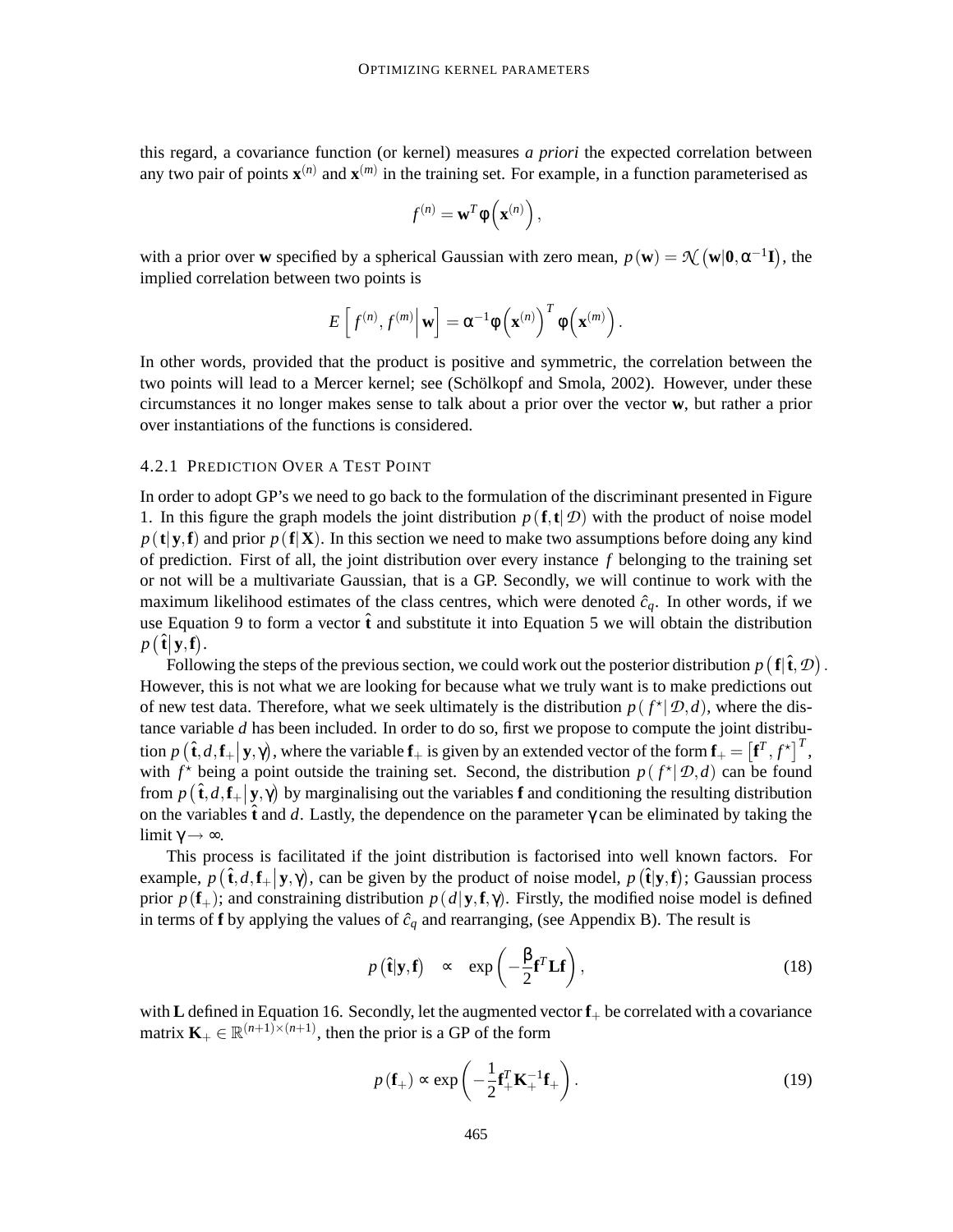this regard, a covariance function (or kernel) measures *a priori* the expected correlation between any two pair of points $\mathbf{x}^{(n)}$ and $\mathbf{x}^{(m)}$ in the training set. For example, in a function parameterised as

$$f^{(n)} = \mathbf{w}^T \phi\left(\mathbf{x}^{(n)}\right),$$

with a prior over $\mathbf{w}$ specified by a spherical Gaussian with zero mean, $p(\mathbf{w}) = \mathcal{N}\left(\mathbf{w}|\mathbf{0}, \alpha^{-1}\mathbf{I}\right)$, the implied correlation between two points is

$$E\left[\left. f^{(n)}, f^{(m)} \right| \mathbf{w}\right] = \alpha^{-1} \phi\left(\mathbf{x}^{(n)}\right)^T \phi\left(\mathbf{x}^{(m)}\right).$$

In other words, provided that the product is positive and symmetric, the correlation between the two points will lead to a Mercer kernel; see (Schölkopf and Smola, 2002). However, under these circumstances it no longer makes sense to talk about a prior over the vector $\mathbf{w}$, but rather a prior over instantiations of the functions is considered.

#### 4.2.1 Prediction Over a Test Point

In order to adopt GP's we need to go back to the formulation of the discriminant presented in Figure 1. In this figure the graph models the joint distribution $p(\mathbf{f}, \mathbf{t}|\mathcal{D})$ with the product of noise model $p(\mathbf{t}|\mathbf{y}, \mathbf{f})$ and prior $p(\mathbf{f}|\mathbf{X})$. In this section we need to make two assumptions before doing any kind of prediction. First of all, the joint distribution over every instance $f$ belonging to the training set or not will be a multivariate Gaussian, that is a GP. Secondly, we will continue to work with the maximum likelihood estimates of the class centres, which were denoted $\hat{c}_q$. In other words, if we use Equation 9 to form a vector $\hat{\mathbf{t}}$ and substitute it into Equation 5 we will obtain the distribution $p\left(\hat{\mathbf{t}}\middle|\mathbf{y}, \mathbf{f}\right)$.

Following the steps of the previous section, we could work out the posterior distribution $p\left(\mathbf{f}\middle|\hat{\mathbf{t}}, \mathcal{D}\right)$. However, this is not what we are looking for because what we truly want is to make predictions out of new test data. Therefore, what we seek ultimately is the distribution $p(f^\star|\mathcal{D}, d)$, where the distance variable $d$ has been included. In order to do so, first we propose to compute the joint distribution $p\left(\hat{\mathbf{t}}, d, \mathbf{f}_+\middle|\mathbf{y}, \gamma\right)$, where the variable $\mathbf{f}_+$ is given by an extended vector of the form $\mathbf{f}_+ = \left[\mathbf{f}^T, f^\star\right]^T$, with $f^\star$ being a point outside the training set. Second, the distribution $p(f^\star|\mathcal{D}, d)$ can be found from $p\left(\hat{\mathbf{t}}, d, \mathbf{f}_+\middle|\mathbf{y}, \gamma\right)$ by marginalising out the variables $\mathbf{f}$ and conditioning the resulting distribution on the variables $\hat{\mathbf{t}}$ and $d$. Lastly, the dependence on the parameter $\gamma$ can be eliminated by taking the limit $\gamma \to \infty$.

This process is facilitated if the joint distribution is factorised into well known factors. For example, $p\left(\hat{\mathbf{t}}, d, \mathbf{f}_+\middle|\mathbf{y}, \gamma\right)$, can be given by the product of noise model, $p\left(\hat{\mathbf{t}}|\mathbf{y}, \mathbf{f}\right)$; Gaussian process prior $p(\mathbf{f}_+)$; and constraining distribution $p(d|\mathbf{y}, \mathbf{f}, \gamma)$. Firstly, the modified noise model is defined in terms of $\mathbf{f}$ by applying the values of $\hat{c}_q$ and rearranging, (see Appendix B). The result is

$$p\left(\hat{\mathbf{t}}|\mathbf{y}, \mathbf{f}\right) \quad \propto \quad \exp\left(-\frac{\beta}{2}\mathbf{f}^T \mathbf{L} \mathbf{f}\right), \tag{18}$$

with $\mathbf{L}$ defined in Equation 16. Secondly, let the augmented vector $\mathbf{f}_+$ be correlated with a covariance matrix $\mathbf{K}_+ \in \mathbb{R}^{(n+1)\times(n+1)}$, then the prior is a GP of the form

$$p(\mathbf{f}_+) \propto \exp\left(-\frac{1}{2}\mathbf{f}_+^T \mathbf{K}_+^{-1} \mathbf{f}_+\right). \tag{19}$$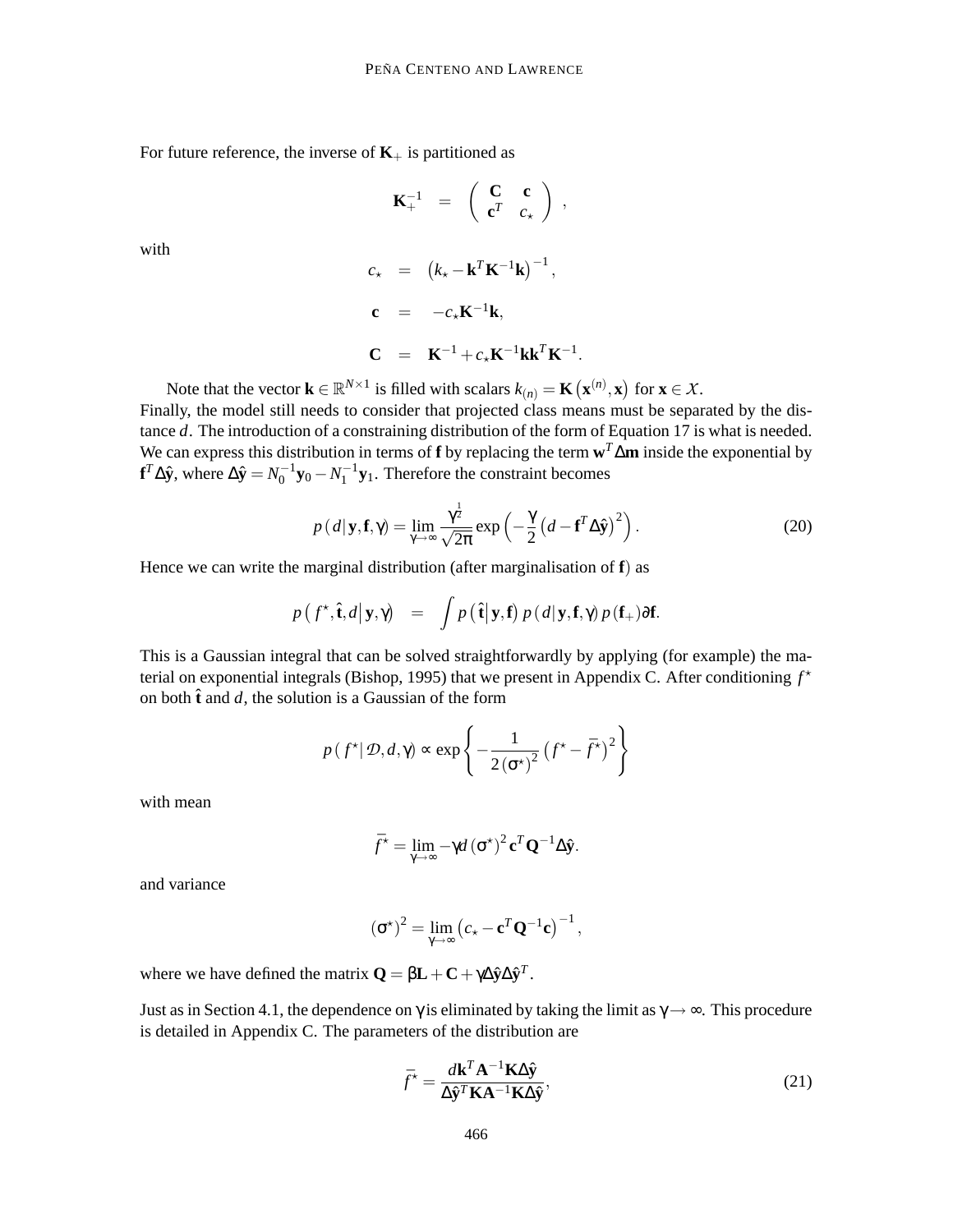For future reference, the inverse of $\mathbf{K}_+$ is partitioned as

$$\mathbf{K}_+^{-1} = \begin{pmatrix} \mathbf{C} & \mathbf{c} \\ \mathbf{c}^T & c_\star \end{pmatrix},$$

with

$$c_\star = \left(k_\star - \mathbf{k}^T \mathbf{K}^{-1} \mathbf{k}\right)^{-1},$$

$$\mathbf{c} = -c_\star \mathbf{K}^{-1} \mathbf{k},$$

$$\mathbf{C} = \mathbf{K}^{-1} + c_\star \mathbf{K}^{-1} \mathbf{k} \mathbf{k}^T \mathbf{K}^{-1}.$$

Note that the vector $\mathbf{k} \in \mathbb{R}^{N \times 1}$ is filled with scalars $k_{(n)} = \mathbf{K}\left(\mathbf{x}^{(n)}, \mathbf{x}\right)$ for $\mathbf{x} \in \mathcal{X}$.
Finally, the model still needs to consider that projected class means must be separated by the distance $d$. The introduction of a constraining distribution of the form of Equation 17 is what is needed. We can express this distribution in terms of $\mathbf{f}$ by replacing the term $\mathbf{w}^T \Delta \mathbf{m}$ inside the exponential by $\mathbf{f}^T \Delta \hat{\mathbf{y}}$, where $\Delta \hat{\mathbf{y}} = N_0^{-1} \mathbf{y}_0 - N_1^{-1} \mathbf{y}_1$. Therefore the constraint becomes

$$p\left(d \mid \mathbf{y}, \mathbf{f}, \gamma\right) = \lim_{\gamma \to \infty} \frac{\gamma^{\frac{1}{2}}}{\sqrt{2\pi}} \exp\left(-\frac{\gamma}{2}\left(d - \mathbf{f}^T \Delta \hat{\mathbf{y}}\right)^2\right). \tag{20}$$

Hence we can write the marginal distribution (after marginalisation of $\mathbf{f}$) as

$$p\left(f^\star, \hat{\mathbf{t}}, d \mid \mathbf{y}, \gamma\right) = \int p\left(\hat{\mathbf{t}} \mid \mathbf{y}, \mathbf{f}\right) p\left(d \mid \mathbf{y}, \mathbf{f}, \gamma\right) p\left(\mathbf{f}_+\right) \partial \mathbf{f}.$$

This is a Gaussian integral that can be solved straightforwardly by applying (for example) the material on exponential integrals (Bishop, 1995) that we present in Appendix C. After conditioning $f^\star$ on both $\hat{\mathbf{t}}$ and $d$, the solution is a Gaussian of the form

$$p\left(f^\star \mid \mathcal{D}, d, \gamma\right) \propto \exp\left\{-\frac{1}{2\left(\sigma^\star\right)^2}\left(f^\star - \bar{f}^\star\right)^2\right\}$$

with mean

$$\bar{f}^\star = \lim_{\gamma \to \infty} -\gamma d \left(\sigma^\star\right)^2 \mathbf{c}^T \mathbf{Q}^{-1} \Delta \hat{\mathbf{y}}.$$

and variance

$$\left(\sigma^\star\right)^2 = \lim_{\gamma \to \infty} \left(c_\star - \mathbf{c}^T \mathbf{Q}^{-1} \mathbf{c}\right)^{-1},$$

where we have defined the matrix $\mathbf{Q} = \beta \mathbf{L} + \mathbf{C} + \gamma \Delta \hat{\mathbf{y}} \Delta \hat{\mathbf{y}}^T$.

Just as in Section 4.1, the dependence on $\gamma$ is eliminated by taking the limit as $\gamma \to \infty$. This procedure is detailed in Appendix C. The parameters of the distribution are

$$\bar{f}^\star = \frac{d \mathbf{k}^T \mathbf{A}^{-1} \mathbf{K} \Delta \hat{\mathbf{y}}}{\Delta \hat{\mathbf{y}}^T \mathbf{K} \mathbf{A}^{-1} \mathbf{K} \Delta \hat{\mathbf{y}}}, \tag{21}$$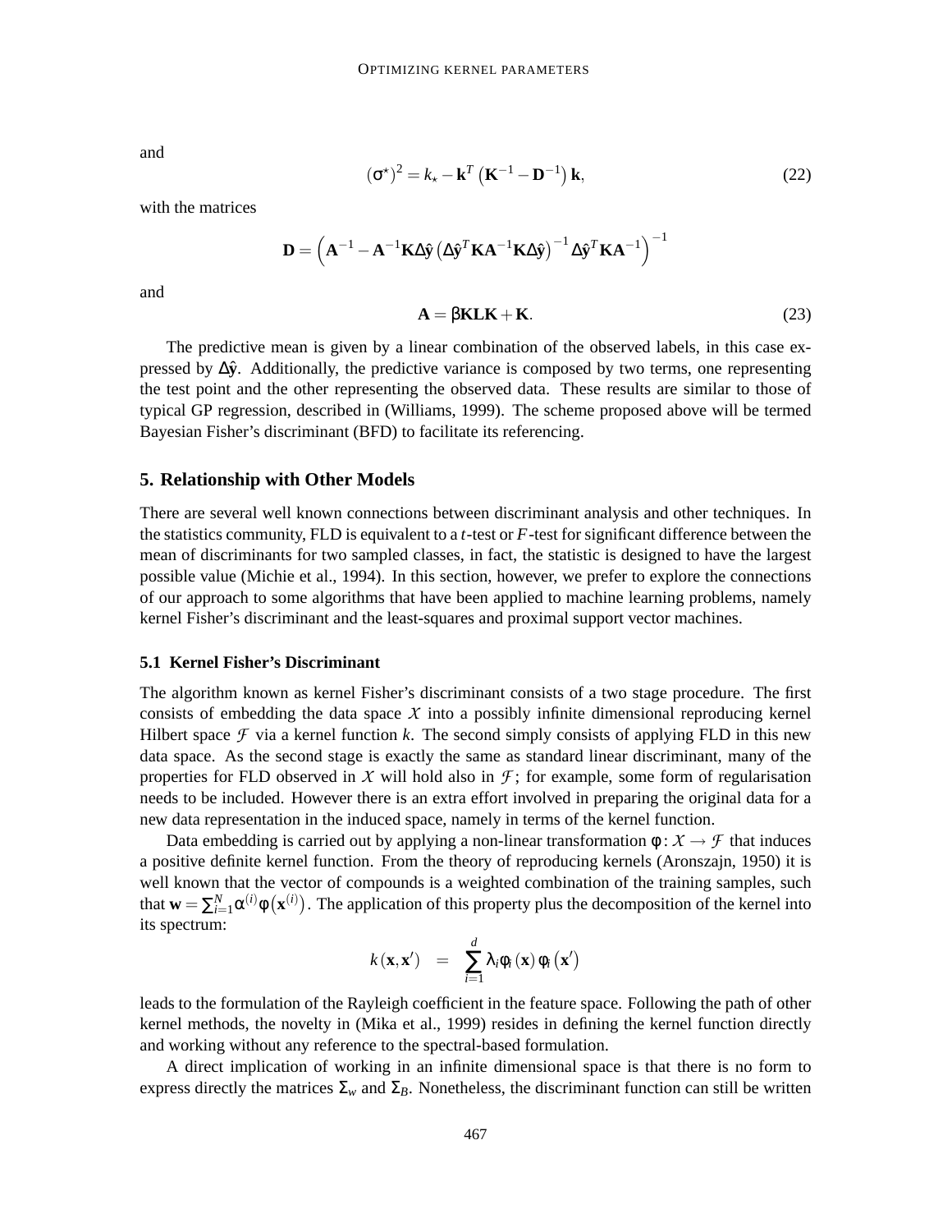and

$$(\sigma^{\star})^2 = k_{\star} - \mathbf{k}^T \left(\mathbf{K}^{-1} - \mathbf{D}^{-1}\right)\mathbf{k}, \tag{22}$$

with the matrices

$$\mathbf{D} = \left(\mathbf{A}^{-1} - \mathbf{A}^{-1}\mathbf{K}\Delta\hat{\mathbf{y}}\left(\Delta\hat{\mathbf{y}}^T\mathbf{K}\mathbf{A}^{-1}\mathbf{K}\Delta\hat{\mathbf{y}}\right)^{-1}\Delta\hat{\mathbf{y}}^T\mathbf{K}\mathbf{A}^{-1}\right)^{-1}$$

and

$$\mathbf{A} = \beta\mathbf{K}\mathbf{L}\mathbf{K} + \mathbf{K}. \tag{23}$$

The predictive mean is given by a linear combination of the observed labels, in this case expressed by $\Delta\hat{\mathbf{y}}$. Additionally, the predictive variance is composed by two terms, one representing the test point and the other representing the observed data. These results are similar to those of typical GP regression, described in (Williams, 1999). The scheme proposed above will be termed Bayesian Fisher's discriminant (BFD) to facilitate its referencing.

## 5. Relationship with Other Models

There are several well known connections between discriminant analysis and other techniques. In the statistics community, FLD is equivalent to a $t$-test or $F$-test for significant difference between the mean of discriminants for two sampled classes, in fact, the statistic is designed to have the largest possible value (Michie et al., 1994). In this section, however, we prefer to explore the connections of our approach to some algorithms that have been applied to machine learning problems, namely kernel Fisher's discriminant and the least-squares and proximal support vector machines.

### 5.1 Kernel Fisher's Discriminant

The algorithm known as kernel Fisher's discriminant consists of a two stage procedure. The first consists of embedding the data space $\mathcal{X}$ into a possibly infinite dimensional reproducing kernel Hilbert space $\mathcal{F}$ via a kernel function $k$. The second simply consists of applying FLD in this new data space. As the second stage is exactly the same as standard linear discriminant, many of the properties for FLD observed in $\mathcal{X}$ will hold also in $\mathcal{F}$; for example, some form of regularisation needs to be included. However there is an extra effort involved in preparing the original data for a new data representation in the induced space, namely in terms of the kernel function.

Data embedding is carried out by applying a non-linear transformation $\phi : \mathcal{X} \to \mathcal{F}$ that induces a positive definite kernel function. From the theory of reproducing kernels (Aronszajn, 1950) it is well known that the vector of compounds is a weighted combination of the training samples, such that $\mathbf{w} = \sum_{i=1}^{N} \alpha^{(i)} \phi\left(\mathbf{x}^{(i)}\right)$. The application of this property plus the decomposition of the kernel into its spectrum:

$$k\left(\mathbf{x}, \mathbf{x}'\right) = \sum_{i=1}^{d} \lambda_i \phi_i\left(\mathbf{x}\right) \phi_i\left(\mathbf{x}'\right)$$

leads to the formulation of the Rayleigh coefficient in the feature space. Following the path of other kernel methods, the novelty in (Mika et al., 1999) resides in defining the kernel function directly and working without any reference to the spectral-based formulation.

A direct implication of working in an infinite dimensional space is that there is no form to express directly the matrices $\Sigma_w$ and $\Sigma_B$. Nonetheless, the discriminant function can still be written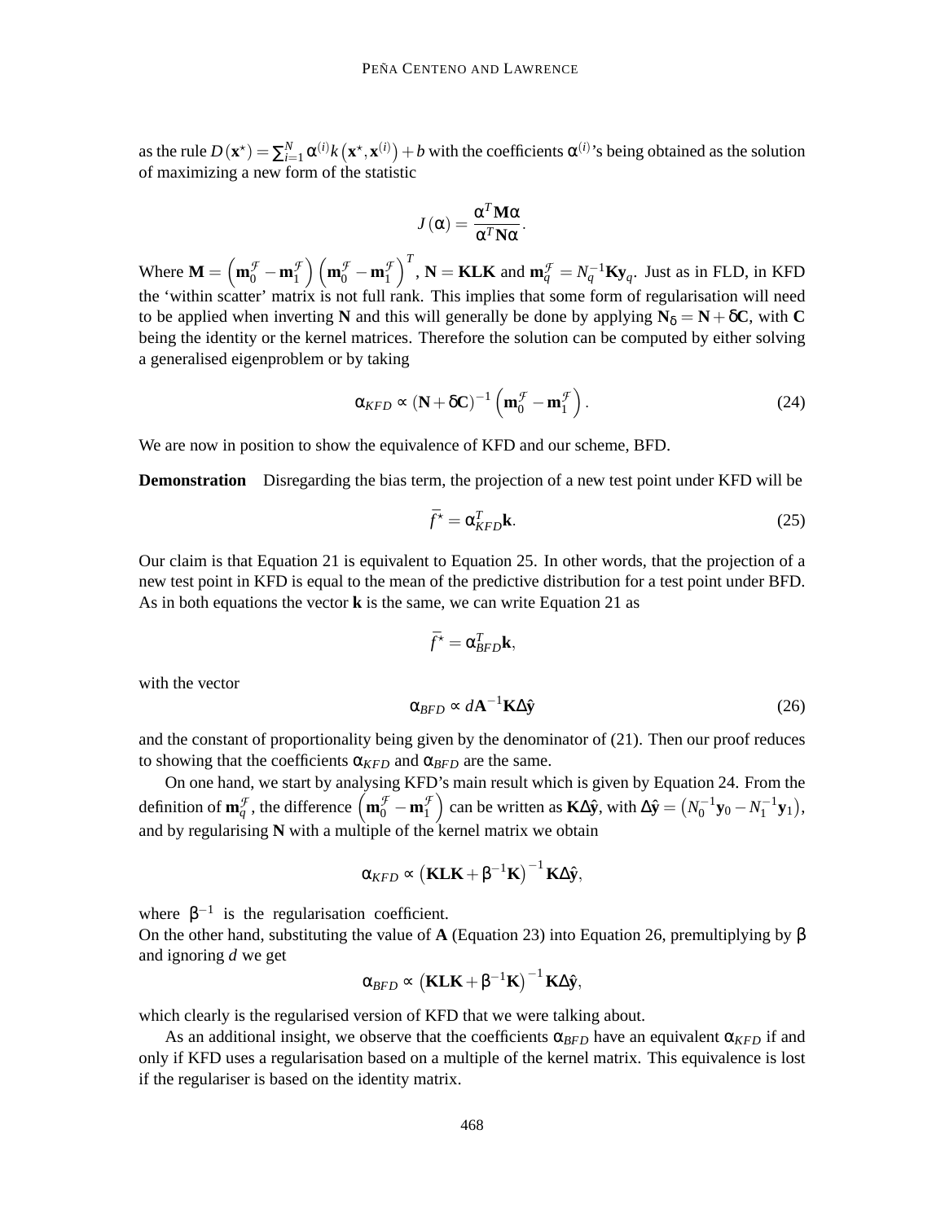as the rule $D(\mathbf{x}^\star) = \sum_{i=1}^{N} \alpha^{(i)} k\left(\mathbf{x}^\star, \mathbf{x}^{(i)}\right) + b$ with the coefficients $\alpha^{(i)}$'s being obtained as the solution of maximizing a new form of the statistic

$$J(\alpha) = \frac{\alpha^T \mathbf{M} \alpha}{\alpha^T \mathbf{N} \alpha}.$$

Where $\mathbf{M} = \left(\mathbf{m}_0^{\mathcal{F}} - \mathbf{m}_1^{\mathcal{F}}\right)\left(\mathbf{m}_0^{\mathcal{F}} - \mathbf{m}_1^{\mathcal{F}}\right)^T$, $\mathbf{N} = \mathbf{KLK}$ and $\mathbf{m}_q^{\mathcal{F}} = N_q^{-1} \mathbf{K} \mathbf{y}_q$. Just as in FLD, in KFD the 'within scatter' matrix is not full rank. This implies that some form of regularisation will need to be applied when inverting $\mathbf{N}$ and this will generally be done by applying $\mathbf{N}_\delta = \mathbf{N} + \delta \mathbf{C}$, with $\mathbf{C}$ being the identity or the kernel matrices. Therefore the solution can be computed by either solving a generalised eigenproblem or by taking

$$\alpha_{KFD} \propto (\mathbf{N} + \delta \mathbf{C})^{-1}\left(\mathbf{m}_0^{\mathcal{F}} - \mathbf{m}_1^{\mathcal{F}}\right). \tag{24}$$

We are now in position to show the equivalence of KFD and our scheme, BFD.

**Demonstration** Disregarding the bias term, the projection of a new test point under KFD will be

$$\bar{f}^\star = \alpha_{KFD}^T \mathbf{k}. \tag{25}$$

Our claim is that Equation 21 is equivalent to Equation 25. In other words, that the projection of a new test point in KFD is equal to the mean of the predictive distribution for a test point under BFD. As in both equations the vector $\mathbf{k}$ is the same, we can write Equation 21 as

$$\bar{f}^\star = \alpha_{BFD}^T \mathbf{k},$$

with the vector

$$\alpha_{BFD} \propto d \mathbf{A}^{-1} \mathbf{K} \Delta \hat{\mathbf{y}} \tag{26}$$

and the constant of proportionality being given by the denominator of (21). Then our proof reduces to showing that the coefficients $\alpha_{KFD}$ and $\alpha_{BFD}$ are the same.

On one hand, we start by analysing KFD's main result which is given by Equation 24. From the definition of $\mathbf{m}_q^{\mathcal{F}}$, the difference $\left(\mathbf{m}_0^{\mathcal{F}} - \mathbf{m}_1^{\mathcal{F}}\right)$ can be written as $\mathbf{K}\Delta\hat{\mathbf{y}}$, with $\Delta\hat{\mathbf{y}} = \left(N_0^{-1}\mathbf{y}_0 - N_1^{-1}\mathbf{y}_1\right)$, and by regularising $\mathbf{N}$ with a multiple of the kernel matrix we obtain

$$\alpha_{KFD} \propto \left(\mathbf{KLK} + \beta^{-1}\mathbf{K}\right)^{-1} \mathbf{K}\Delta\hat{\mathbf{y}},$$

where $\beta^{-1}$ is the regularisation coefficient.

On the other hand, substituting the value of $\mathbf{A}$ (Equation 23) into Equation 26, premultiplying by $\beta$ and ignoring $d$ we get

$$\alpha_{BFD} \propto \left(\mathbf{KLK} + \beta^{-1}\mathbf{K}\right)^{-1} \mathbf{K}\Delta\hat{\mathbf{y}},$$

which clearly is the regularised version of KFD that we were talking about.

As an additional insight, we observe that the coefficients $\alpha_{BFD}$ have an equivalent $\alpha_{KFD}$ if and only if KFD uses a regularisation based on a multiple of the kernel matrix. This equivalence is lost if the regulariser is based on the identity matrix.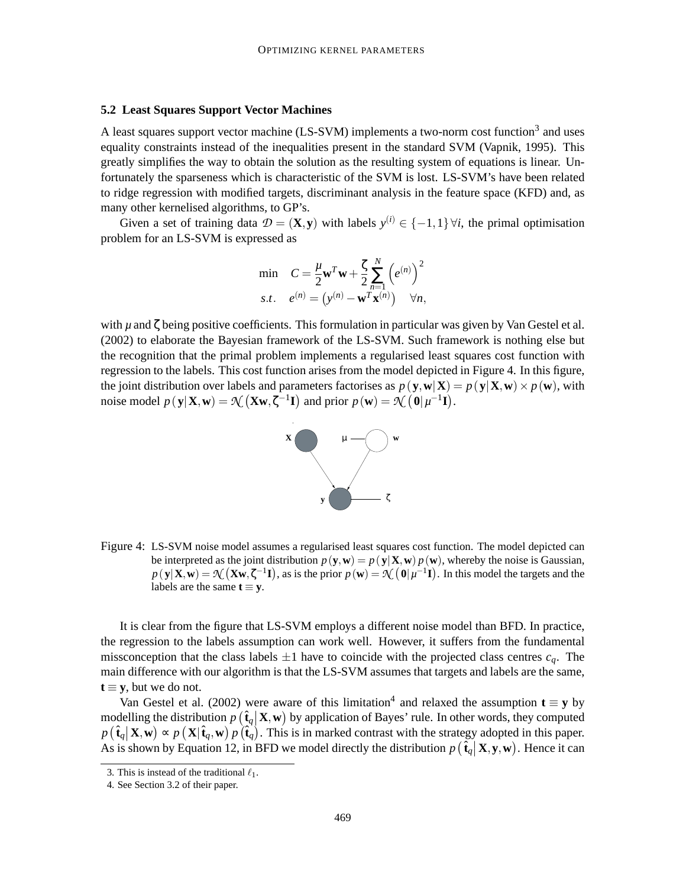### 5.2 Least Squares Support Vector Machines

A least squares support vector machine (LS-SVM) implements a two-norm cost function[3] and uses equality constraints instead of the inequalities present in the standard SVM (Vapnik, 1995). This greatly simplifies the way to obtain the solution as the resulting system of equations is linear. Unfortunately the sparseness which is characteristic of the SVM is lost. LS-SVM's have been related to ridge regression with modified targets, discriminant analysis in the feature space (KFD) and, as many other kernelised algorithms, to GP's.

Given a set of training data $\mathcal{D} = (\mathbf{X}, \mathbf{y})$ with labels $y^{(i)} \in \{-1, 1\}\,\forall i$, the primal optimisation problem for an LS-SVM is expressed as

$$\begin{aligned} \min \quad & C = \frac{\mu}{2}\mathbf{w}^T\mathbf{w} + \frac{\zeta}{2}\sum_{n=1}^{N}\left(e^{(n)}\right)^2 \\ s.t. \quad & e^{(n)} = \left(y^{(n)} - \mathbf{w}^T\mathbf{x}^{(n)}\right) \quad \forall n, \end{aligned}$$

with $\mu$ and $\zeta$ being positive coefficients. This formulation in particular was given by Van Gestel et al. (2002) to elaborate the Bayesian framework of the LS-SVM. Such framework is nothing else but the recognition that the primal problem implements a regularised least squares cost function with regression to the labels. This cost function arises from the model depicted in Figure 4. In this figure, the joint distribution over labels and parameters factorises as $p(\mathbf{y}, \mathbf{w}|\mathbf{X}) = p(\mathbf{y}|\mathbf{X}, \mathbf{w}) \times p(\mathbf{w})$, with noise model $p(\mathbf{y}|\mathbf{X}, \mathbf{w}) = \mathcal{N}\left(\mathbf{X}\mathbf{w}, \zeta^{-1}\mathbf{I}\right)$ and prior $p(\mathbf{w}) = \mathcal{N}\left(\mathbf{0}|\mu^{-1}\mathbf{I}\right)$.

Figure 4: LS-SVM noise model assumes a regularised least squares cost function. The model depicted can be interpreted as the joint distribution $p(\mathbf{y}, \mathbf{w}) = p(\mathbf{y}|\mathbf{X}, \mathbf{w})\,p(\mathbf{w})$, whereby the noise is Gaussian, $p(\mathbf{y}|\mathbf{X}, \mathbf{w}) = \mathcal{N}\left(\mathbf{X}\mathbf{w}, \zeta^{-1}\mathbf{I}\right)$, as is the prior $p(\mathbf{w}) = \mathcal{N}\left(\mathbf{0}|\mu^{-1}\mathbf{I}\right)$. In this model the targets and the labels are the same $\mathbf{t} \equiv \mathbf{y}$.

It is clear from the figure that LS-SVM employs a different noise model than BFD. In practice, the regression to the labels assumption can work well. However, it suffers from the fundamental missconception that the class labels $\pm 1$ have to coincide with the projected class centres $c_q$. The main difference with our algorithm is that the LS-SVM assumes that targets and labels are the same, $\mathbf{t} \equiv \mathbf{y}$, but we do not.

Van Gestel et al. (2002) were aware of this limitation[4] and relaxed the assumption $\mathbf{t} \equiv \mathbf{y}$ by modelling the distribution $p\left(\hat{\mathbf{t}}_q \middle| \mathbf{X}, \mathbf{w}\right)$ by application of Bayes' rule. In other words, they computed $p\left(\hat{\mathbf{t}}_q \middle| \mathbf{X}, \mathbf{w}\right) \propto p\left(\mathbf{X} \middle| \hat{\mathbf{t}}_q, \mathbf{w}\right) p\left(\hat{\mathbf{t}}_q\right)$. This is in marked contrast with the strategy adopted in this paper. As is shown by Equation 12, in BFD we model directly the distribution $p\left(\hat{\mathbf{t}}_q \middle| \mathbf{X}, \mathbf{y}, \mathbf{w}\right)$. Hence it can

3. This is instead of the traditional $\ell_1$.

4. See Section 3.2 of their paper.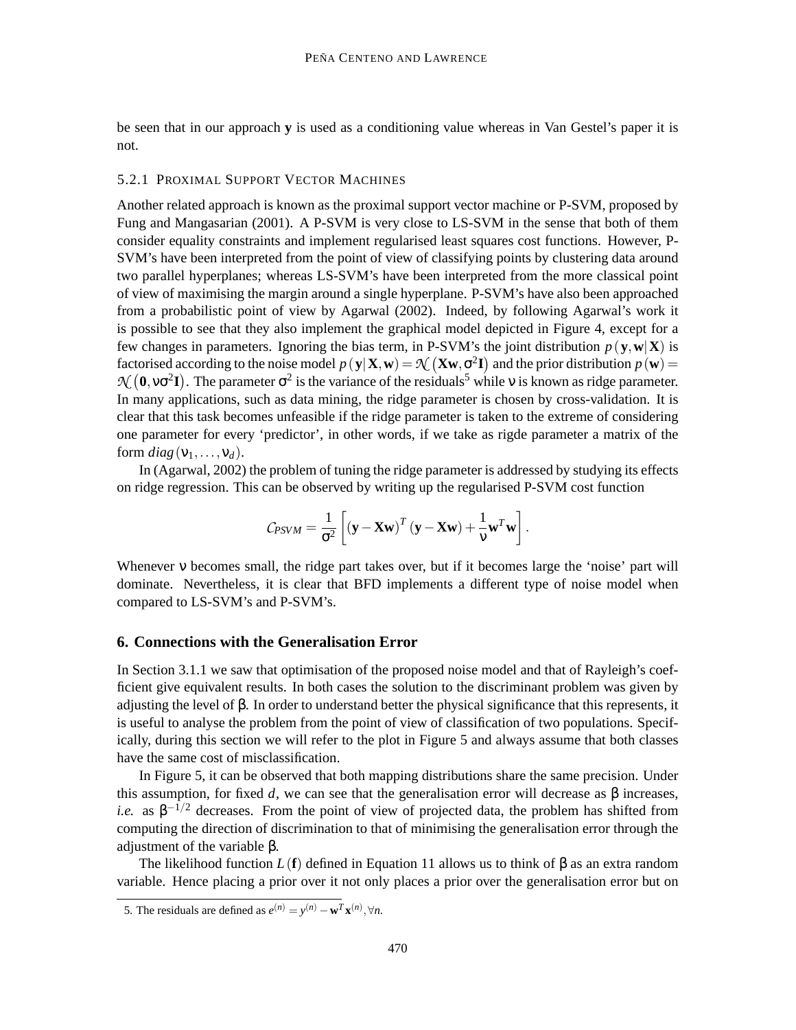be seen that in our approach $\mathbf{y}$ is used as a conditioning value whereas in Van Gestel's paper it is not.

#### 5.2.1 Proximal Support Vector Machines

Another related approach is known as the proximal support vector machine or P-SVM, proposed by Fung and Mangasarian (2001). A P-SVM is very close to LS-SVM in the sense that both of them consider equality constraints and implement regularised least squares cost functions. However, P-SVM's have been interpreted from the point of view of classifying points by clustering data around two parallel hyperplanes; whereas LS-SVM's have been interpreted from the more classical point of view of maximising the margin around a single hyperplane. P-SVM's have also been approached from a probabilistic point of view by Agarwal (2002). Indeed, by following Agarwal's work it is possible to see that they also implement the graphical model depicted in Figure 4, except for a few changes in parameters. Ignoring the bias term, in P-SVM's the joint distribution $p(\mathbf{y}, \mathbf{w}|\mathbf{X})$ is factorised according to the noise model $p(\mathbf{y}|\mathbf{X}, \mathbf{w}) = \mathcal{N}(\mathbf{X}\mathbf{w}, \sigma^2\mathbf{I})$ and the prior distribution $p(\mathbf{w}) = \mathcal{N}(\mathbf{0}, \nu\sigma^2\mathbf{I})$. The parameter $\sigma^2$ is the variance of the residuals[5] while $\nu$ is known as ridge parameter. In many applications, such as data mining, the ridge parameter is chosen by cross-validation. It is clear that this task becomes unfeasible if the ridge parameter is taken to the extreme of considering one parameter for every 'predictor', in other words, if we take as rigde parameter a matrix of the form $diag(\nu_1, \ldots, \nu_d)$.

In (Agarwal, 2002) the problem of tuning the ridge parameter is addressed by studying its effects on ridge regression. This can be observed by writing up the regularised P-SVM cost function

$$\mathcal{C}_{PSVM} = \frac{1}{\sigma^2}\left[(\mathbf{y} - \mathbf{X}\mathbf{w})^T(\mathbf{y} - \mathbf{X}\mathbf{w}) + \frac{1}{\nu}\mathbf{w}^T\mathbf{w}\right].$$

Whenever $\nu$ becomes small, the ridge part takes over, but if it becomes large the 'noise' part will dominate. Nevertheless, it is clear that BFD implements a different type of noise model when compared to LS-SVM's and P-SVM's.

## 6. Connections with the Generalisation Error

In Section 3.1.1 we saw that optimisation of the proposed noise model and that of Rayleigh's coefficient give equivalent results. In both cases the solution to the discriminant problem was given by adjusting the level of $\beta$. In order to understand better the physical significance that this represents, it is useful to analyse the problem from the point of view of classification of two populations. Specifically, during this section we will refer to the plot in Figure 5 and always assume that both classes have the same cost of misclassification.

In Figure 5, it can be observed that both mapping distributions share the same precision. Under this assumption, for fixed $d$, we can see that the generalisation error will decrease as $\beta$ increases, *i.e.* as $\beta^{-1/2}$ decreases. From the point of view of projected data, the problem has shifted from computing the direction of discrimination to that of minimising the generalisation error through the adjustment of the variable $\beta$.

The likelihood function $L(\mathbf{f})$ defined in Equation 11 allows us to think of $\beta$ as an extra random variable. Hence placing a prior over it not only places a prior over the generalisation error but on

5. The residuals are defined as $e^{(n)} = y^{(n)} - \mathbf{w}^T\mathbf{x}^{(n)}, \forall n$.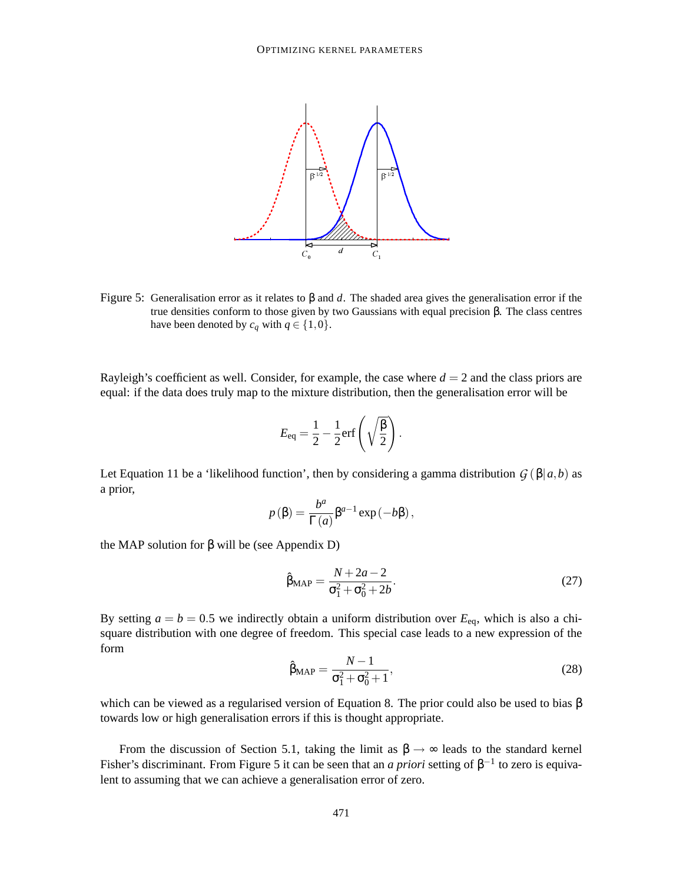Figure 5: Generalisation error as it relates to $\beta$ and $d$. The shaded area gives the generalisation error if the true densities conform to those given by two Gaussians with equal precision $\beta$. The class centres have been denoted by $c_q$ with $q \in \{1,0\}$.

Rayleigh's coefficient as well. Consider, for example, the case where $d = 2$ and the class priors are equal: if the data does truly map to the mixture distribution, then the generalisation error will be

$$E_{\text{eq}} = \frac{1}{2} - \frac{1}{2}\text{erf}\left(\sqrt{\frac{\beta}{2}}\right).$$

Let Equation 11 be a 'likelihood function', then by considering a gamma distribution $\mathcal{G}(\beta|a,b)$ as a prior,

$$p(\beta) = \frac{b^a}{\Gamma(a)}\beta^{a-1}\exp(-b\beta),$$

the MAP solution for $\beta$ will be (see Appendix D)

$$\hat{\beta}_{\text{MAP}} = \frac{N + 2a - 2}{\sigma_1^2 + \sigma_0^2 + 2b}. \tag{27}$$

By setting $a = b = 0.5$ we indirectly obtain a uniform distribution over $E_{\text{eq}}$, which is also a chi-square distribution with one degree of freedom. This special case leads to a new expression of the form

$$\hat{\beta}_{\text{MAP}} = \frac{N-1}{\sigma_1^2 + \sigma_0^2 + 1}, \tag{28}$$

which can be viewed as a regularised version of Equation 8. The prior could also be used to bias $\beta$ towards low or high generalisation errors if this is thought appropriate.

From the discussion of Section 5.1, taking the limit as $\beta \to \infty$ leads to the standard kernel Fisher's discriminant. From Figure 5 it can be seen that an *a priori* setting of $\beta^{-1}$ to zero is equivalent to assuming that we can achieve a generalisation error of zero.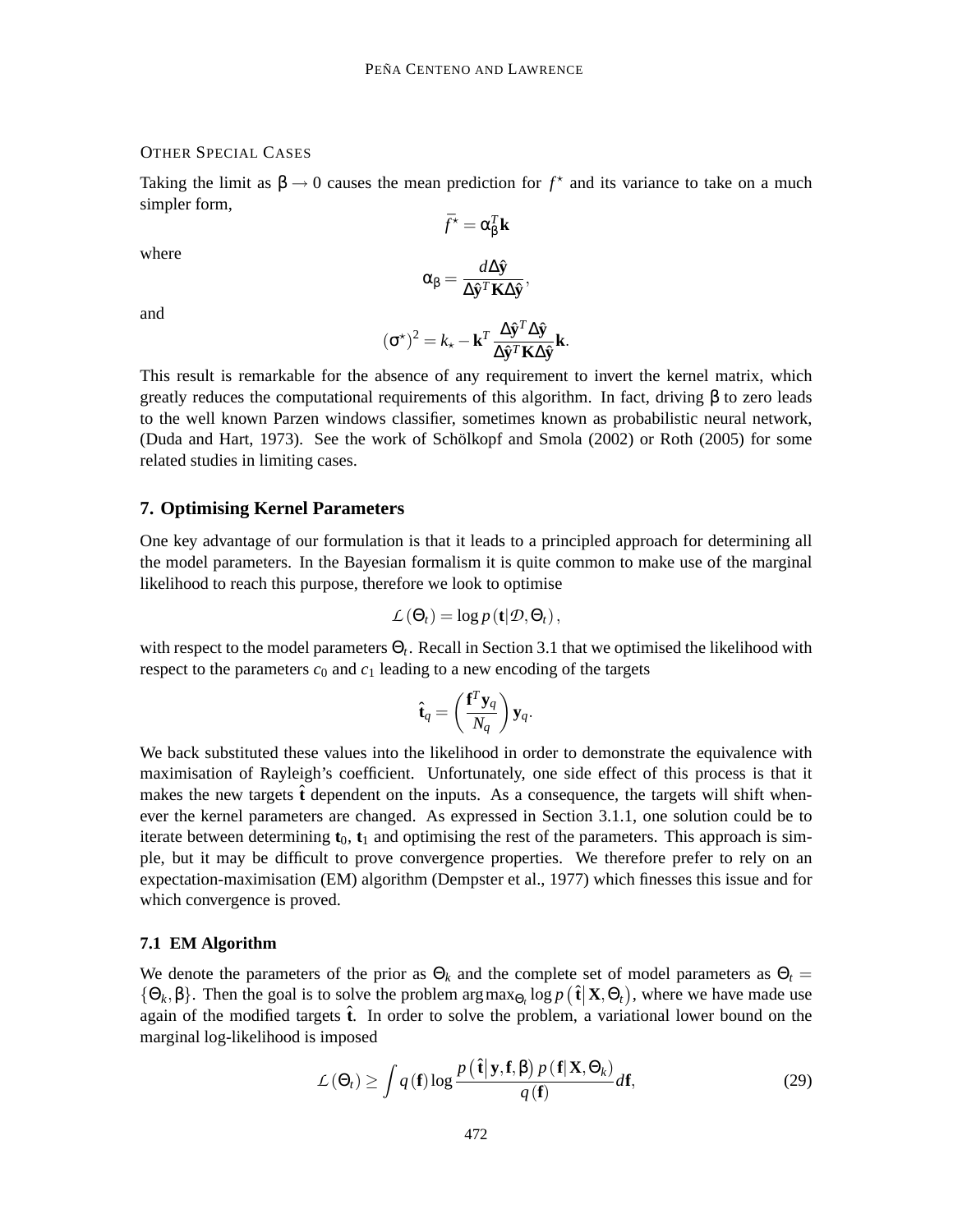OTHER SPECIAL CASES

Taking the limit as $\beta \to 0$ causes the mean prediction for $f^\star$ and its variance to take on a much simpler form,

$$\bar{f}^\star = \alpha_\beta^T \mathbf{k}$$

where

$$\alpha_\beta = \frac{d\Delta\hat{\mathbf{y}}}{\Delta\hat{\mathbf{y}}^T \mathbf{K} \Delta\hat{\mathbf{y}}},$$

and

$$(\sigma^\star)^2 = k_\star - \mathbf{k}^T \frac{\Delta\hat{\mathbf{y}}^T \Delta\hat{\mathbf{y}}}{\Delta\hat{\mathbf{y}}^T \mathbf{K} \Delta\hat{\mathbf{y}}} \mathbf{k}.$$

This result is remarkable for the absence of any requirement to invert the kernel matrix, which greatly reduces the computational requirements of this algorithm. In fact, driving $\beta$ to zero leads to the well known Parzen windows classifier, sometimes known as probabilistic neural network, (Duda and Hart, 1973). See the work of Schölkopf and Smola (2002) or Roth (2005) for some related studies in limiting cases.

## 7. Optimising Kernel Parameters

One key advantage of our formulation is that it leads to a principled approach for determining all the model parameters. In the Bayesian formalism it is quite common to make use of the marginal likelihood to reach this purpose, therefore we look to optimise

$$\mathcal{L}(\Theta_t) = \log p(\mathbf{t}|\mathcal{D}, \Theta_t),$$

with respect to the model parameters $\Theta_t$. Recall in Section 3.1 that we optimised the likelihood with respect to the parameters $c_0$ and $c_1$ leading to a new encoding of the targets

$$\hat{\mathbf{t}}_q = \left(\frac{\mathbf{f}^T \mathbf{y}_q}{N_q}\right) \mathbf{y}_q.$$

We back substituted these values into the likelihood in order to demonstrate the equivalence with maximisation of Rayleigh's coefficient. Unfortunately, one side effect of this process is that it makes the new targets $\hat{\mathbf{t}}$ dependent on the inputs. As a consequence, the targets will shift whenever the kernel parameters are changed. As expressed in Section 3.1.1, one solution could be to iterate between determining $\mathbf{t}_0$, $\mathbf{t}_1$ and optimising the rest of the parameters. This approach is simple, but it may be difficult to prove convergence properties. We therefore prefer to rely on an expectation-maximisation (EM) algorithm (Dempster et al., 1977) which finesses this issue and for which convergence is proved.

### 7.1 EM Algorithm

We denote the parameters of the prior as $\Theta_k$ and the complete set of model parameters as $\Theta_t = \{\Theta_k, \beta\}$. Then the goal is to solve the problem $\arg\max_{\Theta_t} \log p\left(\hat{\mathbf{t}} \middle| \mathbf{X}, \Theta_t\right)$, where we have made use again of the modified targets $\hat{\mathbf{t}}$. In order to solve the problem, a variational lower bound on the marginal log-likelihood is imposed

$$\mathcal{L}(\Theta_t) \geq \int q(\mathbf{f}) \log \frac{p\left(\hat{\mathbf{t}} \middle| \mathbf{y}, \mathbf{f}, \beta\right) p(\mathbf{f}|\mathbf{X}, \Theta_k)}{q(\mathbf{f})} d\mathbf{f}, \tag{29}$$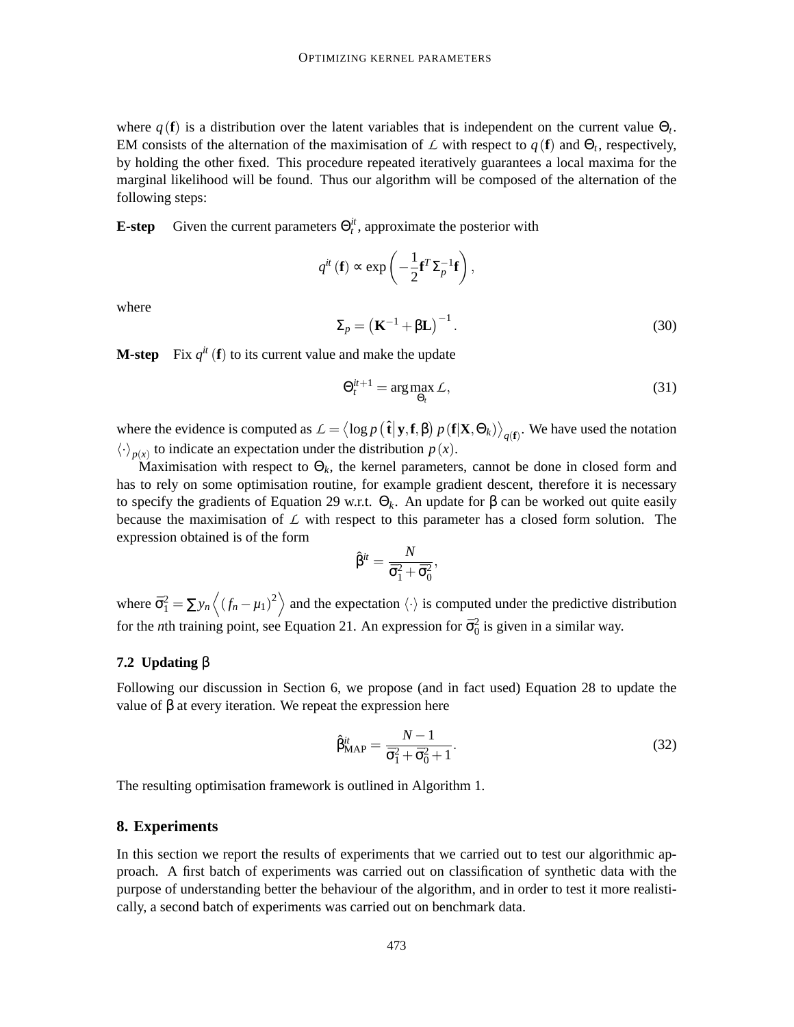where $q(\mathbf{f})$ is a distribution over the latent variables that is independent on the current value $\Theta_t$. EM consists of the alternation of the maximisation of $\mathcal{L}$ with respect to $q(\mathbf{f})$ and $\Theta_t$, respectively, by holding the other fixed. This procedure repeated iteratively guarantees a local maxima for the marginal likelihood will be found. Thus our algorithm will be composed of the alternation of the following steps:

**E-step** Given the current parameters $\Theta_t^{it}$, approximate the posterior with

$$q^{it}(\mathbf{f}) \propto \exp\left(-\frac{1}{2}\mathbf{f}^T \Sigma_p^{-1}\mathbf{f}\right),$$

where

$$\Sigma_p = \left(\mathbf{K}^{-1} + \beta \mathbf{L}\right)^{-1}. \tag{30}$$

**M-step** Fix $q^{it}(\mathbf{f})$ to its current value and make the update

$$\Theta_t^{it+1} = \arg\max_{\Theta_t} \mathcal{L}, \tag{31}$$

where the evidence is computed as $\mathcal{L} = \left\langle \log p\left(\hat{\mathbf{t}} \middle| \mathbf{y}, \mathbf{f}, \beta\right) p\left(\mathbf{f}|\mathbf{X}, \Theta_k\right)\right\rangle_{q(\mathbf{f})}$. We have used the notation $\langle\cdot\rangle_{p(x)}$ to indicate an expectation under the distribution $p(x)$.

Maximisation with respect to $\Theta_k$, the kernel parameters, cannot be done in closed form and has to rely on some optimisation routine, for example gradient descent, therefore it is necessary to specify the gradients of Equation 29 w.r.t. $\Theta_k$. An update for $\beta$ can be worked out quite easily because the maximisation of $\mathcal{L}$ with respect to this parameter has a closed form solution. The expression obtained is of the form

$$\hat{\beta}^{it} = \frac{N}{\bar{\sigma}_1^2 + \bar{\sigma}_0^2},$$

where $\bar{\sigma}_1^2 = \sum y_n \left\langle \left(f_n - \mu_1\right)^2 \right\rangle$ and the expectation $\langle\cdot\rangle$ is computed under the predictive distribution for the $n$th training point, see Equation 21. An expression for $\bar{\sigma}_0^2$ is given in a similar way.

### 7.2 Updating $\beta$

Following our discussion in Section 6, we propose (and in fact used) Equation 28 to update the value of $\beta$ at every iteration. We repeat the expression here

$$\hat{\beta}_{\text{MAP}}^{it} = \frac{N-1}{\bar{\sigma}_1^2 + \bar{\sigma}_0^2 + 1}. \tag{32}$$

The resulting optimisation framework is outlined in Algorithm 1.

## 8. Experiments

In this section we report the results of experiments that we carried out to test our algorithmic approach. A first batch of experiments was carried out on classification of synthetic data with the purpose of understanding better the behaviour of the algorithm, and in order to test it more realistically, a second batch of experiments was carried out on benchmark data.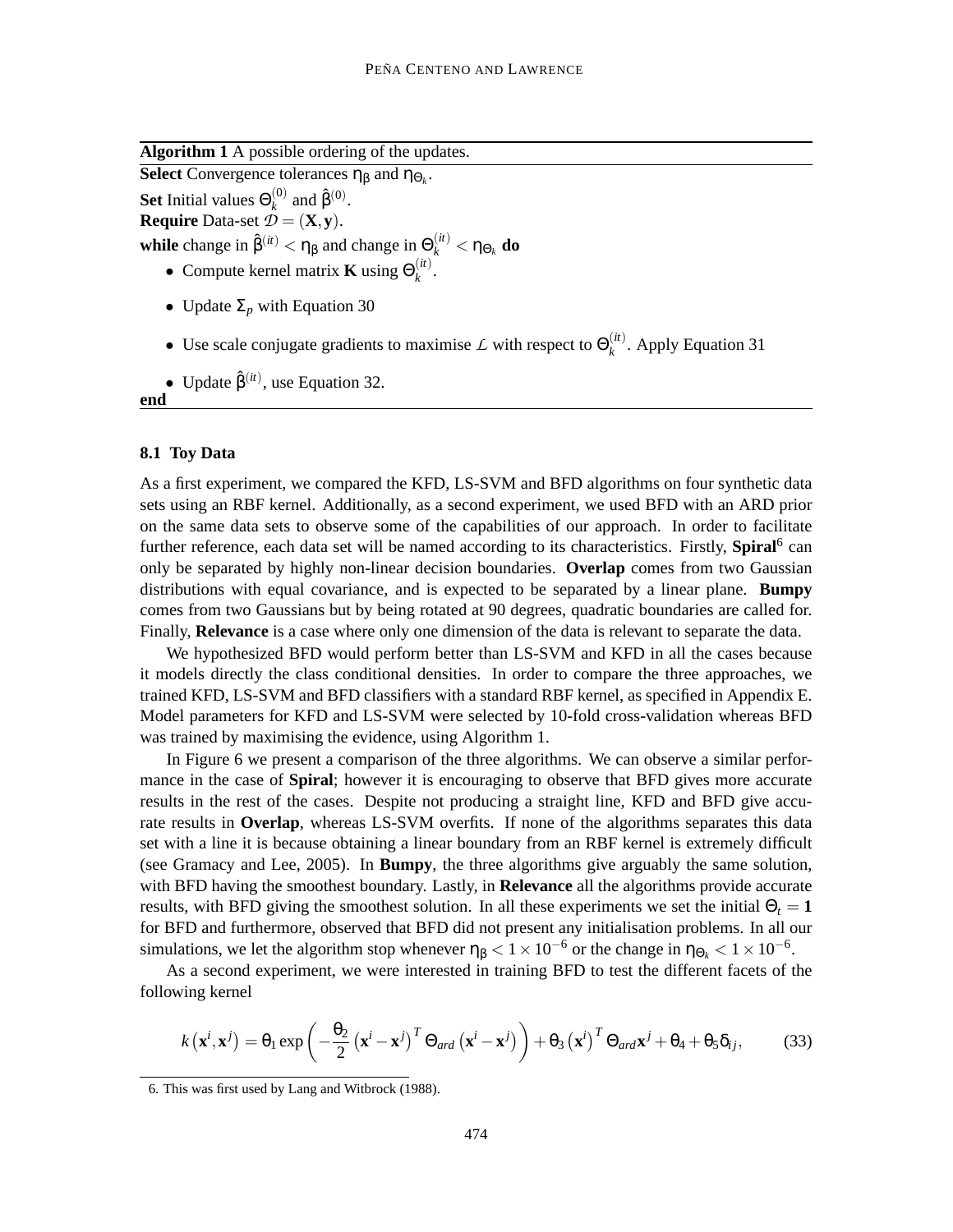**Algorithm 1** A possible ordering of the updates.

**Select** Convergence tolerances $\eta_\beta$ and $\eta_{\Theta_k}$.

**Set** Initial values $\Theta_k^{(0)}$ and $\hat{\beta}^{(0)}$.

**Require** Data-set $\mathcal{D} = (\mathbf{X}, \mathbf{y})$.

**while** change in $\hat{\beta}^{(it)} < \eta_\beta$ and change in $\Theta_k^{(it)} < \eta_{\Theta_k}$ **do**

- Compute kernel matrix $\mathbf{K}$ using $\Theta_k^{(it)}$.
- Update $\Sigma_p$ with Equation 30
- Use scale conjugate gradients to maximise $\mathcal{L}$ with respect to $\Theta_k^{(it)}$. Apply Equation 31
- Update $\hat{\beta}^{(it)}$, use Equation 32.

**end**

### 8.1 Toy Data

As a first experiment, we compared the KFD, LS-SVM and BFD algorithms on four synthetic data sets using an RBF kernel. Additionally, as a second experiment, we used BFD with an ARD prior on the same data sets to observe some of the capabilities of our approach. In order to facilitate further reference, each data set will be named according to its characteristics. Firstly, **Spiral**[6] can only be separated by highly non-linear decision boundaries. **Overlap** comes from two Gaussian distributions with equal covariance, and is expected to be separated by a linear plane. **Bumpy** comes from two Gaussians but by being rotated at 90 degrees, quadratic boundaries are called for. Finally, **Relevance** is a case where only one dimension of the data is relevant to separate the data.

We hypothesized BFD would perform better than LS-SVM and KFD in all the cases because it models directly the class conditional densities. In order to compare the three approaches, we trained KFD, LS-SVM and BFD classifiers with a standard RBF kernel, as specified in Appendix E. Model parameters for KFD and LS-SVM were selected by 10-fold cross-validation whereas BFD was trained by maximising the evidence, using Algorithm 1.

In Figure 6 we present a comparison of the three algorithms. We can observe a similar performance in the case of **Spiral**; however it is encouraging to observe that BFD gives more accurate results in the rest of the cases. Despite not producing a straight line, KFD and BFD give accurate results in **Overlap**, whereas LS-SVM overfits. If none of the algorithms separates this data set with a line it is because obtaining a linear boundary from an RBF kernel is extremely difficult (see Gramacy and Lee, 2005). In **Bumpy**, the three algorithms give arguably the same solution, with BFD having the smoothest boundary. Lastly, in **Relevance** all the algorithms provide accurate results, with BFD giving the smoothest solution. In all these experiments we set the initial $\Theta_t = \mathbf{1}$ for BFD and furthermore, observed that BFD did not present any initialisation problems. In all our simulations, we let the algorithm stop whenever $\eta_\beta < 1 \times 10^{-6}$ or the change in $\eta_{\Theta_k} < 1 \times 10^{-6}$.

As a second experiment, we were interested in training BFD to test the different facets of the following kernel

$$k\left(\mathbf{x}^i, \mathbf{x}^j\right) = \theta_1 \exp\left(-\frac{\theta_2}{2}\left(\mathbf{x}^i - \mathbf{x}^j\right)^T \Theta_{ard}\left(\mathbf{x}^i - \mathbf{x}^j\right)\right) + \theta_3\left(\mathbf{x}^i\right)^T \Theta_{ard}\mathbf{x}^j + \theta_4 + \theta_5\delta_{ij}, \tag{33}$$

6. This was first used by Lang and Witbrock (1988).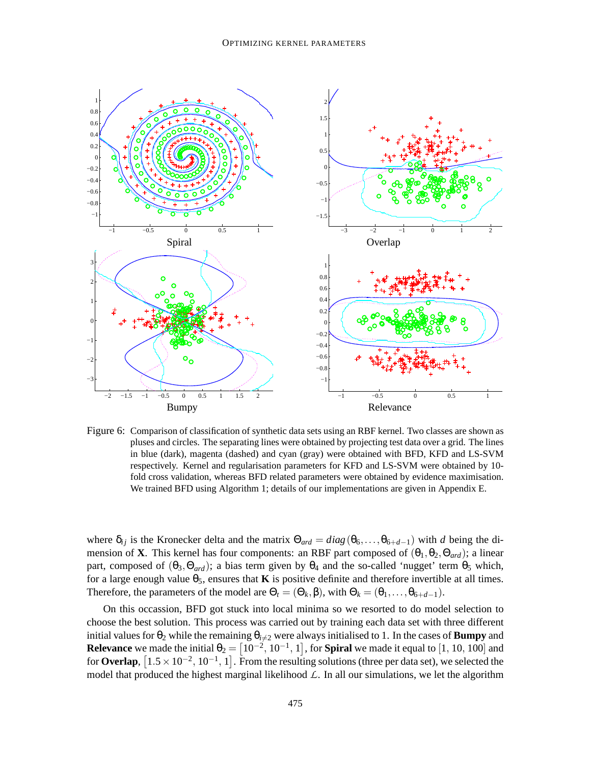Figure 6: Comparison of classification of synthetic data sets using an RBF kernel. Two classes are shown as pluses and circles. The separating lines were obtained by projecting test data over a grid. The lines in blue (dark), magenta (dashed) and cyan (gray) were obtained with BFD, KFD and LS-SVM respectively. Kernel and regularisation parameters for KFD and LS-SVM were obtained by 10-fold cross validation, whereas BFD related parameters were obtained by evidence maximisation. We trained BFD using Algorithm 1; details of our implementations are given in Appendix E.

where $\delta_{ij}$ is the Kronecker delta and the matrix $\Theta_{ard} = diag(\theta_6, \ldots, \theta_{6+d-1})$ with $d$ being the dimension of $\mathbf{X}$. This kernel has four components: an RBF part composed of $(\theta_1, \theta_2, \Theta_{ard})$; a linear part, composed of $(\theta_3, \Theta_{ard})$; a bias term given by $\theta_4$ and the so-called 'nugget' term $\theta_5$ which, for a large enough value $\theta_5$, ensures that $\mathbf{K}$ is positive definite and therefore invertible at all times. Therefore, the parameters of the model are $\Theta_t = (\Theta_k, \beta)$, with $\Theta_k = (\theta_1, \ldots, \theta_{6+d-1})$.

On this occassion, BFD got stuck into local minima so we resorted to do model selection to choose the best solution. This process was carried out by training each data set with three different initial values for $\theta_2$ while the remaining $\theta_{i\neq 2}$ were always initialised to 1. In the cases of **Bumpy** and **Relevance** we made the initial $\theta_2 = \left[10^{-2},\, 10^{-1},\, 1\right]$, for **Spiral** we made it equal to $[1,\, 10,\, 100]$ and for **Overlap**, $\left[1.5 \times 10^{-2},\, 10^{-1},\, 1\right]$. From the resulting solutions (three per data set), we selected the model that produced the highest marginal likelihood $\mathcal{L}$. In all our simulations, we let the algorithm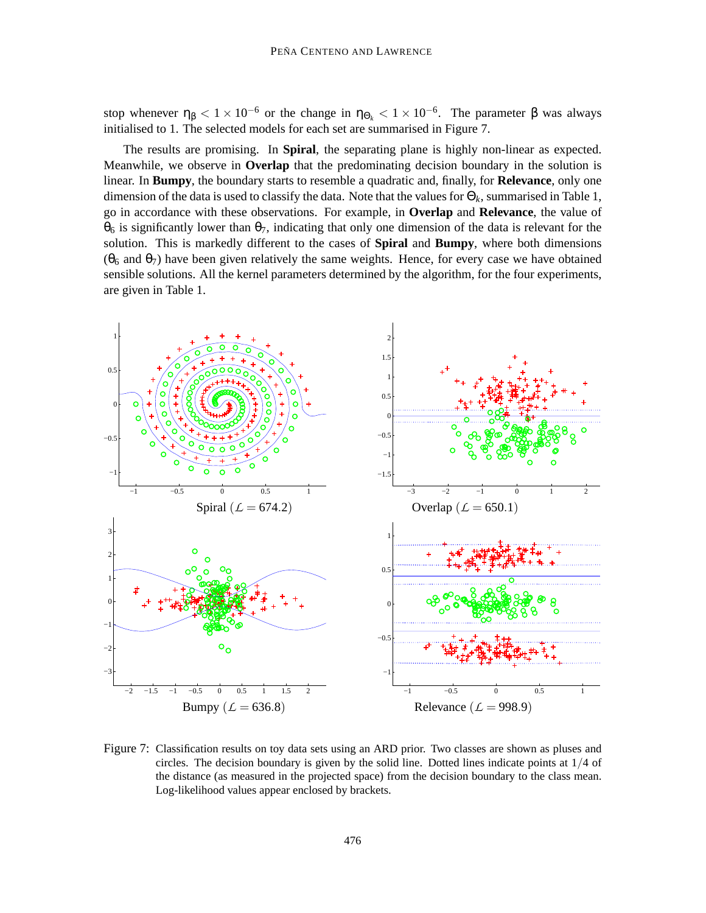stop whenever $\eta_\beta < 1 \times 10^{-6}$ or the change in $\eta_{\Theta_k} < 1 \times 10^{-6}$. The parameter $\beta$ was always initialised to 1. The selected models for each set are summarised in Figure 7.

The results are promising. In **Spiral**, the separating plane is highly non-linear as expected. Meanwhile, we observe in **Overlap** that the predominating decision boundary in the solution is linear. In **Bumpy**, the boundary starts to resemble a quadratic and, finally, for **Relevance**, only one dimension of the data is used to classify the data. Note that the values for $\Theta_k$, summarised in Table 1, go in accordance with these observations. For example, in **Overlap** and **Relevance**, the value of $\theta_6$ is significantly lower than $\theta_7$, indicating that only one dimension of the data is relevant for the solution. This is markedly different to the cases of **Spiral** and **Bumpy**, where both dimensions ($\theta_6$ and $\theta_7$) have been given relatively the same weights. Hence, for every case we have obtained sensible solutions. All the kernel parameters determined by the algorithm, for the four experiments, are given in Table 1.

Spiral ($\mathcal{L} = 674.2$)

Overlap ($\mathcal{L} = 650.1$)

Bumpy ($\mathcal{L} = 636.8$)

Relevance ($\mathcal{L} = 998.9$)

Figure 7: Classification results on toy data sets using an ARD prior. Two classes are shown as pluses and circles. The decision boundary is given by the solid line. Dotted lines indicate points at 1/4 of the distance (as measured in the projected space) from the decision boundary to the class mean. Log-likelihood values appear enclosed by brackets.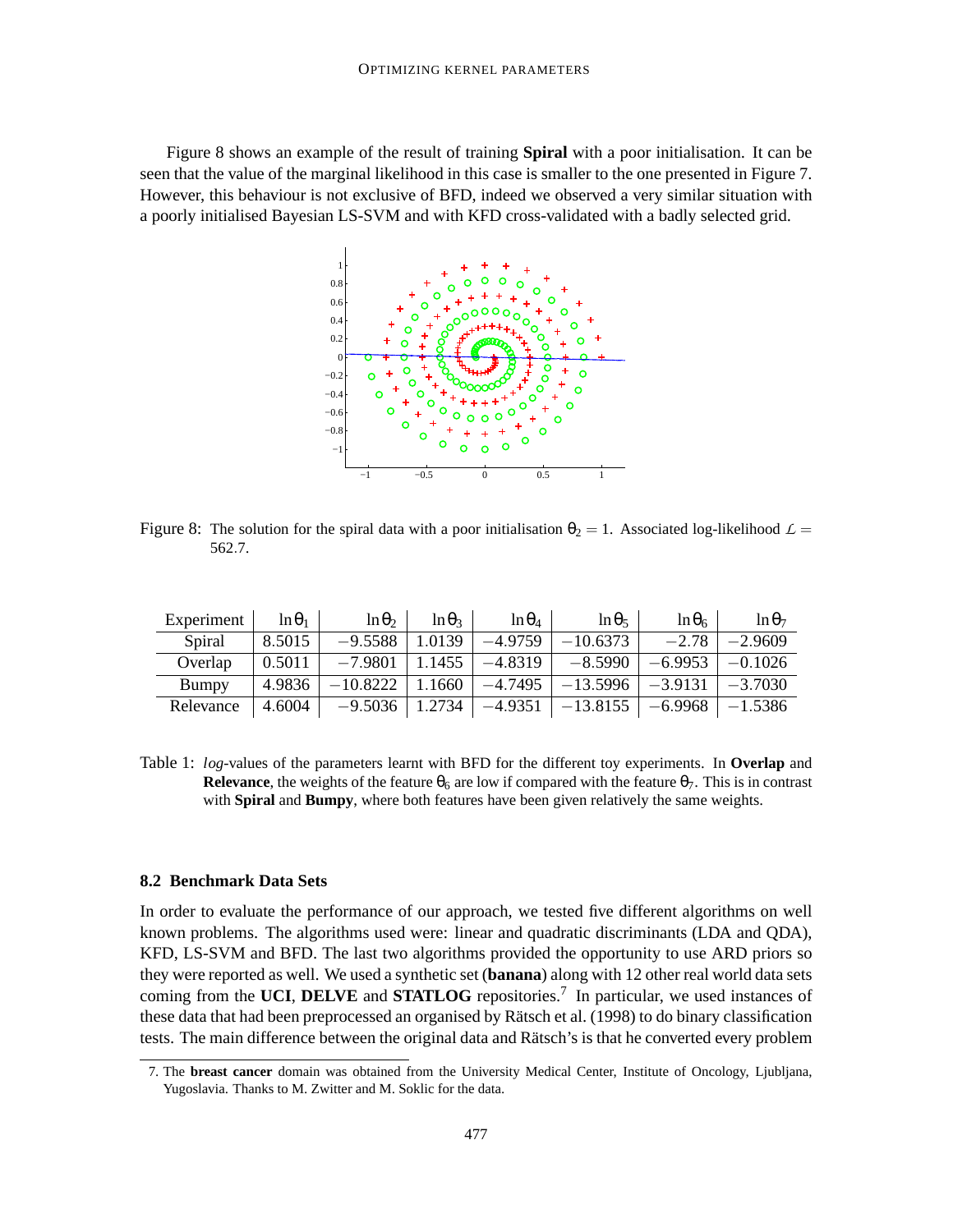Figure 8 shows an example of the result of training **Spiral** with a poor initialisation. It can be seen that the value of the marginal likelihood in this case is smaller to the one presented in Figure 7. However, this behaviour is not exclusive of BFD, indeed we observed a very similar situation with a poorly initialised Bayesian LS-SVM and with KFD cross-validated with a badly selected grid.

Figure 8: The solution for the spiral data with a poor initialisation $\theta_2 = 1$. Associated log-likelihood $\mathcal{L} = 562.7$.

| Experiment | $\ln\theta_1$ | $\ln\theta_2$ | $\ln\theta_3$ | $\ln\theta_4$ | $\ln\theta_5$ | $\ln\theta_6$ | $\ln\theta_7$ |
|---|---|---|---|---|---|---|---|
| Spiral | 8.5015 | $-9.5588$ | 1.0139 | $-4.9759$ | $-10.6373$ | $-2.78$ | $-2.9609$ |
| Overlap | 0.5011 | $-7.9801$ | 1.1455 | $-4.8319$ | $-8.5990$ | $-6.9953$ | $-0.1026$ |
| Bumpy | 4.9836 | $-10.8222$ | 1.1660 | $-4.7495$ | $-13.5996$ | $-3.9131$ | $-3.7030$ |
| Relevance | 4.6004 | $-9.5036$ | 1.2734 | $-4.9351$ | $-13.8155$ | $-6.9968$ | $-1.5386$ |

Table 1: *log*-values of the parameters learnt with BFD for the different toy experiments. In **Overlap** and **Relevance**, the weights of the feature $\theta_6$ are low if compared with the feature $\theta_7$. This is in contrast with **Spiral** and **Bumpy**, where both features have been given relatively the same weights.

### 8.2 Benchmark Data Sets

In order to evaluate the performance of our approach, we tested five different algorithms on well known problems. The algorithms used were: linear and quadratic discriminants (LDA and QDA), KFD, LS-SVM and BFD. The last two algorithms provided the opportunity to use ARD priors so they were reported as well. We used a synthetic set (**banana**) along with 12 other real world data sets coming from the **UCI**, **DELVE** and **STATLOG** repositories.[7] In particular, we used instances of these data that had been preprocessed an organised by Rätsch et al. (1998) to do binary classification tests. The main difference between the original data and Rätsch's is that he converted every problem

7. The **breast cancer** domain was obtained from the University Medical Center, Institute of Oncology, Ljubljana, Yugoslavia. Thanks to M. Zwitter and M. Soklic for the data.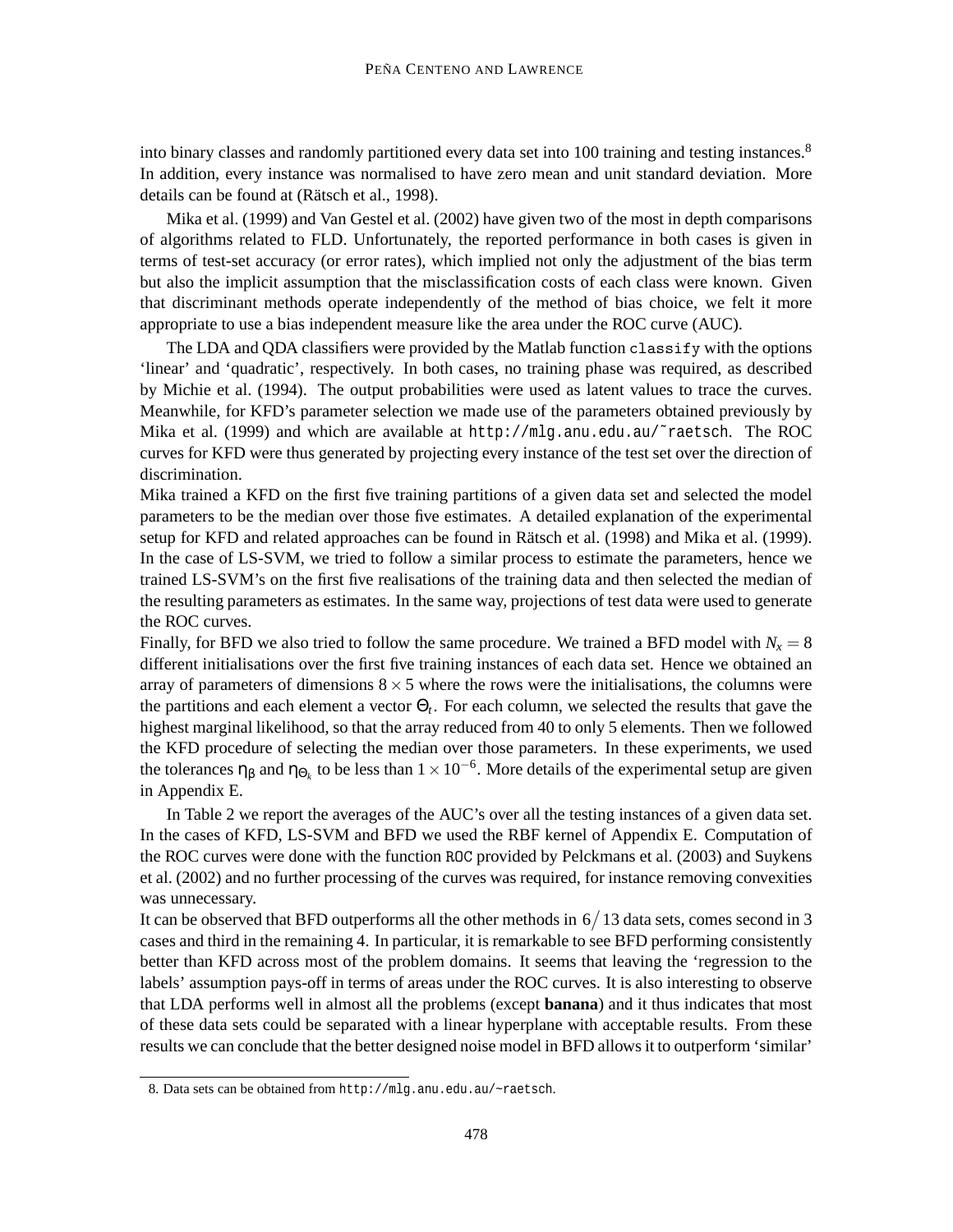into binary classes and randomly partitioned every data set into 100 training and testing instances.[8] In addition, every instance was normalised to have zero mean and unit standard deviation. More details can be found at (Rätsch et al., 1998).

Mika et al. (1999) and Van Gestel et al. (2002) have given two of the most in depth comparisons of algorithms related to FLD. Unfortunately, the reported performance in both cases is given in terms of test-set accuracy (or error rates), which implied not only the adjustment of the bias term but also the implicit assumption that the misclassification costs of each class were known. Given that discriminant methods operate independently of the method of bias choice, we felt it more appropriate to use a bias independent measure like the area under the ROC curve (AUC).

The LDA and QDA classifiers were provided by the Matlab function `classify` with the options 'linear' and 'quadratic', respectively. In both cases, no training phase was required, as described by Michie et al. (1994). The output probabilities were used as latent values to trace the curves. Meanwhile, for KFD's parameter selection we made use of the parameters obtained previously by Mika et al. (1999) and which are available at `http://mlg.anu.edu.au/˜raetsch`. The ROC curves for KFD were thus generated by projecting every instance of the test set over the direction of discrimination.

Mika trained a KFD on the first five training partitions of a given data set and selected the model parameters to be the median over those five estimates. A detailed explanation of the experimental setup for KFD and related approaches can be found in Rätsch et al. (1998) and Mika et al. (1999). In the case of LS-SVM, we tried to follow a similar process to estimate the parameters, hence we trained LS-SVM's on the first five realisations of the training data and then selected the median of the resulting parameters as estimates. In the same way, projections of test data were used to generate the ROC curves.

Finally, for BFD we also tried to follow the same procedure. We trained a BFD model with $N_x = 8$ different initialisations over the first five training instances of each data set. Hence we obtained an array of parameters of dimensions $8 \times 5$ where the rows were the initialisations, the columns were the partitions and each element a vector $\Theta_t$. For each column, we selected the results that gave the highest marginal likelihood, so that the array reduced from 40 to only 5 elements. Then we followed the KFD procedure of selecting the median over those parameters. In these experiments, we used the tolerances $\eta_\beta$ and $\eta_{\Theta_k}$ to be less than $1 \times 10^{-6}$. More details of the experimental setup are given in Appendix E.

In Table 2 we report the averages of the AUC's over all the testing instances of a given data set. In the cases of KFD, LS-SVM and BFD we used the RBF kernel of Appendix E. Computation of the ROC curves were done with the function `ROC` provided by Pelckmans et al. (2003) and Suykens et al. (2002) and no further processing of the curves was required, for instance removing convexities was unnecessary.

It can be observed that BFD outperforms all the other methods in $6/13$ data sets, comes second in 3 cases and third in the remaining 4. In particular, it is remarkable to see BFD performing consistently better than KFD across most of the problem domains. It seems that leaving the 'regression to the labels' assumption pays-off in terms of areas under the ROC curves. It is also interesting to observe that LDA performs well in almost all the problems (except **banana**) and it thus indicates that most of these data sets could be separated with a linear hyperplane with acceptable results. From these results we can conclude that the better designed noise model in BFD allows it to outperform 'similar'

8. Data sets can be obtained from `http://mlg.anu.edu.au/~raetsch`.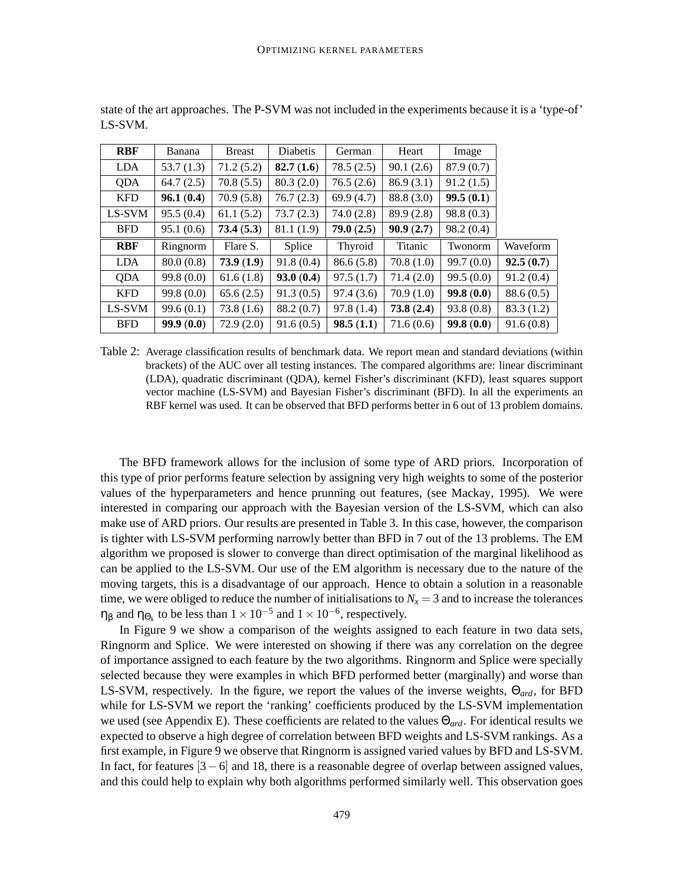state of the art approaches. The P-SVM was not included in the experiments because it is a 'type-of' LS-SVM.

| **RBF** | Banana | Breast | Diabetis | German | Heart | Image | |
|---|---|---|---|---|---|---|---|
| LDA | 53.7 (1.3) | 71.2 (5.2) | **82.7 (1.6)** | 78.5 (2.5) | 90.1 (2.6) | 87.9 (0.7) | |
| QDA | 64.7 (2.5) | 70.8 (5.5) | 80.3 (2.0) | 76.5 (2.6) | 86.9 (3.1) | 91.2 (1.5) | |
| KFD | **96.1 (0.4)** | 70.9 (5.8) | 76.7 (2.3) | 69.9 (4.7) | 88.8 (3.0) | **99.5 (0.1)** | |
| LS-SVM | 95.5 (0.4) | 61.1 (5.2) | 73.7 (2.3) | 74.0 (2.8) | 89.9 (2.8) | 98.8 (0.3) | |
| BFD | 95.1 (0.6) | **73.4 (5.3)** | 81.1 (1.9) | **79.0 (2.5)** | **90.9 (2.7)** | 98.2 (0.4) | |
| **RBF** | Ringnorm | Flare S. | Splice | Thyroid | Titanic | Twonorm | Waveform |
| LDA | 80.0 (0.8) | **73.9 (1.9)** | 91.8 (0.4) | 86.6 (5.8) | 70.8 (1.0) | 99.7 (0.0) | **92.5 (0.7)** |
| QDA | 99.8 (0.0) | 61.6 (1.8) | **93.0 (0.4)** | 97.5 (1.7) | 71.4 (2.0) | 99.5 (0.0) | 91.2 (0.4) |
| KFD | 99.8 (0.0) | 65.6 (2.5) | 91.3 (0.5) | 97.4 (3.6) | 70.9 (1.0) | **99.8 (0.0)** | 88.6 (0.5) |
| LS-SVM | 99.6 (0.1) | 73.8 (1.6) | 88.2 (0.7) | 97.8 (1.4) | **73.8 (2.4)** | 93.8 (0.8) | 83.3 (1.2) |
| BFD | **99.9 (0.0)** | 72.9 (2.0) | 91.6 (0.5) | **98.5 (1.1)** | 71.6 (0.6) | **99.8 (0.0)** | 91.6 (0.8) |

Table 2: Average classification results of benchmark data. We report mean and standard deviations (within brackets) of the AUC over all testing instances. The compared algorithms are: linear discriminant (LDA), quadratic discriminant (QDA), kernel Fisher's discriminant (KFD), least squares support vector machine (LS-SVM) and Bayesian Fisher's discriminant (BFD). In all the experiments an RBF kernel was used. It can be observed that BFD performs better in 6 out of 13 problem domains.

The BFD framework allows for the inclusion of some type of ARD priors. Incorporation of this type of prior performs feature selection by assigning very high weights to some of the posterior values of the hyperparameters and hence prunning out features, (see Mackay, 1995). We were interested in comparing our approach with the Bayesian version of the LS-SVM, which can also make use of ARD priors. Our results are presented in Table 3. In this case, however, the comparison is tighter with LS-SVM performing narrowly better than BFD in 7 out of the 13 problems. The EM algorithm we proposed is slower to converge than direct optimisation of the marginal likelihood as can be applied to the LS-SVM. Our use of the EM algorithm is necessary due to the nature of the moving targets, this is a disadvantage of our approach. Hence to obtain a solution in a reasonable time, we were obliged to reduce the number of initialisations to $N_x = 3$ and to increase the tolerances $\eta_\beta$ and $\eta_{\Theta_k}$ to be less than $1\times10^{-5}$ and $1\times10^{-6}$, respectively.

In Figure 9 we show a comparison of the weights assigned to each feature in two data sets, Ringnorm and Splice. We were interested on showing if there was any correlation on the degree of importance assigned to each feature by the two algorithms. Ringnorm and Splice were specially selected because they were examples in which BFD performed better (marginally) and worse than LS-SVM, respectively. In the figure, we report the values of the inverse weights, $\Theta_{ard}$, for BFD while for LS-SVM we report the 'ranking' coefficients produced by the LS-SVM implementation we used (see Appendix E). These coefficients are related to the values $\Theta_{ard}$. For identical results we expected to observe a high degree of correlation between BFD weights and LS-SVM rankings. As a first example, in Figure 9 we observe that Ringnorm is assigned varied values by BFD and LS-SVM. In fact, for features $[3-6]$ and 18, there is a reasonable degree of overlap between assigned values, and this could help to explain why both algorithms performed similarly well. This observation goes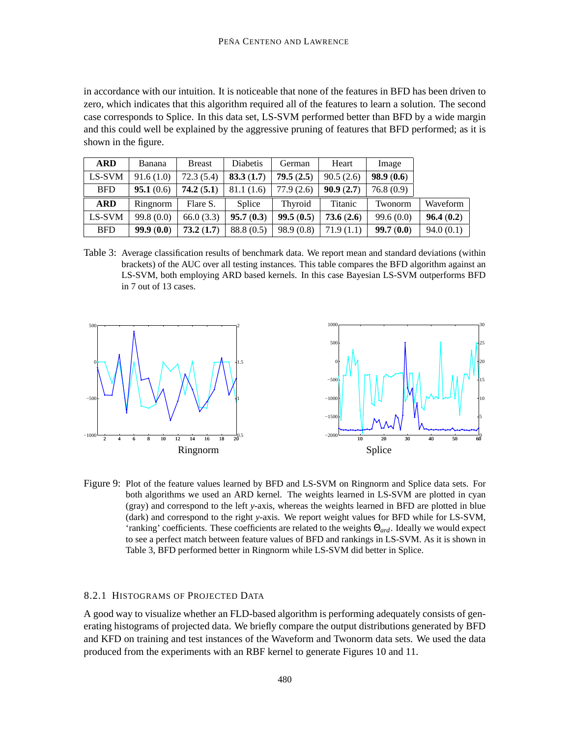in accordance with our intuition. It is noticeable that none of the features in BFD has been driven to zero, which indicates that this algorithm required all of the features to learn a solution. The second case corresponds to Splice. In this data set, LS-SVM performed better than BFD by a wide margin and this could well be explained by the aggressive pruning of features that BFD performed; as it is shown in the figure.

| **ARD** | Banana | Breast | Diabetis | German | Heart | Image | |
|---|---|---|---|---|---|---|---|
| LS-SVM | 91.6 (1.0) | 72.3 (5.4) | **83.3 (1.7)** | **79.5 (2.5)** | 90.5 (2.6) | **98.9 (0.6)** | |
| BFD | **95.1** (0.6) | **74.2 (5.1)** | 81.1 (1.6) | 77.9 (2.6) | **90.9 (2.7)** | 76.8 (0.9) | |
| **ARD** | Ringnorm | Flare S. | Splice | Thyroid | Titanic | Twonorm | Waveform |
| LS-SVM | 99.8 (0.0) | 66.0 (3.3) | **95.7 (0.3)** | **99.5 (0.5)** | **73.6 (2.6)** | 99.6 (0.0) | **96.4 (0.2)** |
| BFD | **99.9 (0.0)** | **73.2 (1.7)** | 88.8 (0.5) | 98.9 (0.8) | 71.9 (1.1) | **99.7 (0.0)** | 94.0 (0.1) |

Table 3: Average classification results of benchmark data. We report mean and standard deviations (within brackets) of the AUC over all testing instances. This table compares the BFD algorithm against an LS-SVM, both employing ARD based kernels. In this case Bayesian LS-SVM outperforms BFD in 7 out of 13 cases.

Figure 9: Plot of the feature values learned by BFD and LS-SVM on Ringnorm and Splice data sets. For both algorithms we used an ARD kernel. The weights learned in LS-SVM are plotted in cyan (gray) and correspond to the left *y*-axis, whereas the weights learned in BFD are plotted in blue (dark) and correspond to the right *y*-axis. We report weight values for BFD while for LS-SVM, 'ranking' coefficients. These coefficients are related to the weights $\Theta_{ard}$. Ideally we would expect to see a perfect match between feature values of BFD and rankings in LS-SVM. As it is shown in Table 3, BFD performed better in Ringnorm while LS-SVM did better in Splice.

### 8.2.1 Histograms of Projected Data

A good way to visualize whether an FLD-based algorithm is performing adequately consists of generating histograms of projected data. We briefly compare the output distributions generated by BFD and KFD on training and test instances of the Waveform and Twonorm data sets. We used the data produced from the experiments with an RBF kernel to generate Figures 10 and 11.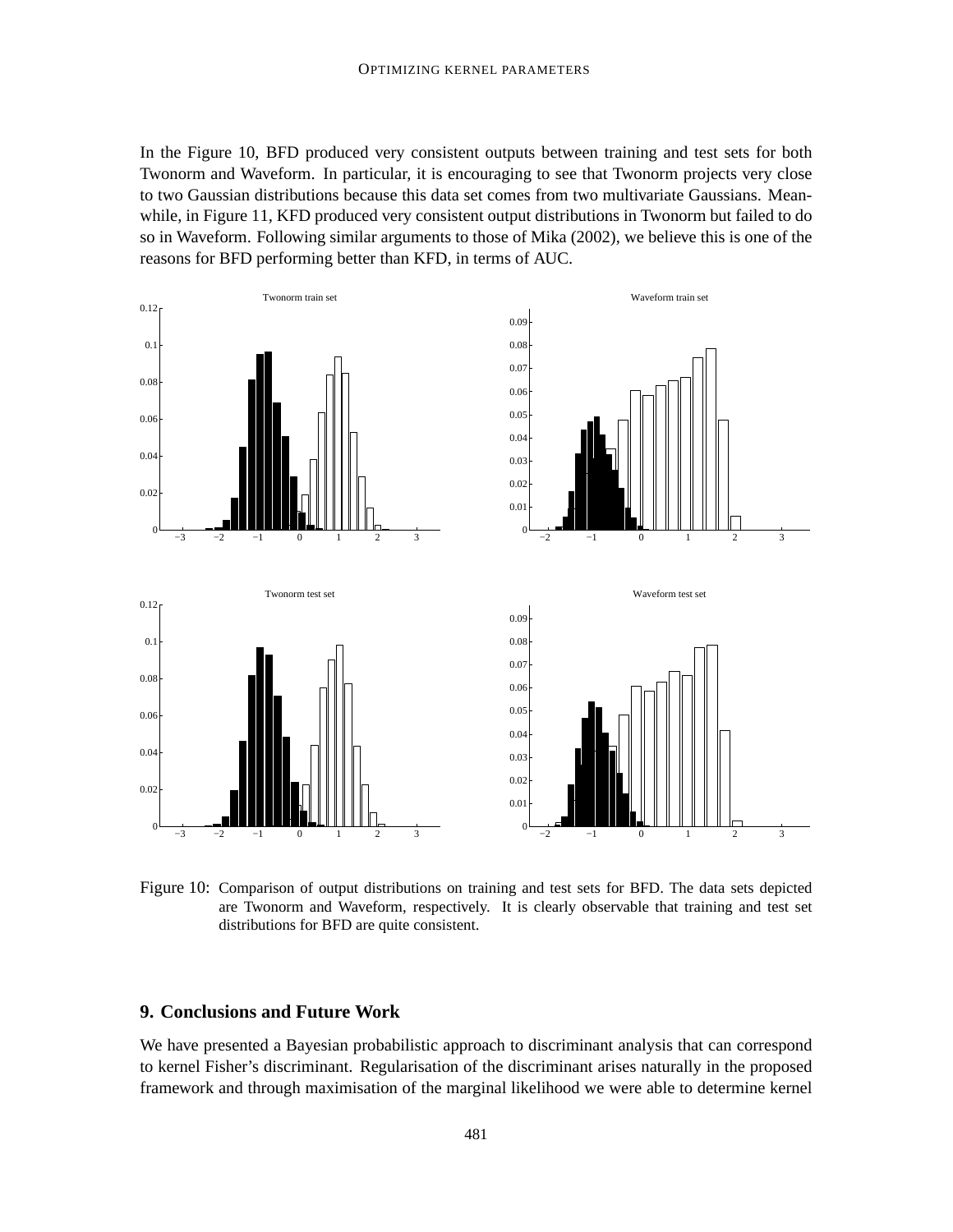In the Figure 10, BFD produced very consistent outputs between training and test sets for both Twonorm and Waveform. In particular, it is encouraging to see that Twonorm projects very close to two Gaussian distributions because this data set comes from two multivariate Gaussians. Meanwhile, in Figure 11, KFD produced very consistent output distributions in Twonorm but failed to do so in Waveform. Following similar arguments to those of Mika (2002), we believe this is one of the reasons for BFD performing better than KFD, in terms of AUC.

Figure 10: Comparison of output distributions on training and test sets for BFD. The data sets depicted are Twonorm and Waveform, respectively. It is clearly observable that training and test set distributions for BFD are quite consistent.

## 9. Conclusions and Future Work

We have presented a Bayesian probabilistic approach to discriminant analysis that can correspond to kernel Fisher's discriminant. Regularisation of the discriminant arises naturally in the proposed framework and through maximisation of the marginal likelihood we were able to determine kernel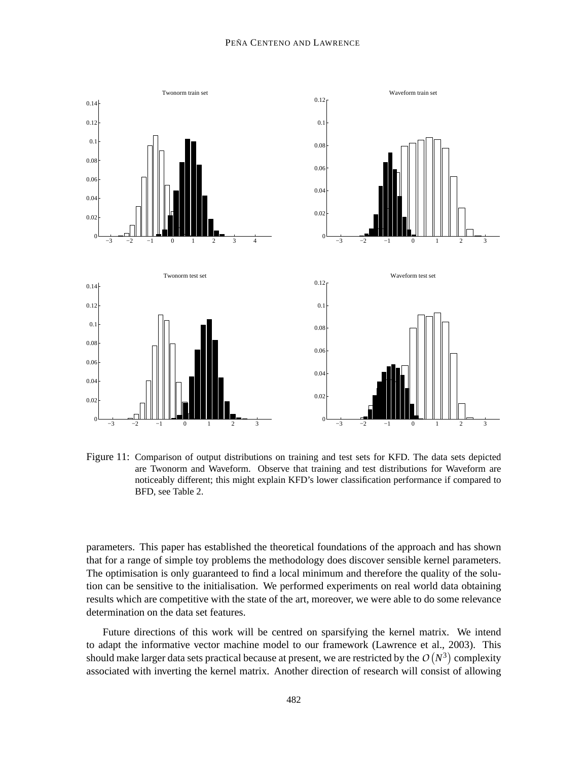Figure 11: Comparison of output distributions on training and test sets for KFD. The data sets depicted are Twonorm and Waveform. Observe that training and test distributions for Waveform are noticeably different; this might explain KFD's lower classification performance if compared to BFD, see Table 2.

parameters. This paper has established the theoretical foundations of the approach and has shown that for a range of simple toy problems the methodology does discover sensible kernel parameters. The optimisation is only guaranteed to find a local minimum and therefore the quality of the solution can be sensitive to the initialisation. We performed experiments on real world data obtaining results which are competitive with the state of the art, moreover, we were able to do some relevance determination on the data set features.

Future directions of this work will be centred on sparsifying the kernel matrix. We intend to adapt the informative vector machine model to our framework (Lawrence et al., 2003). This should make larger data sets practical because at present, we are restricted by the $O\left(N^3\right)$ complexity associated with inverting the kernel matrix. Another direction of research will consist of allowing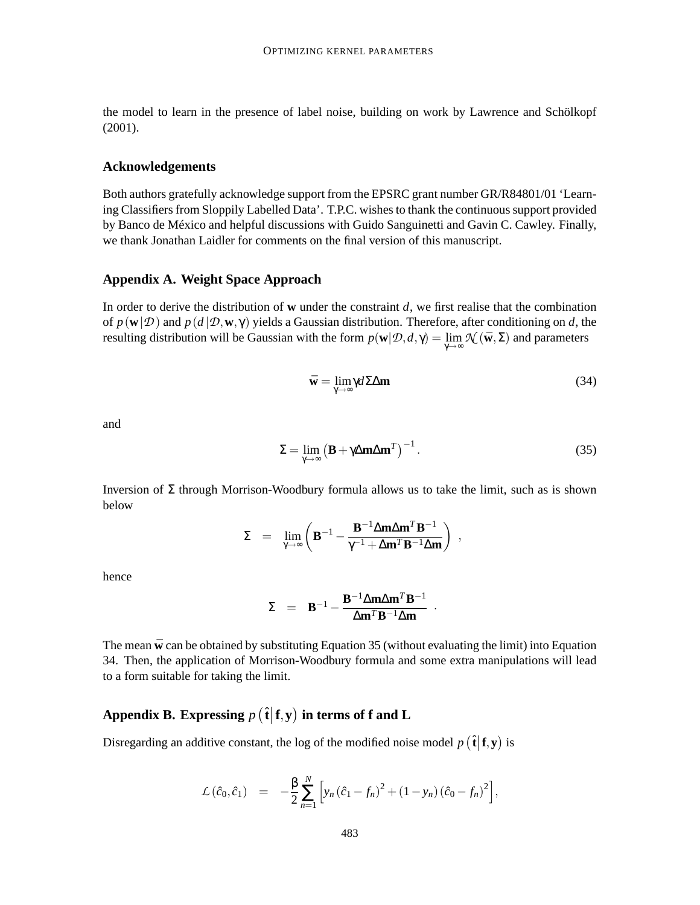the model to learn in the presence of label noise, building on work by Lawrence and Schölkopf (2001).

## Acknowledgements

Both authors gratefully acknowledge support from the EPSRC grant number GR/R84801/01 'Learning Classifiers from Sloppily Labelled Data'. T.P.C. wishes to thank the continuous support provided by Banco de México and helpful discussions with Guido Sanguinetti and Gavin C. Cawley. Finally, we thank Jonathan Laidler for comments on the final version of this manuscript.

## Appendix A. Weight Space Approach

In order to derive the distribution of $\mathbf{w}$ under the constraint $d$, we first realise that the combination of $p(\mathbf{w}|\mathcal{D})$ and $p(d|\mathcal{D},\mathbf{w},\gamma)$ yields a Gaussian distribution. Therefore, after conditioning on $d$, the resulting distribution will be Gaussian with the form $p(\mathbf{w}|\mathcal{D},d,\gamma) = \lim_{\gamma\to\infty} \mathcal{N}(\bar{\mathbf{w}},\Sigma)$ and parameters

$$\bar{\mathbf{w}} = \lim_{\gamma\to\infty} \gamma d \Sigma \Delta \mathbf{m} \tag{34}$$

and

$$\Sigma = \lim_{\gamma\to\infty} \left(\mathbf{B} + \gamma \Delta\mathbf{m}\Delta\mathbf{m}^T\right)^{-1}. \tag{35}$$

Inversion of $\Sigma$ through Morrison-Woodbury formula allows us to take the limit, such as is shown below

$$\Sigma = \lim_{\gamma\to\infty} \left( \mathbf{B}^{-1} - \frac{\mathbf{B}^{-1}\Delta\mathbf{m}\Delta\mathbf{m}^T\mathbf{B}^{-1}}{\gamma^{-1} + \Delta\mathbf{m}^T\mathbf{B}^{-1}\Delta\mathbf{m}} \right),$$

hence

$$\Sigma = \mathbf{B}^{-1} - \frac{\mathbf{B}^{-1}\Delta\mathbf{m}\Delta\mathbf{m}^T\mathbf{B}^{-1}}{\Delta\mathbf{m}^T\mathbf{B}^{-1}\Delta\mathbf{m}}.$$

The mean $\bar{\mathbf{w}}$ can be obtained by substituting Equation 35 (without evaluating the limit) into Equation 34. Then, the application of Morrison-Woodbury formula and some extra manipulations will lead to a form suitable for taking the limit.

## Appendix B. Expressing $p\left(\hat{\mathbf{t}}\middle|\,\mathbf{f},\mathbf{y}\right)$ in terms of f and L

Disregarding an additive constant, the log of the modified noise model $p\left(\hat{\mathbf{t}}\middle|\,\mathbf{f},\mathbf{y}\right)$ is

$$\mathcal{L}(\hat{c}_0,\hat{c}_1) = -\frac{\beta}{2}\sum_{n=1}^{N}\left[y_n(\hat{c}_1 - f_n)^2 + (1-y_n)(\hat{c}_0 - f_n)^2\right],$$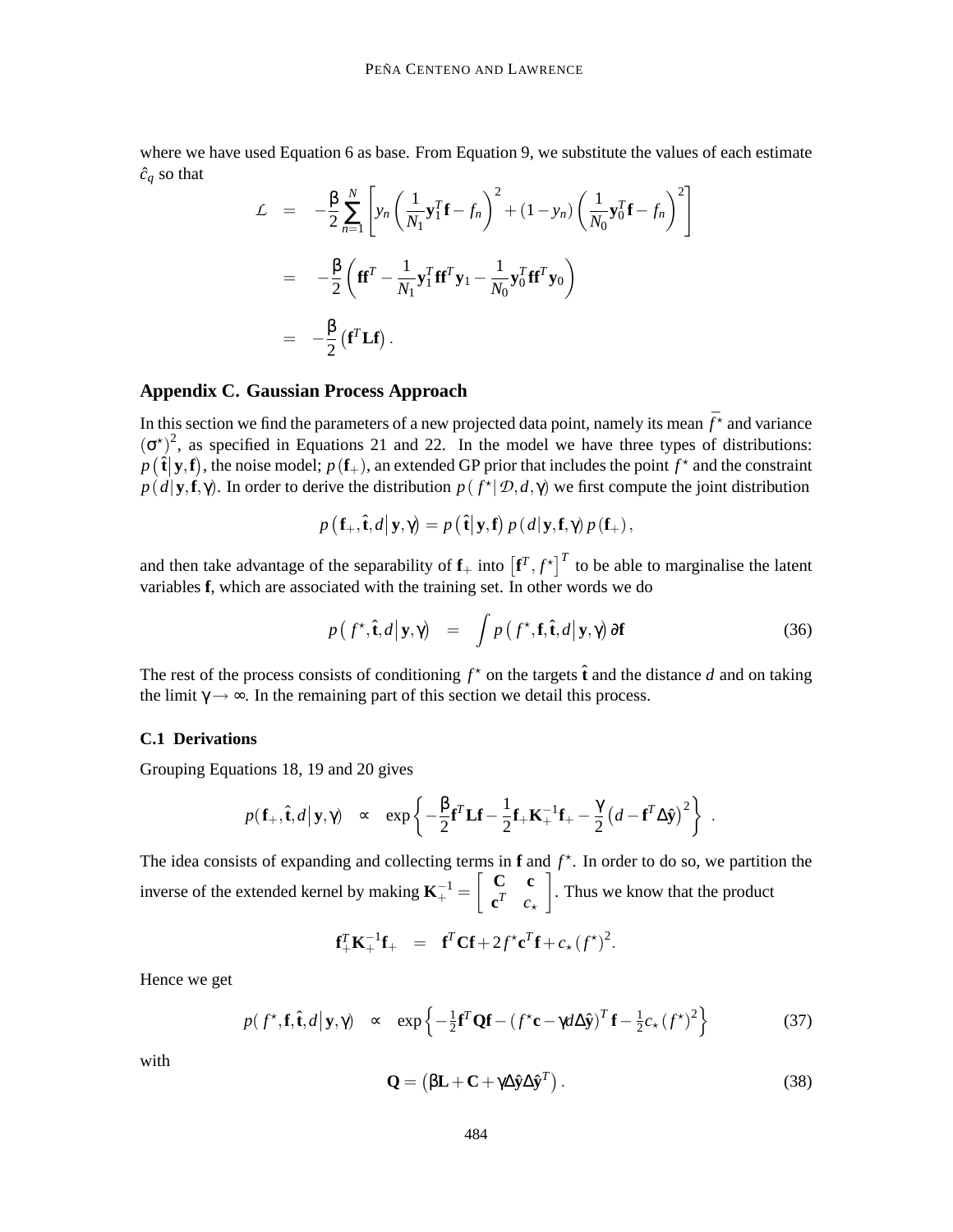where we have used Equation 6 as base. From Equation 9, we substitute the values of each estimate $\hat{c}_q$ so that

$$
\begin{aligned}
\mathcal{L} &= -\frac{\beta}{2}\sum_{n=1}^{N}\left[y_n\left(\frac{1}{N_1}\mathbf{y}_1^T\mathbf{f}-f_n\right)^2+(1-y_n)\left(\frac{1}{N_0}\mathbf{y}_0^T\mathbf{f}-f_n\right)^2\right] \\
&= -\frac{\beta}{2}\left(\mathbf{f}\mathbf{f}^T-\frac{1}{N_1}\mathbf{y}_1^T\mathbf{f}\mathbf{f}^T\mathbf{y}_1-\frac{1}{N_0}\mathbf{y}_0^T\mathbf{f}\mathbf{f}^T\mathbf{y}_0\right) \\
&= -\frac{\beta}{2}\left(\mathbf{f}^T\mathbf{L}\mathbf{f}\right).
\end{aligned}
$$

## Appendix C. Gaussian Process Approach

In this section we find the parameters of a new projected data point, namely its mean $\bar{f^\star}$ and variance $(\sigma^\star)^2$, as specified in Equations 21 and 22. In the model we have three types of distributions: $p\left(\hat{\mathbf{t}}\middle|\mathbf{y},\mathbf{f}\right)$, the noise model; $p\left(\mathbf{f}_+\right)$, an extended GP prior that includes the point $f^\star$ and the constraint $p\left(d\middle|\mathbf{y},\mathbf{f},\gamma\right)$. In order to derive the distribution $p\left(f^\star\middle|\mathcal{D},d,\gamma\right)$ we first compute the joint distribution

$$
p\left(\mathbf{f}_+,\hat{\mathbf{t}},d\middle|\mathbf{y},\gamma\right)=p\left(\hat{\mathbf{t}}\middle|\mathbf{y},\mathbf{f}\right)p\left(d\middle|\mathbf{y},\mathbf{f},\gamma\right)p\left(\mathbf{f}_+\right),
$$

and then take advantage of the separability of $\mathbf{f}_+$ into $\left[\mathbf{f}^T,f^\star\right]^T$ to be able to marginalise the latent variables $\mathbf{f}$, which are associated with the training set. In other words we do

$$
p\left(f^\star,\hat{\mathbf{t}},d\middle|\mathbf{y},\gamma\right) = \int p\left(f^\star,\mathbf{f},\hat{\mathbf{t}},d\middle|\mathbf{y},\gamma\right)\partial\mathbf{f} \tag{36}
$$

The rest of the process consists of conditioning $f^\star$ on the targets $\hat{\mathbf{t}}$ and the distance $d$ and on taking the limit $\gamma\rightarrow\infty$. In the remaining part of this section we detail this process.

### C.1 Derivations

Grouping Equations 18, 19 and 20 gives

$$
p\left(\mathbf{f}_+,\hat{\mathbf{t}},d\middle|\mathbf{y},\gamma\right) \propto \exp\left\{-\frac{\beta}{2}\mathbf{f}^T\mathbf{L}\mathbf{f}-\frac{1}{2}\mathbf{f}_+\mathbf{K}_+^{-1}\mathbf{f}_+-\frac{\gamma}{2}\left(d-\mathbf{f}^T\Delta\hat{\mathbf{y}}\right)^2\right\}\ .
$$

The idea consists of expanding and collecting terms in $\mathbf{f}$ and $f^\star$. In order to do so, we partition the inverse of the extended kernel by making $\mathbf{K}_+^{-1}=\begin{bmatrix}\mathbf{C} & \mathbf{c}\\ \mathbf{c}^T & c_\star\end{bmatrix}$. Thus we know that the product

$$
\mathbf{f}_+^T\mathbf{K}_+^{-1}\mathbf{f}_+ = \mathbf{f}^T\mathbf{C}\mathbf{f}+2f^\star\mathbf{c}^T\mathbf{f}+c_\star\left(f^\star\right)^2.
$$

Hence we get

$$
p\left(f^\star,\mathbf{f},\hat{\mathbf{t}},d\middle|\mathbf{y},\gamma\right) \propto \exp\left\{-\tfrac{1}{2}\mathbf{f}^T\mathbf{Q}\mathbf{f}-\left(f^\star\mathbf{c}-\gamma d\Delta\hat{\mathbf{y}}\right)^T\mathbf{f}-\tfrac{1}{2}c_\star\left(f^\star\right)^2\right\} \tag{37}
$$

with

$$
\mathbf{Q}=\left(\beta\mathbf{L}+\mathbf{C}+\gamma\Delta\hat{\mathbf{y}}\Delta\hat{\mathbf{y}}^T\right). \tag{38}
$$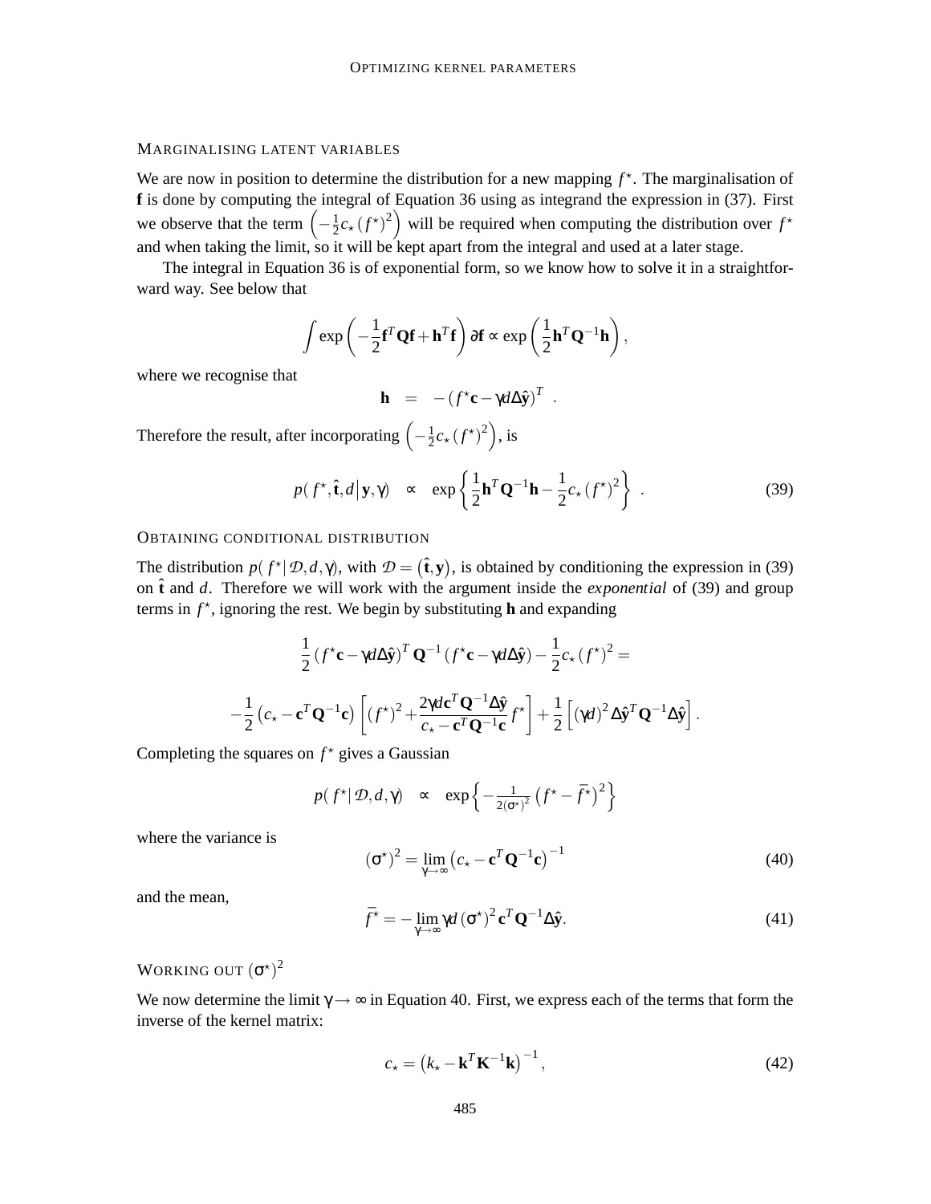#### Marginalising latent variables

We are now in position to determine the distribution for a new mapping $f^\star$. The marginalisation of $\mathbf{f}$ is done by computing the integral of Equation 36 using as integrand the expression in (37). First we observe that the term $\left(-\frac{1}{2}c_\star (f^\star)^2\right)$ will be required when computing the distribution over $f^\star$ and when taking the limit, so it will be kept apart from the integral and used at a later stage.

The integral in Equation 36 is of exponential form, so we know how to solve it in a straightforward way. See below that

$$\int \exp\left(-\frac{1}{2}\mathbf{f}^T\mathbf{Q}\mathbf{f} + \mathbf{h}^T\mathbf{f}\right)\partial\mathbf{f} \propto \exp\left(\frac{1}{2}\mathbf{h}^T\mathbf{Q}^{-1}\mathbf{h}\right),$$

where we recognise that

$$\mathbf{h} \;=\; -\left(f^\star\mathbf{c} - \gamma d\Delta\hat{\mathbf{y}}\right)^T \;.$$

Therefore the result, after incorporating $\left(-\frac{1}{2}c_\star (f^\star)^2\right)$, is

$$p(\,f^\star, \hat{\mathbf{t}}, d\,|\,\mathbf{y}, \gamma) \quad\propto\quad \exp\left\{\frac{1}{2}\mathbf{h}^T\mathbf{Q}^{-1}\mathbf{h} - \frac{1}{2}c_\star (f^\star)^2\right\} \;. \tag{39}$$

#### Obtaining conditional distribution

The distribution $p(\,f^\star|\,\mathcal{D}, d, \gamma)$, with $\mathcal{D} = \left(\hat{\mathbf{t}}, \mathbf{y}\right)$, is obtained by conditioning the expression in (39) on $\hat{\mathbf{t}}$ and $d$. Therefore we will work with the argument inside the *exponential* of (39) and group terms in $f^\star$, ignoring the rest. We begin by substituting $\mathbf{h}$ and expanding

$$\frac{1}{2}\left(f^\star\mathbf{c} - \gamma d\Delta\hat{\mathbf{y}}\right)^T\mathbf{Q}^{-1}\left(f^\star\mathbf{c} - \gamma d\Delta\hat{\mathbf{y}}\right) - \frac{1}{2}c_\star (f^\star)^2 =$$

$$-\frac{1}{2}\left(c_\star - \mathbf{c}^T\mathbf{Q}^{-1}\mathbf{c}\right)\left[(f^\star)^2 + \frac{2\gamma d\mathbf{c}^T\mathbf{Q}^{-1}\Delta\hat{\mathbf{y}}}{c_\star - \mathbf{c}^T\mathbf{Q}^{-1}\mathbf{c}}f^\star\right] + \frac{1}{2}\left[(\gamma d)^2\Delta\hat{\mathbf{y}}^T\mathbf{Q}^{-1}\Delta\hat{\mathbf{y}}\right].$$

Completing the squares on $f^\star$ gives a Gaussian

$$p(\,f^\star|\,\mathcal{D}, d, \gamma) \quad\propto\quad \exp\left\{-\tfrac{1}{2(\sigma^\star)^2}\left(f^\star - \bar{f}^\star\right)^2\right\}$$

where the variance is

$$(\sigma^\star)^2 = \lim_{\gamma\to\infty}\left(c_\star - \mathbf{c}^T\mathbf{Q}^{-1}\mathbf{c}\right)^{-1} \tag{40}$$

and the mean,

$$\bar{f}^\star = -\lim_{\gamma\to\infty}\gamma d\,(\sigma^\star)^2\,\mathbf{c}^T\mathbf{Q}^{-1}\Delta\hat{\mathbf{y}}. \tag{41}$$

#### Working out $(\sigma^\star)^2$

We now determine the limit $\gamma\to\infty$ in Equation 40. First, we express each of the terms that form the inverse of the kernel matrix:

$$c_\star = \left(k_\star - \mathbf{k}^T\mathbf{K}^{-1}\mathbf{k}\right)^{-1}, \tag{42}$$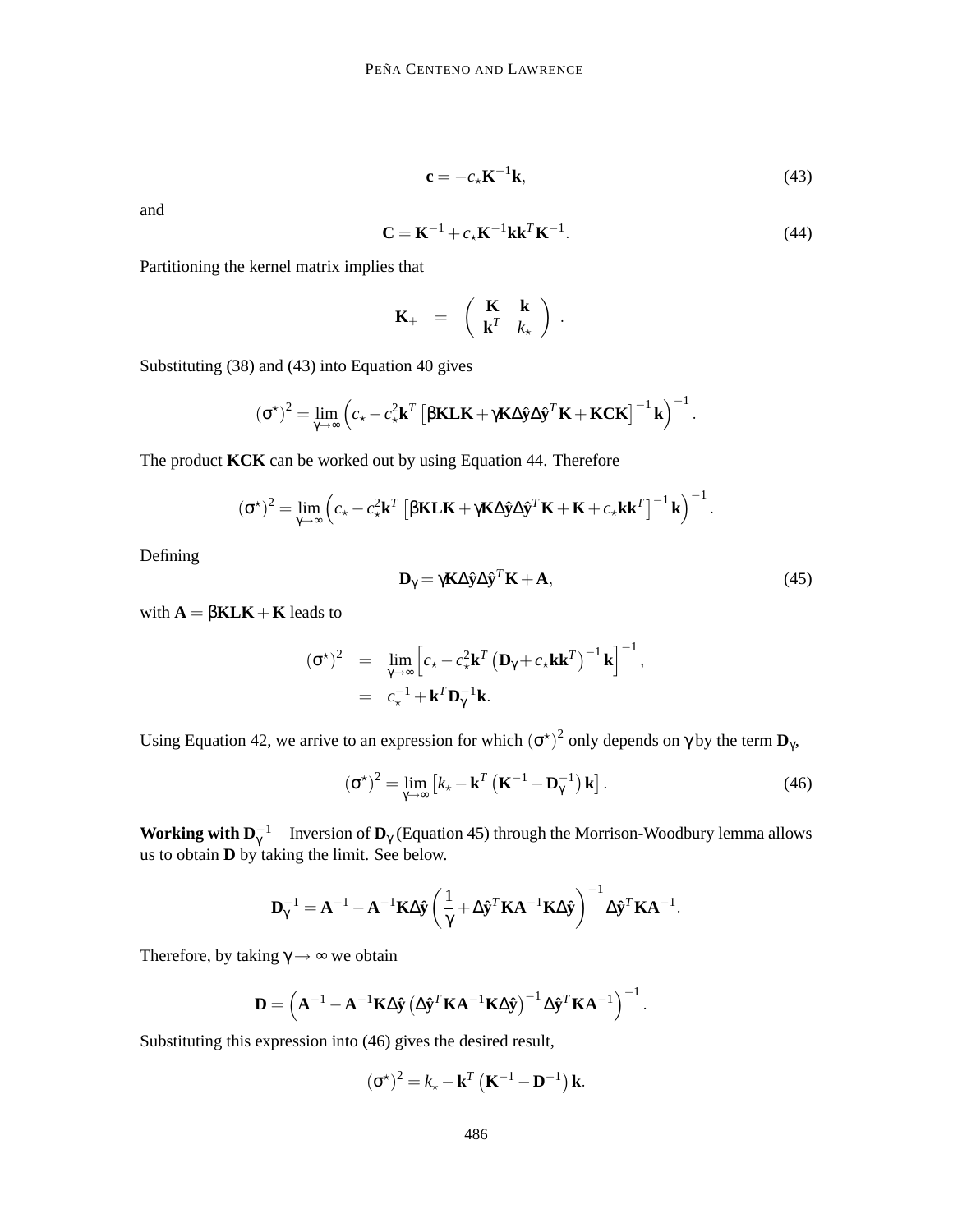$$\mathbf{c} = -c_\star \mathbf{K}^{-1}\mathbf{k}, \tag{43}$$

and

$$\mathbf{C} = \mathbf{K}^{-1} + c_\star \mathbf{K}^{-1}\mathbf{k}\mathbf{k}^T\mathbf{K}^{-1}. \tag{44}$$

Partitioning the kernel matrix implies that

$$\mathbf{K}_+ \quad = \quad \begin{pmatrix} \mathbf{K} & \mathbf{k} \\ \mathbf{k}^T & k_\star \end{pmatrix} .$$

Substituting (38) and (43) into Equation 40 gives

$$(\sigma^\star)^2 = \lim_{\gamma\to\infty}\left(c_\star - c_\star^2 \mathbf{k}^T\left[\beta\mathbf{K}\mathbf{L}\mathbf{K} + \gamma\mathbf{K}\Delta\hat{\mathbf{y}}\Delta\hat{\mathbf{y}}^T\mathbf{K} + \mathbf{K}\mathbf{C}\mathbf{K}\right]^{-1}\mathbf{k}\right)^{-1}.$$

The product $\mathbf{KCK}$ can be worked out by using Equation 44. Therefore

$$(\sigma^\star)^2 = \lim_{\gamma\to\infty}\left(c_\star - c_\star^2 \mathbf{k}^T\left[\beta\mathbf{K}\mathbf{L}\mathbf{K} + \gamma\mathbf{K}\Delta\hat{\mathbf{y}}\Delta\hat{\mathbf{y}}^T\mathbf{K} + \mathbf{K} + c_\star\mathbf{k}\mathbf{k}^T\right]^{-1}\mathbf{k}\right)^{-1}.$$

Defining

$$\mathbf{D}_\gamma = \gamma\mathbf{K}\Delta\hat{\mathbf{y}}\Delta\hat{\mathbf{y}}^T\mathbf{K} + \mathbf{A}, \tag{45}$$

with $\mathbf{A} = \beta\mathbf{K}\mathbf{L}\mathbf{K} + \mathbf{K}$ leads to

$$\begin{aligned}(\sigma^\star)^2 &= \lim_{\gamma\to\infty}\left[c_\star - c_\star^2\mathbf{k}^T\left(\mathbf{D}_\gamma + c_\star\mathbf{k}\mathbf{k}^T\right)^{-1}\mathbf{k}\right]^{-1}, \\ &= c_\star^{-1} + \mathbf{k}^T\mathbf{D}_\gamma^{-1}\mathbf{k}.\end{aligned}$$

Using Equation 42, we arrive to an expression for which $(\sigma^\star)^2$ only depends on $\gamma$ by the term $\mathbf{D}_\gamma$,

$$(\sigma^\star)^2 = \lim_{\gamma\to\infty}\left[k_\star - \mathbf{k}^T\left(\mathbf{K}^{-1} - \mathbf{D}_\gamma^{-1}\right)\mathbf{k}\right]. \tag{46}$$

**Working with $\mathbf{D}_\gamma^{-1}$** Inversion of $\mathbf{D}_\gamma$ (Equation 45) through the Morrison-Woodbury lemma allows us to obtain $\mathbf{D}$ by taking the limit. See below.

$$\mathbf{D}_\gamma^{-1} = \mathbf{A}^{-1} - \mathbf{A}^{-1}\mathbf{K}\Delta\hat{\mathbf{y}}\left(\frac{1}{\gamma} + \Delta\hat{\mathbf{y}}^T\mathbf{K}\mathbf{A}^{-1}\mathbf{K}\Delta\hat{\mathbf{y}}\right)^{-1}\Delta\hat{\mathbf{y}}^T\mathbf{K}\mathbf{A}^{-1}.$$

Therefore, by taking $\gamma\to\infty$ we obtain

$$\mathbf{D} = \left(\mathbf{A}^{-1} - \mathbf{A}^{-1}\mathbf{K}\Delta\hat{\mathbf{y}}\left(\Delta\hat{\mathbf{y}}^T\mathbf{K}\mathbf{A}^{-1}\mathbf{K}\Delta\hat{\mathbf{y}}\right)^{-1}\Delta\hat{\mathbf{y}}^T\mathbf{K}\mathbf{A}^{-1}\right)^{-1}.$$

Substituting this expression into (46) gives the desired result,

$$(\sigma^\star)^2 = k_\star - \mathbf{k}^T\left(\mathbf{K}^{-1} - \mathbf{D}^{-1}\right)\mathbf{k}.$$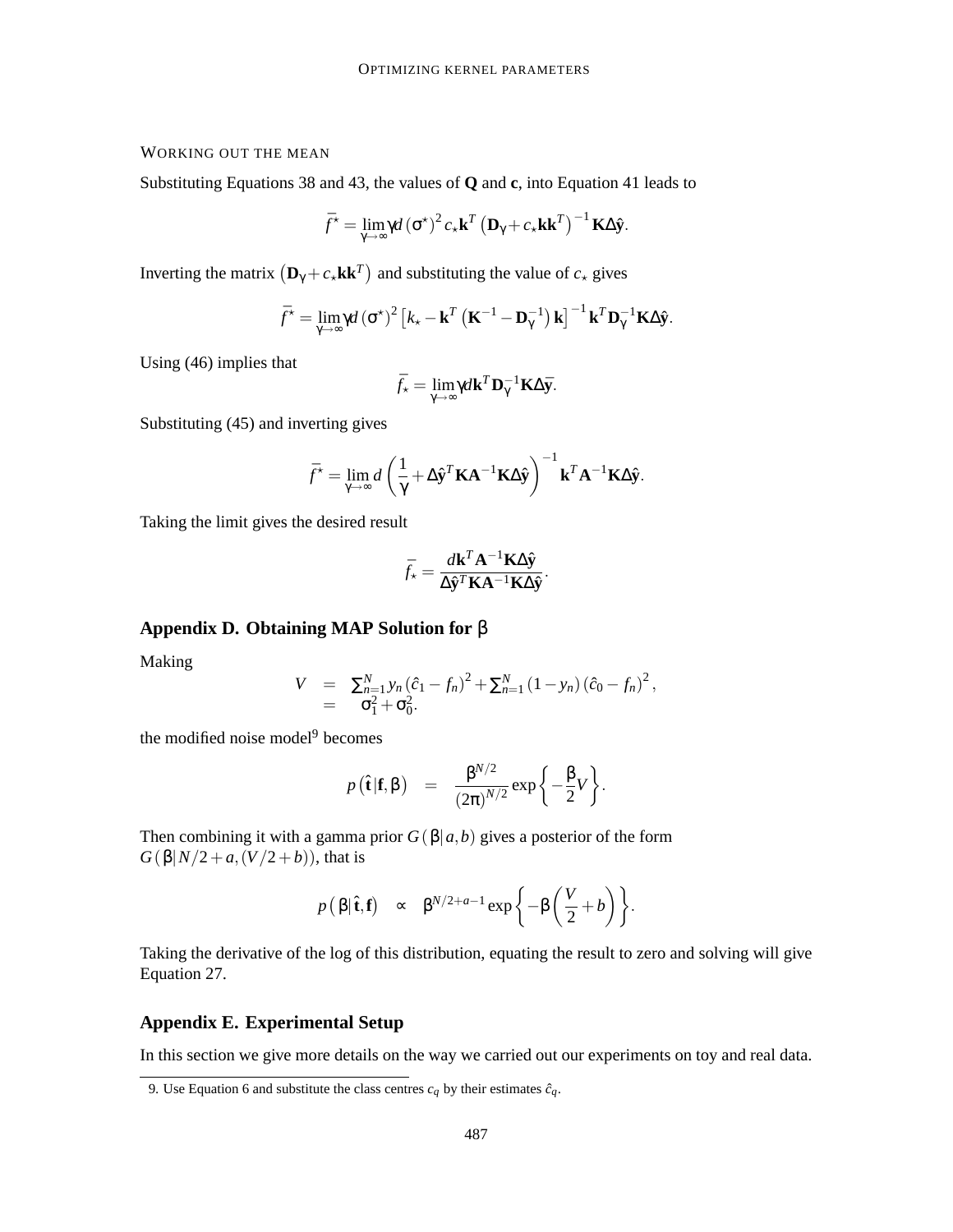#### WORKING OUT THE MEAN

Substituting Equations 38 and 43, the values of **Q** and **c**, into Equation 41 leads to

$$\bar{f}^\star = \lim_{\gamma\to\infty} \gamma d\left(\sigma^\star\right)^2 c_\star \mathbf{k}^T \left(\mathbf{D}_\gamma + c_\star \mathbf{k}\mathbf{k}^T\right)^{-1} \mathbf{K}\Delta\hat{\mathbf{y}}.$$

Inverting the matrix $\left(\mathbf{D}_\gamma + c_\star \mathbf{k}\mathbf{k}^T\right)$ and substituting the value of $c_\star$ gives

$$\bar{f}^\star = \lim_{\gamma\to\infty} \gamma d\left(\sigma^\star\right)^2 \left[k_\star - \mathbf{k}^T\left(\mathbf{K}^{-1} - \mathbf{D}_\gamma^{-1}\right)\mathbf{k}\right]^{-1} \mathbf{k}^T \mathbf{D}_\gamma^{-1} \mathbf{K}\Delta\hat{\mathbf{y}}.$$

Using (46) implies that

$$\bar{f}_\star = \lim_{\gamma\to\infty} \gamma d \mathbf{k}^T \mathbf{D}_\gamma^{-1} \mathbf{K}\Delta\bar{\mathbf{y}}.$$

Substituting (45) and inverting gives

$$\bar{f}^\star = \lim_{\gamma\to\infty} d\left(\frac{1}{\gamma} + \Delta\hat{\mathbf{y}}^T\mathbf{K}\mathbf{A}^{-1}\mathbf{K}\Delta\hat{\mathbf{y}}\right)^{-1} \mathbf{k}^T\mathbf{A}^{-1}\mathbf{K}\Delta\hat{\mathbf{y}}.$$

Taking the limit gives the desired result

$$\bar{f}_\star = \frac{d\mathbf{k}^T\mathbf{A}^{-1}\mathbf{K}\Delta\hat{\mathbf{y}}}{\Delta\hat{\mathbf{y}}^T\mathbf{K}\mathbf{A}^{-1}\mathbf{K}\Delta\hat{\mathbf{y}}}.$$

## Appendix D. Obtaining MAP Solution for $\beta$

Making

$$\begin{aligned} V &= \textstyle\sum_{n=1}^N y_n\left(\hat{c}_1 - f_n\right)^2 + \sum_{n=1}^N\left(1-y_n\right)\left(\hat{c}_0 - f_n\right)^2, \\ &= \sigma_1^2 + \sigma_0^2. \end{aligned}$$

the modified noise model[9] becomes

$$p\left(\hat{\mathbf{t}}|\mathbf{f},\beta\right) = \frac{\beta^{N/2}}{\left(2\pi\right)^{N/2}}\exp\left\{-\frac{\beta}{2}V\right\}.$$

Then combining it with a gamma prior $G\left(\beta|a,b\right)$ gives a posterior of the form $G\left(\beta|N/2+a,(V/2+b)\right)$, that is

$$p\left(\beta|\hat{\mathbf{t}},\mathbf{f}\right) \propto \beta^{N/2+a-1}\exp\left\{-\beta\left(\frac{V}{2}+b\right)\right\}.$$

Taking the derivative of the log of this distribution, equating the result to zero and solving will give Equation 27.

## Appendix E. Experimental Setup

In this section we give more details on the way we carried out our experiments on toy and real data.

9. Use Equation 6 and substitute the class centres $c_q$ by their estimates $\hat{c}_q$.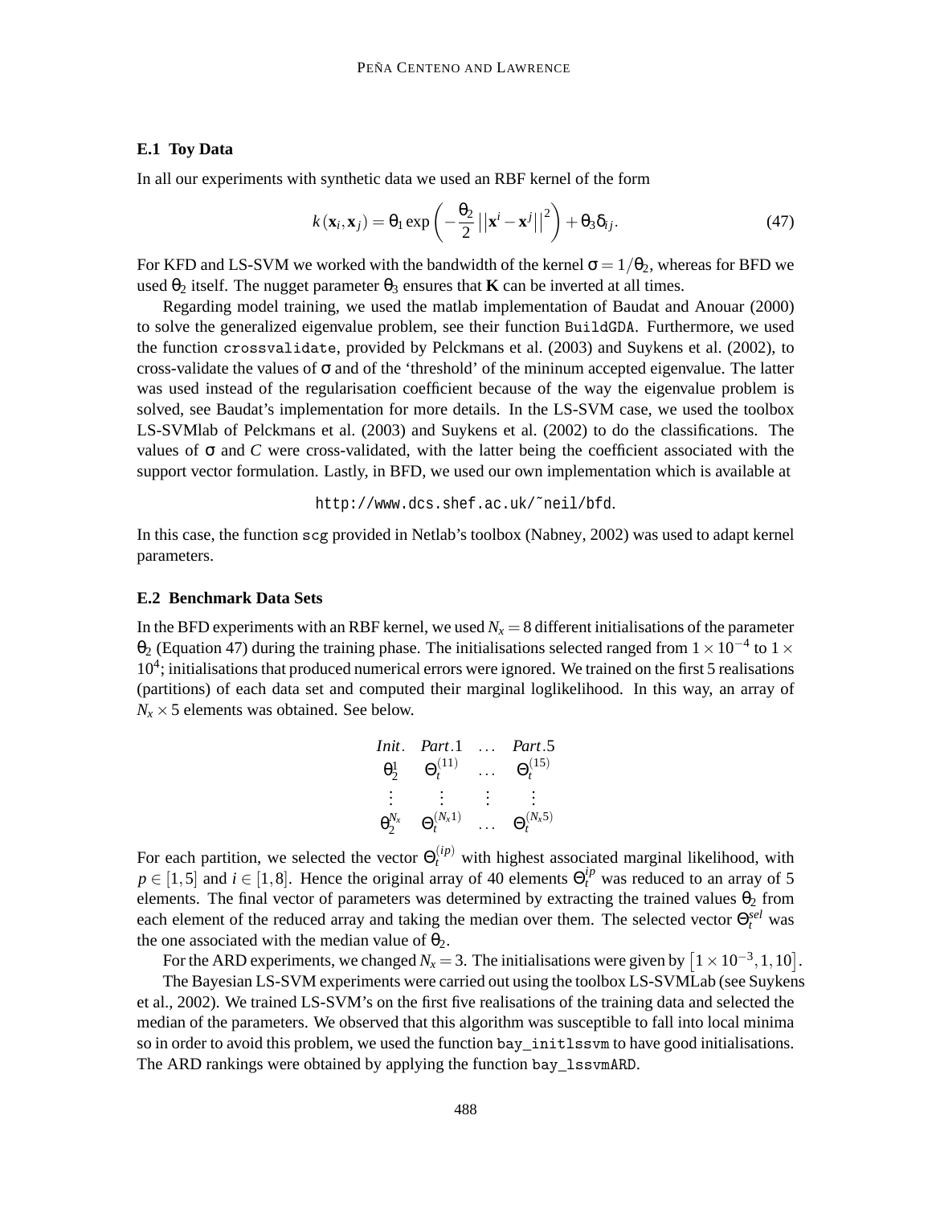### E.1 Toy Data

In all our experiments with synthetic data we used an RBF kernel of the form

$$k(\mathbf{x}_i, \mathbf{x}_j) = \theta_1 \exp\left(-\frac{\theta_2}{2}\left|\left|\mathbf{x}^i - \mathbf{x}^j\right|\right|^2\right) + \theta_3 \delta_{ij}. \tag{47}$$

For KFD and LS-SVM we worked with the bandwidth of the kernel $\sigma = 1/\theta_2$, whereas for BFD we used $\theta_2$ itself. The nugget parameter $\theta_3$ ensures that $\mathbf{K}$ can be inverted at all times.

Regarding model training, we used the matlab implementation of Baudat and Anouar (2000) to solve the generalized eigenvalue problem, see their function `BuildGDA`. Furthermore, we used the function `crossvalidate`, provided by Pelckmans et al. (2003) and Suykens et al. (2002), to cross-validate the values of $\sigma$ and of the 'threshold' of the mininum accepted eigenvalue. The latter was used instead of the regularisation coefficient because of the way the eigenvalue problem is solved, see Baudat's implementation for more details. In the LS-SVM case, we used the toolbox LS-SVMlab of Pelckmans et al. (2003) and Suykens et al. (2002) to do the classifications. The values of $\sigma$ and $C$ were cross-validated, with the latter being the coefficient associated with the support vector formulation. Lastly, in BFD, we used our own implementation which is available at

`http://www.dcs.shef.ac.uk/~neil/bfd`.

In this case, the function `scg` provided in Netlab's toolbox (Nabney, 2002) was used to adapt kernel parameters.

### E.2 Benchmark Data Sets

In the BFD experiments with an RBF kernel, we used $N_x = 8$ different initialisations of the parameter $\theta_2$ (Equation 47) during the training phase. The initialisations selected ranged from $1 \times 10^{-4}$ to $1 \times 10^4$; initialisations that produced numerical errors were ignored. We trained on the first 5 realisations (partitions) of each data set and computed their marginal loglikelihood. In this way, an array of $N_x \times 5$ elements was obtained. See below.

$$\begin{array}{cccc}
\textit{Init.} & \textit{Part.}1 & \ldots & \textit{Part.}5 \\
\theta_2^1 & \Theta_t^{(11)} & \ldots & \Theta_t^{(15)} \\
\vdots & \vdots & \vdots & \vdots \\
\theta_2^{N_x} & \Theta_t^{(N_x 1)} & \ldots & \Theta_t^{(N_x 5)}
\end{array}$$

For each partition, we selected the vector $\Theta_t^{(ip)}$ with highest associated marginal likelihood, with $p \in [1,5]$ and $i \in [1,8]$. Hence the original array of 40 elements $\Theta_t^{ip}$ was reduced to an array of 5 elements. The final vector of parameters was determined by extracting the trained values $\theta_2$ from each element of the reduced array and taking the median over them. The selected vector $\Theta_t^{sel}$ was the one associated with the median value of $\theta_2$.

For the ARD experiments, we changed $N_x = 3$. The initialisations were given by $\left[1 \times 10^{-3}, 1, 10\right]$.

The Bayesian LS-SVM experiments were carried out using the toolbox LS-SVMLab (see Suykens et al., 2002). We trained LS-SVM's on the first five realisations of the training data and selected the median of the parameters. We observed that this algorithm was susceptible to fall into local minima so in order to avoid this problem, we used the function `bay_initlssvm` to have good initialisations. The ARD rankings were obtained by applying the function `bay_lssvmARD`.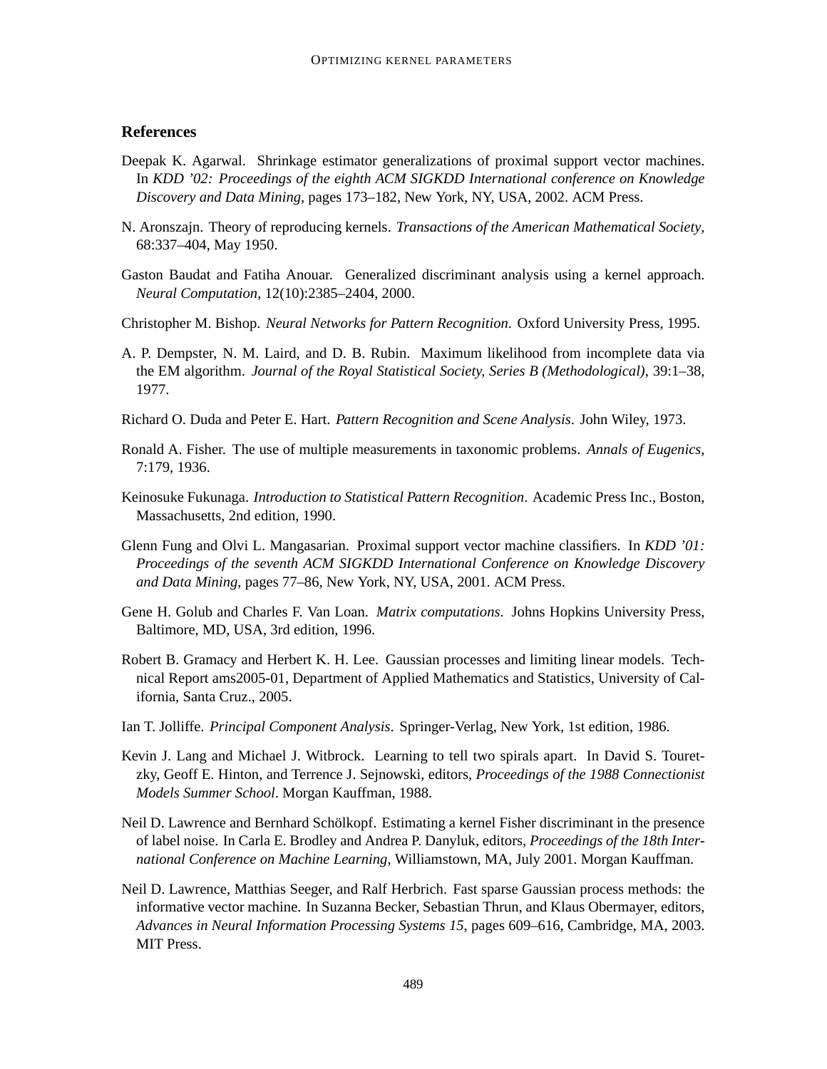## References

Deepak K. Agarwal. Shrinkage estimator generalizations of proximal support vector machines. In *KDD '02: Proceedings of the eighth ACM SIGKDD International conference on Knowledge Discovery and Data Mining*, pages 173–182, New York, NY, USA, 2002. ACM Press.

N. Aronszajn. Theory of reproducing kernels. *Transactions of the American Mathematical Society*, 68:337–404, May 1950.

Gaston Baudat and Fatiha Anouar. Generalized discriminant analysis using a kernel approach. *Neural Computation*, 12(10):2385–2404, 2000.

Christopher M. Bishop. *Neural Networks for Pattern Recognition*. Oxford University Press, 1995.

A. P. Dempster, N. M. Laird, and D. B. Rubin. Maximum likelihood from incomplete data via the EM algorithm. *Journal of the Royal Statistical Society, Series B (Methodological)*, 39:1–38, 1977.

Richard O. Duda and Peter E. Hart. *Pattern Recognition and Scene Analysis*. John Wiley, 1973.

Ronald A. Fisher. The use of multiple measurements in taxonomic problems. *Annals of Eugenics*, 7:179, 1936.

Keinosuke Fukunaga. *Introduction to Statistical Pattern Recognition*. Academic Press Inc., Boston, Massachusetts, 2nd edition, 1990.

Glenn Fung and Olvi L. Mangasarian. Proximal support vector machine classifiers. In *KDD '01: Proceedings of the seventh ACM SIGKDD International Conference on Knowledge Discovery and Data Mining*, pages 77–86, New York, NY, USA, 2001. ACM Press.

Gene H. Golub and Charles F. Van Loan. *Matrix computations*. Johns Hopkins University Press, Baltimore, MD, USA, 3rd edition, 1996.

Robert B. Gramacy and Herbert K. H. Lee. Gaussian processes and limiting linear models. Technical Report ams2005-01, Department of Applied Mathematics and Statistics, University of California, Santa Cruz., 2005.

Ian T. Jolliffe. *Principal Component Analysis*. Springer-Verlag, New York, 1st edition, 1986.

Kevin J. Lang and Michael J. Witbrock. Learning to tell two spirals apart. In David S. Touretzky, Geoff E. Hinton, and Terrence J. Sejnowski, editors, *Proceedings of the 1988 Connectionist Models Summer School*. Morgan Kauffman, 1988.

Neil D. Lawrence and Bernhard Schölkopf. Estimating a kernel Fisher discriminant in the presence of label noise. In Carla E. Brodley and Andrea P. Danyluk, editors, *Proceedings of the 18th International Conference on Machine Learning*, Williamstown, MA, July 2001. Morgan Kauffman.

Neil D. Lawrence, Matthias Seeger, and Ralf Herbrich. Fast sparse Gaussian process methods: the informative vector machine. In Suzanna Becker, Sebastian Thrun, and Klaus Obermayer, editors, *Advances in Neural Information Processing Systems 15*, pages 609–616, Cambridge, MA, 2003. MIT Press.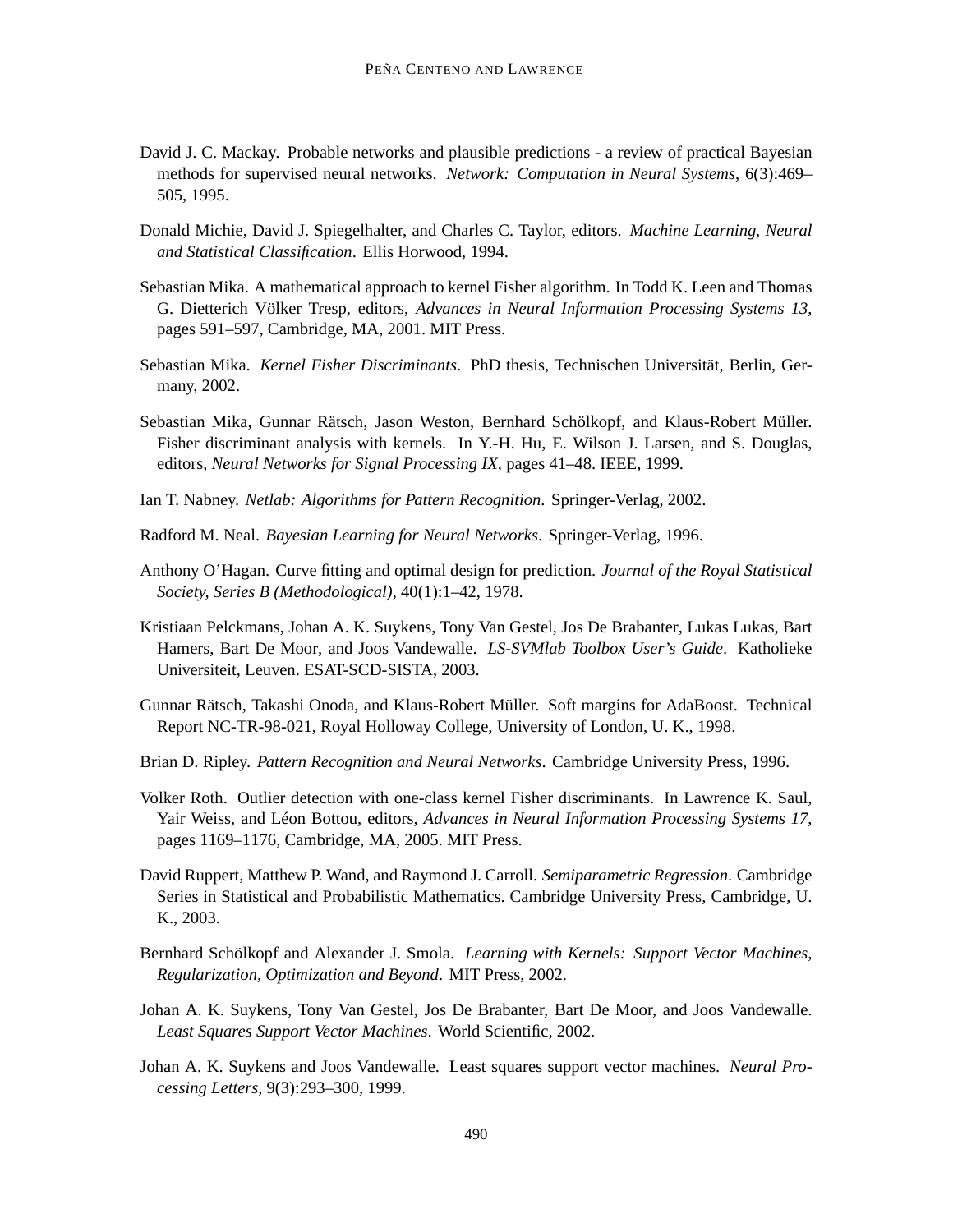David J. C. Mackay. Probable networks and plausible predictions - a review of practical Bayesian methods for supervised neural networks. *Network: Computation in Neural Systems*, 6(3):469–505, 1995.

Donald Michie, David J. Spiegelhalter, and Charles C. Taylor, editors. *Machine Learning, Neural and Statistical Classification*. Ellis Horwood, 1994.

Sebastian Mika. A mathematical approach to kernel Fisher algorithm. In Todd K. Leen and Thomas G. Dietterich Völker Tresp, editors, *Advances in Neural Information Processing Systems 13*, pages 591–597, Cambridge, MA, 2001. MIT Press.

Sebastian Mika. *Kernel Fisher Discriminants*. PhD thesis, Technischen Universität, Berlin, Germany, 2002.

Sebastian Mika, Gunnar Rätsch, Jason Weston, Bernhard Schölkopf, and Klaus-Robert Müller. Fisher discriminant analysis with kernels. In Y.-H. Hu, E. Wilson J. Larsen, and S. Douglas, editors, *Neural Networks for Signal Processing IX*, pages 41–48. IEEE, 1999.

Ian T. Nabney. *Netlab: Algorithms for Pattern Recognition*. Springer-Verlag, 2002.

Radford M. Neal. *Bayesian Learning for Neural Networks*. Springer-Verlag, 1996.

Anthony O'Hagan. Curve fitting and optimal design for prediction. *Journal of the Royal Statistical Society, Series B (Methodological)*, 40(1):1–42, 1978.

Kristiaan Pelckmans, Johan A. K. Suykens, Tony Van Gestel, Jos De Brabanter, Lukas Lukas, Bart Hamers, Bart De Moor, and Joos Vandewalle. *LS-SVMlab Toolbox User's Guide*. Katholieke Universiteit, Leuven. ESAT-SCD-SISTA, 2003.

Gunnar Rätsch, Takashi Onoda, and Klaus-Robert Müller. Soft margins for AdaBoost. Technical Report NC-TR-98-021, Royal Holloway College, University of London, U. K., 1998.

Brian D. Ripley. *Pattern Recognition and Neural Networks*. Cambridge University Press, 1996.

Volker Roth. Outlier detection with one-class kernel Fisher discriminants. In Lawrence K. Saul, Yair Weiss, and Léon Bottou, editors, *Advances in Neural Information Processing Systems 17*, pages 1169–1176, Cambridge, MA, 2005. MIT Press.

David Ruppert, Matthew P. Wand, and Raymond J. Carroll. *Semiparametric Regression*. Cambridge Series in Statistical and Probabilistic Mathematics. Cambridge University Press, Cambridge, U. K., 2003.

Bernhard Schölkopf and Alexander J. Smola. *Learning with Kernels: Support Vector Machines, Regularization, Optimization and Beyond*. MIT Press, 2002.

Johan A. K. Suykens, Tony Van Gestel, Jos De Brabanter, Bart De Moor, and Joos Vandewalle. *Least Squares Support Vector Machines*. World Scientific, 2002.

Johan A. K. Suykens and Joos Vandewalle. Least squares support vector machines. *Neural Processing Letters*, 9(3):293–300, 1999.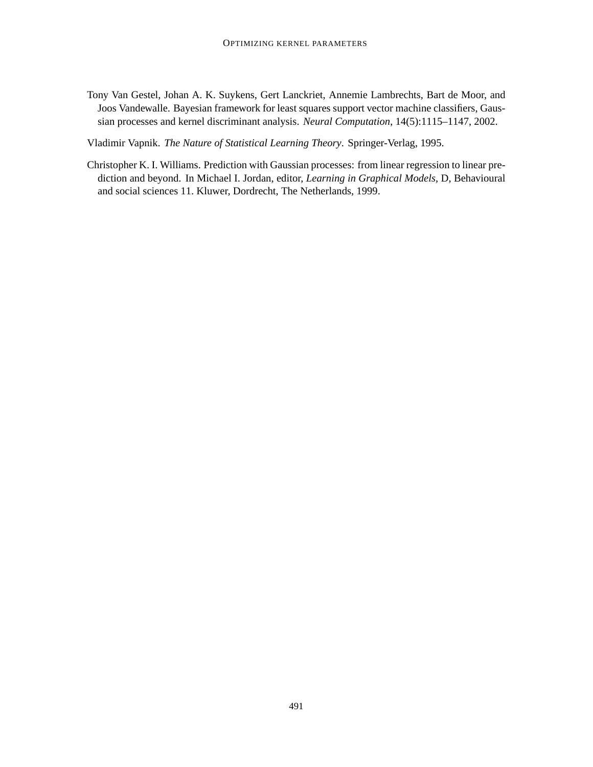Tony Van Gestel, Johan A. K. Suykens, Gert Lanckriet, Annemie Lambrechts, Bart de Moor, and Joos Vandewalle. Bayesian framework for least squares support vector machine classifiers, Gaussian processes and kernel discriminant analysis. *Neural Computation*, 14(5):1115–1147, 2002.

Vladimir Vapnik. *The Nature of Statistical Learning Theory*. Springer-Verlag, 1995.

Christopher K. I. Williams. Prediction with Gaussian processes: from linear regression to linear prediction and beyond. In Michael I. Jordan, editor, *Learning in Graphical Models*, D, Behavioural and social sciences 11. Kluwer, Dordrecht, The Netherlands, 1999.